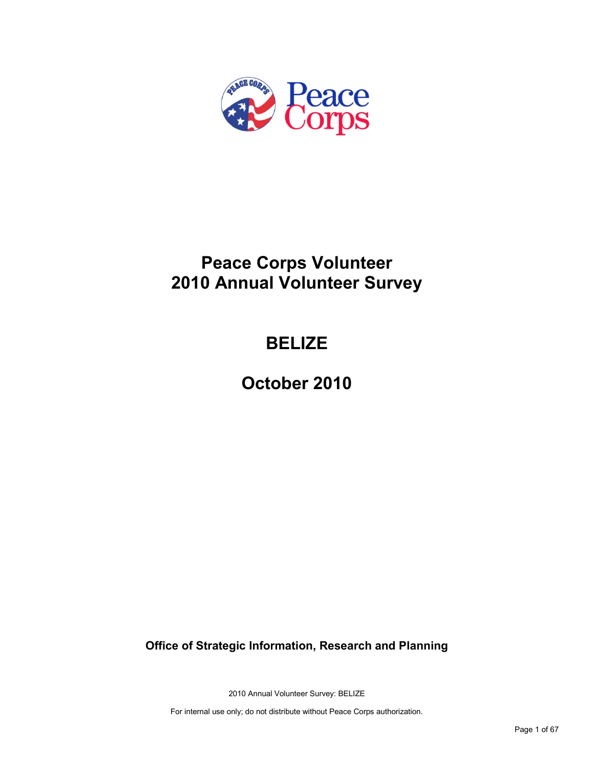# Peace Corps Volunteer
# 2010 Annual Volunteer Survey

## BELIZE

## October 2010

**Office of Strategic Information, Research and Planning**

2010 Annual Volunteer Survey: BELIZE

For internal use only; do not distribute without Peace Corps authorization.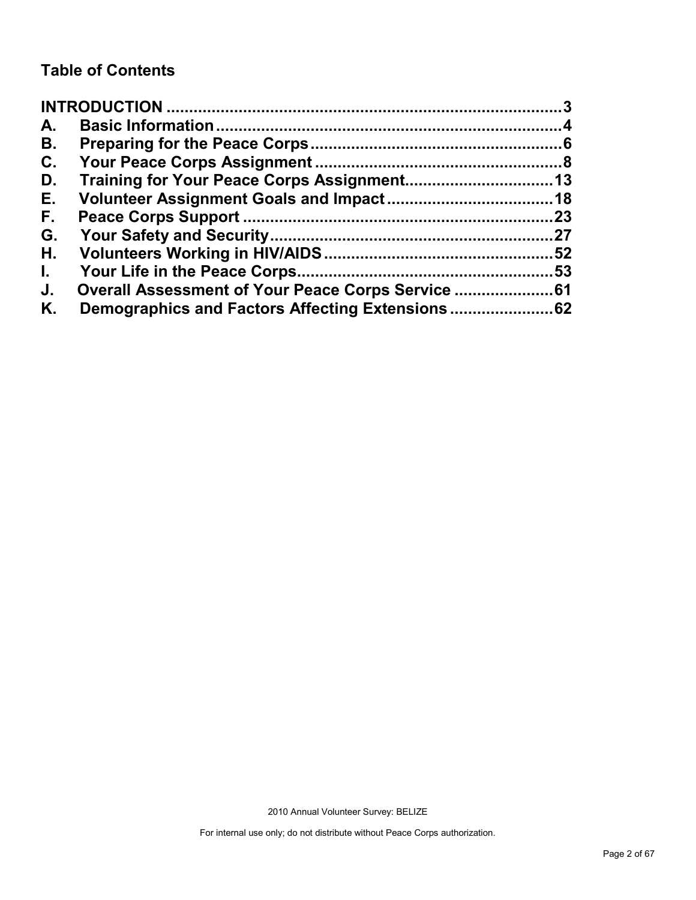## Table of Contents

**INTRODUCTION** ........................................................................................ **3**

**A. Basic Information** ........................................................................ **4**

**B. Preparing for the Peace Corps** ...................................................... **6**

**C. Your Peace Corps Assignment** ...................................................... **8**

**D. Training for Your Peace Corps Assignment** ................................ **13**

**E. Volunteer Assignment Goals and Impact** .................................... **18**

**F. Peace Corps Support** .................................................................. **23**

**G. Your Safety and Security** .............................................................. **27**

**H. Volunteers Working in HIV/AIDS** .................................................. **52**

**I. Your Life in the Peace Corps** ........................................................ **53**

**J. Overall Assessment of Your Peace Corps Service** ...................... **61**

**K. Demographics and Factors Affecting Extensions** ...................... **62**

2010 Annual Volunteer Survey: BELIZE

For internal use only; do not distribute without Peace Corps authorization.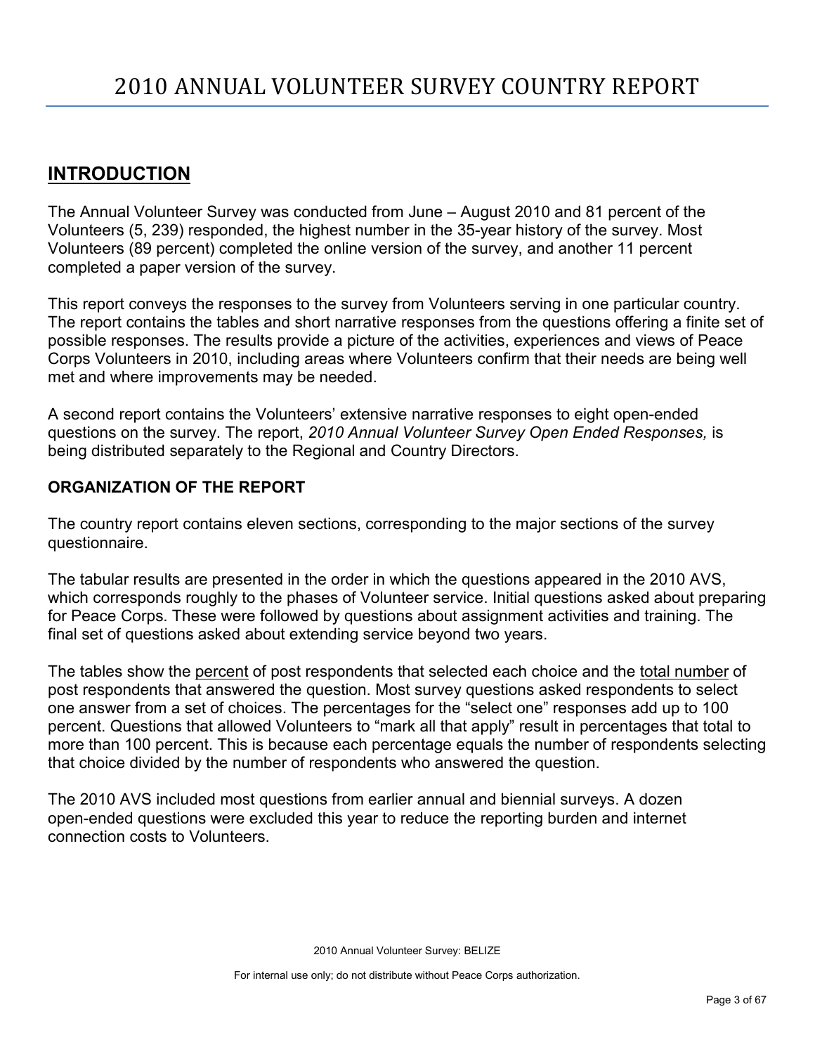# 2010 ANNUAL VOLUNTEER SURVEY COUNTRY REPORT

## INTRODUCTION

The Annual Volunteer Survey was conducted from June – August 2010 and 81 percent of the Volunteers (5, 239) responded, the highest number in the 35-year history of the survey. Most Volunteers (89 percent) completed the online version of the survey, and another 11 percent completed a paper version of the survey.

This report conveys the responses to the survey from Volunteers serving in one particular country. The report contains the tables and short narrative responses from the questions offering a finite set of possible responses. The results provide a picture of the activities, experiences and views of Peace Corps Volunteers in 2010, including areas where Volunteers confirm that their needs are being well met and where improvements may be needed.

A second report contains the Volunteers' extensive narrative responses to eight open-ended questions on the survey. The report, *2010 Annual Volunteer Survey Open Ended Responses,* is being distributed separately to the Regional and Country Directors.

### ORGANIZATION OF THE REPORT

The country report contains eleven sections, corresponding to the major sections of the survey questionnaire.

The tabular results are presented in the order in which the questions appeared in the 2010 AVS, which corresponds roughly to the phases of Volunteer service. Initial questions asked about preparing for Peace Corps. These were followed by questions about assignment activities and training. The final set of questions asked about extending service beyond two years.

The tables show the <u>percent</u> of post respondents that selected each choice and the <u>total number</u> of post respondents that answered the question. Most survey questions asked respondents to select one answer from a set of choices. The percentages for the "select one" responses add up to 100 percent. Questions that allowed Volunteers to "mark all that apply" result in percentages that total to more than 100 percent. This is because each percentage equals the number of respondents selecting that choice divided by the number of respondents who answered the question.

The 2010 AVS included most questions from earlier annual and biennial surveys. A dozen open-ended questions were excluded this year to reduce the reporting burden and internet connection costs to Volunteers.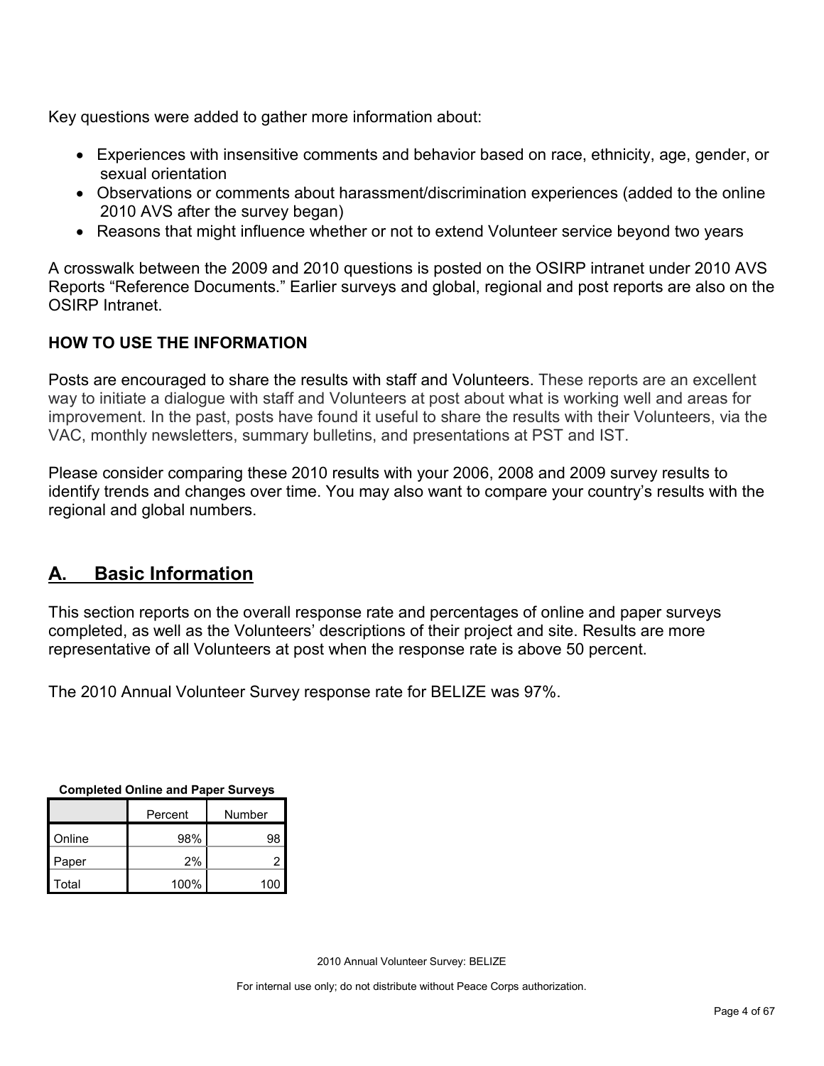Key questions were added to gather more information about:

- Experiences with insensitive comments and behavior based on race, ethnicity, age, gender, or sexual orientation
- Observations or comments about harassment/discrimination experiences (added to the online 2010 AVS after the survey began)
- Reasons that might influence whether or not to extend Volunteer service beyond two years

A crosswalk between the 2009 and 2010 questions is posted on the OSIRP intranet under 2010 AVS Reports "Reference Documents." Earlier surveys and global, regional and post reports are also on the OSIRP Intranet.

**HOW TO USE THE INFORMATION**

Posts are encouraged to share the results with staff and Volunteers. These reports are an excellent way to initiate a dialogue with staff and Volunteers at post about what is working well and areas for improvement. In the past, posts have found it useful to share the results with their Volunteers, via the VAC, monthly newsletters, summary bulletins, and presentations at PST and IST.

Please consider comparing these 2010 results with your 2006, 2008 and 2009 survey results to identify trends and changes over time. You may also want to compare your country's results with the regional and global numbers.

## A. Basic Information

This section reports on the overall response rate and percentages of online and paper surveys completed, as well as the Volunteers' descriptions of their project and site. Results are more representative of all Volunteers at post when the response rate is above 50 percent.

The 2010 Annual Volunteer Survey response rate for BELIZE was 97%.

**Completed Online and Paper Surveys**

| | Percent | Number |
|---|---|---|
| Online | 98% | 98 |
| Paper | 2% | 2 |
| Total | 100% | 100 |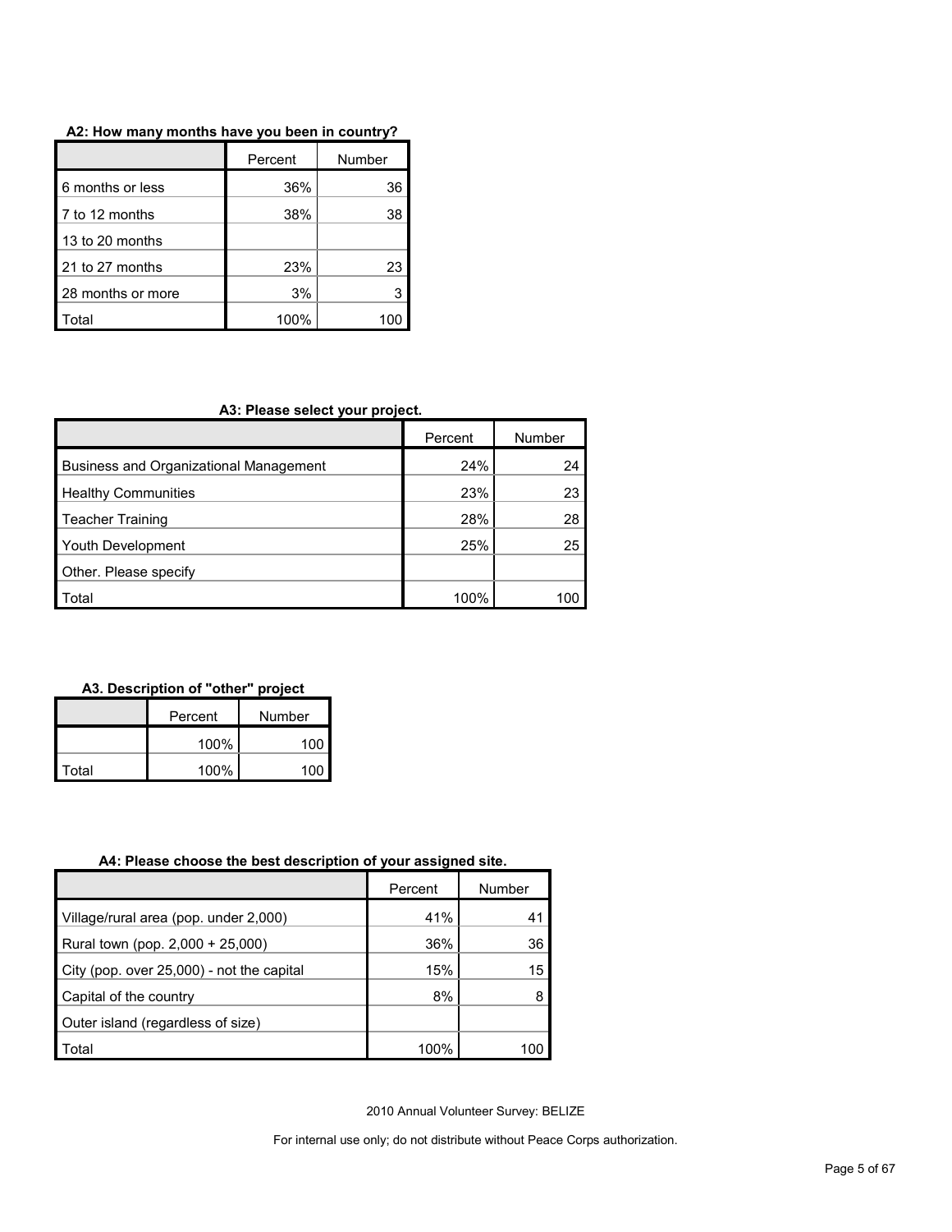**A2: How many months have you been in country?**

| | Percent | Number |
|---|---|---|
| 6 months or less | 36% | 36 |
| 7 to 12 months | 38% | 38 |
| 13 to 20 months | | |
| 21 to 27 months | 23% | 23 |
| 28 months or more | 3% | 3 |
| Total | 100% | 100 |

**A3: Please select your project.**

| | Percent | Number |
|---|---|---|
| Business and Organizational Management | 24% | 24 |
| Healthy Communities | 23% | 23 |
| Teacher Training | 28% | 28 |
| Youth Development | 25% | 25 |
| Other. Please specify | | |
| Total | 100% | 100 |

**A3. Description of "other" project**

| | Percent | Number |
|---|---|---|
| | 100% | 100 |
| Total | 100% | 100 |

**A4: Please choose the best description of your assigned site.**

| | Percent | Number |
|---|---|---|
| Village/rural area (pop. under 2,000) | 41% | 41 |
| Rural town (pop. 2,000 + 25,000) | 36% | 36 |
| City (pop. over 25,000) - not the capital | 15% | 15 |
| Capital of the country | 8% | 8 |
| Outer island (regardless of size) | | |
| Total | 100% | 100 |

2010 Annual Volunteer Survey: BELIZE

For internal use only; do not distribute without Peace Corps authorization.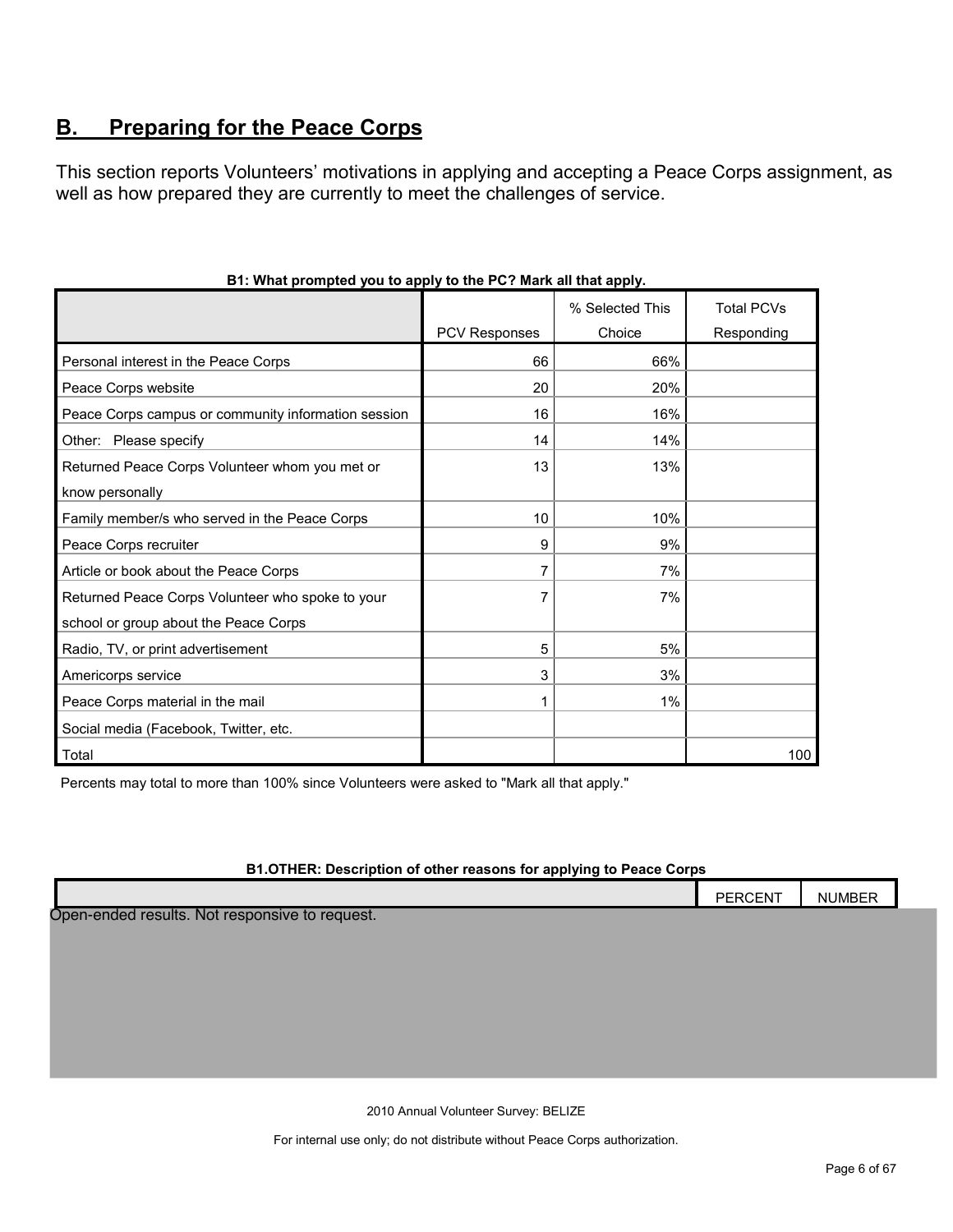## B. Preparing for the Peace Corps

This section reports Volunteers' motivations in applying and accepting a Peace Corps assignment, as well as how prepared they are currently to meet the challenges of service.

**B1: What prompted you to apply to the PC? Mark all that apply.**

| | PCV Responses | % Selected This Choice | Total PCVs Responding |
|---|---|---|---|
| Personal interest in the Peace Corps | 66 | 66% | |
| Peace Corps website | 20 | 20% | |
| Peace Corps campus or community information session | 16 | 16% | |
| Other: Please specify | 14 | 14% | |
| Returned Peace Corps Volunteer whom you met or know personally | 13 | 13% | |
| Family member/s who served in the Peace Corps | 10 | 10% | |
| Peace Corps recruiter | 9 | 9% | |
| Article or book about the Peace Corps | 7 | 7% | |
| Returned Peace Corps Volunteer who spoke to your school or group about the Peace Corps | 7 | 7% | |
| Radio, TV, or print advertisement | 5 | 5% | |
| Americorps service | 3 | 3% | |
| Peace Corps material in the mail | 1 | 1% | |
| Social media (Facebook, Twitter, etc. | | | |
| Total | | | 100 |

Percents may total to more than 100% since Volunteers were asked to "Mark all that apply."

**B1.OTHER: Description of other reasons for applying to Peace Corps**

| | PERCENT | NUMBER |
|---|---|---|

Open-ended results. Not responsive to request.

2010 Annual Volunteer Survey: BELIZE

For internal use only; do not distribute without Peace Corps authorization.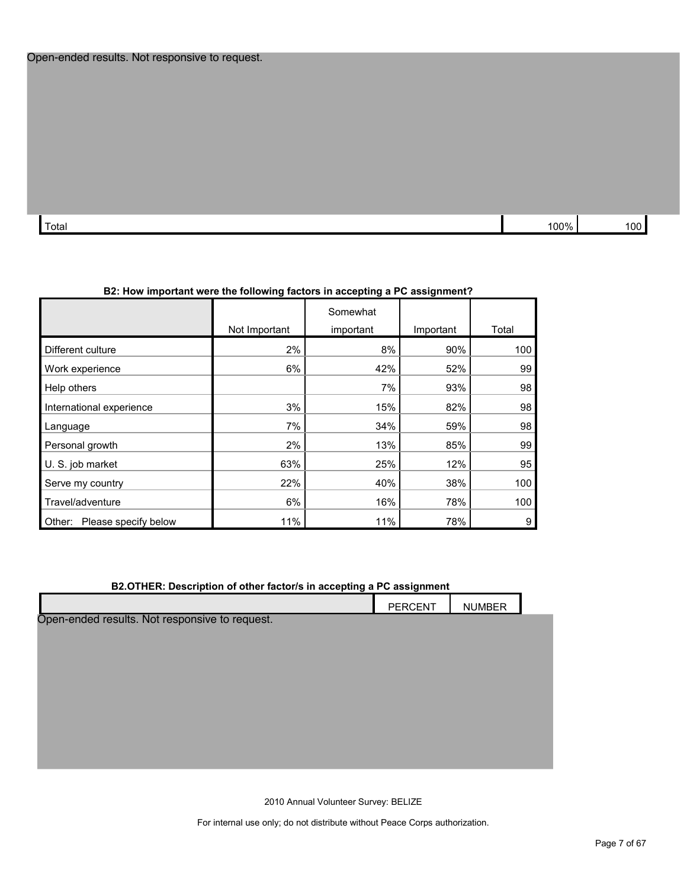Open-ended results. Not responsive to request.

| | | |
|---|---|---|
| Total | 100% | 100 |

**B2: How important were the following factors in accepting a PC assignment?**

| | Not Important | Somewhat important | Important | Total |
|---|---|---|---|---|
| Different culture | 2% | 8% | 90% | 100 |
| Work experience | 6% | 42% | 52% | 99 |
| Help others | | 7% | 93% | 98 |
| International experience | 3% | 15% | 82% | 98 |
| Language | 7% | 34% | 59% | 98 |
| Personal growth | 2% | 13% | 85% | 99 |
| U. S. job market | 63% | 25% | 12% | 95 |
| Serve my country | 22% | 40% | 38% | 100 |
| Travel/adventure | 6% | 16% | 78% | 100 |
| Other: Please specify below | 11% | 11% | 78% | 9 |

**B2.OTHER: Description of other factor/s in accepting a PC assignment**

| | PERCENT | NUMBER |
|---|---|---|

Open-ended results. Not responsive to request.

2010 Annual Volunteer Survey: BELIZE

For internal use only; do not distribute without Peace Corps authorization.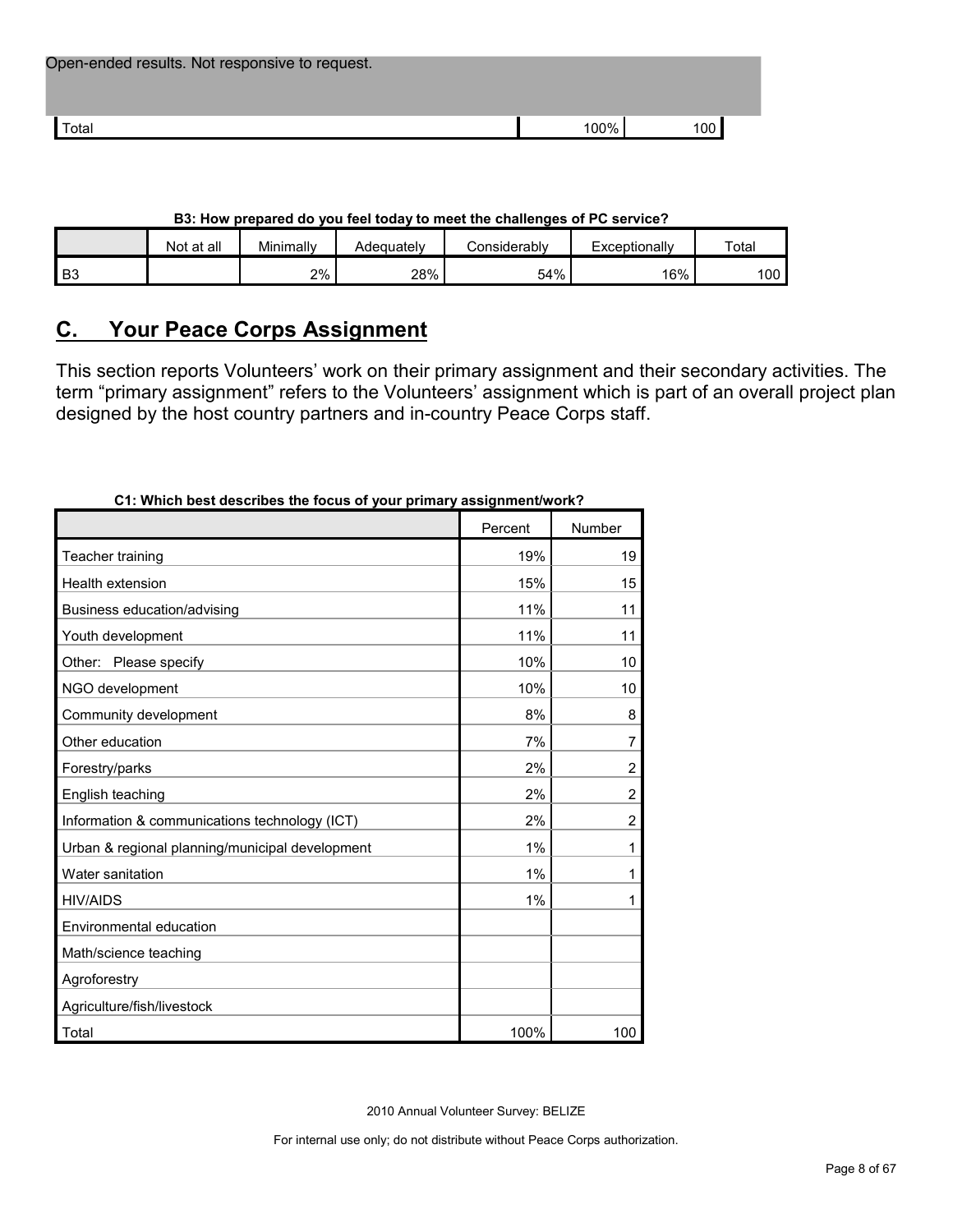| Open-ended results. Not responsive to request. | | |
|---|---|---|
| Total | 100% | 100 |

**B3: How prepared do you feel today to meet the challenges of PC service?**

| | Not at all | Minimally | Adequately | Considerably | Exceptionally | Total |
|---|---|---|---|---|---|---|
| B3 | | 2% | 28% | 54% | 16% | 100 |

## C. Your Peace Corps Assignment

This section reports Volunteers' work on their primary assignment and their secondary activities. The term "primary assignment" refers to the Volunteers' assignment which is part of an overall project plan designed by the host country partners and in-country Peace Corps staff.

**C1: Which best describes the focus of your primary assignment/work?**

| | Percent | Number |
|---|---|---|
| Teacher training | 19% | 19 |
| Health extension | 15% | 15 |
| Business education/advising | 11% | 11 |
| Youth development | 11% | 11 |
| Other: Please specify | 10% | 10 |
| NGO development | 10% | 10 |
| Community development | 8% | 8 |
| Other education | 7% | 7 |
| Forestry/parks | 2% | 2 |
| English teaching | 2% | 2 |
| Information & communications technology (ICT) | 2% | 2 |
| Urban & regional planning/municipal development | 1% | 1 |
| Water sanitation | 1% | 1 |
| HIV/AIDS | 1% | 1 |
| Environmental education | | |
| Math/science teaching | | |
| Agroforestry | | |
| Agriculture/fish/livestock | | |
| Total | 100% | 100 |

2010 Annual Volunteer Survey: BELIZE

For internal use only; do not distribute without Peace Corps authorization.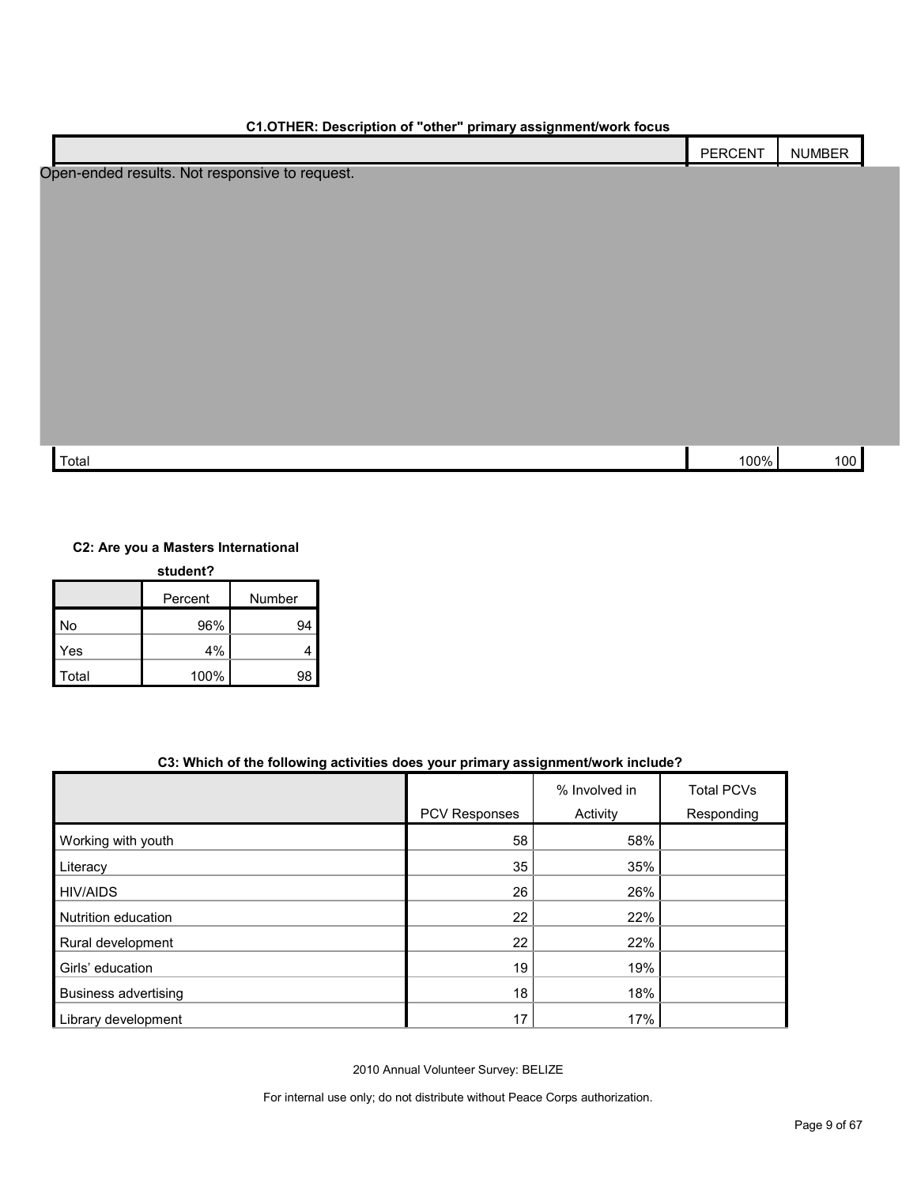**C1.OTHER: Description of "other" primary assignment/work focus**

| | PERCENT | NUMBER |
|---|---|---|
| Open-ended results. Not responsive to request. | | |
| Total | 100% | 100 |

**C2: Are you a Masters International student?**

| | Percent | Number |
|---|---|---|
| No | 96% | 94 |
| Yes | 4% | 4 |
| Total | 100% | 98 |

**C3: Which of the following activities does your primary assignment/work include?**

| | PCV Responses | % Involved in Activity | Total PCVs Responding |
|---|---|---|---|
| Working with youth | 58 | 58% | |
| Literacy | 35 | 35% | |
| HIV/AIDS | 26 | 26% | |
| Nutrition education | 22 | 22% | |
| Rural development | 22 | 22% | |
| Girls' education | 19 | 19% | |
| Business advertising | 18 | 18% | |
| Library development | 17 | 17% | |

2010 Annual Volunteer Survey: BELIZE

For internal use only; do not distribute without Peace Corps authorization.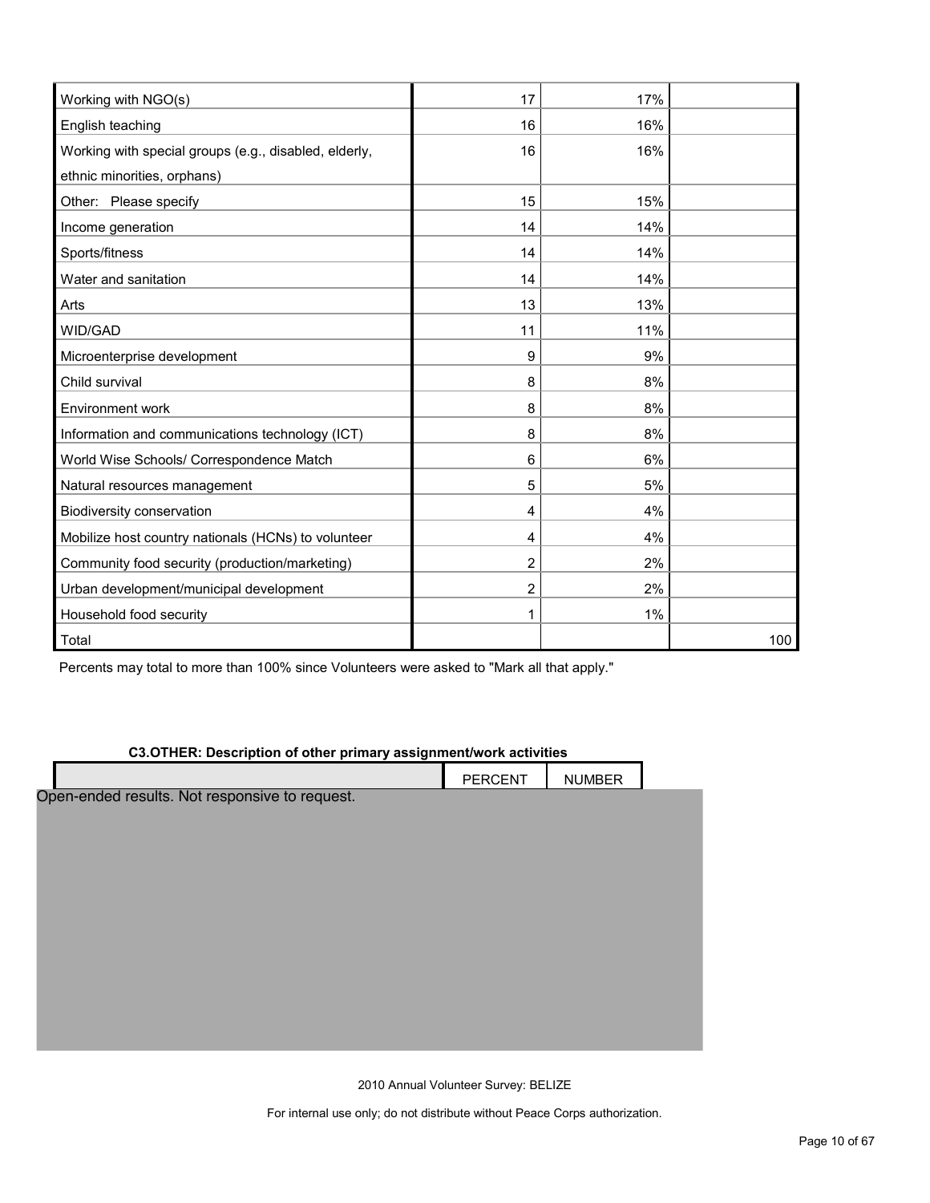| | | | |
|---|---|---|---|
| Working with NGO(s) | 17 | 17% | |
| English teaching | 16 | 16% | |
| Working with special groups (e.g., disabled, elderly, ethnic minorities, orphans) | 16 | 16% | |
| Other: Please specify | 15 | 15% | |
| Income generation | 14 | 14% | |
| Sports/fitness | 14 | 14% | |
| Water and sanitation | 14 | 14% | |
| Arts | 13 | 13% | |
| WID/GAD | 11 | 11% | |
| Microenterprise development | 9 | 9% | |
| Child survival | 8 | 8% | |
| Environment work | 8 | 8% | |
| Information and communications technology (ICT) | 8 | 8% | |
| World Wise Schools/ Correspondence Match | 6 | 6% | |
| Natural resources management | 5 | 5% | |
| Biodiversity conservation | 4 | 4% | |
| Mobilize host country nationals (HCNs) to volunteer | 4 | 4% | |
| Community food security (production/marketing) | 2 | 2% | |
| Urban development/municipal development | 2 | 2% | |
| Household food security | 1 | 1% | |
| Total | | | 100 |

Percents may total to more than 100% since Volunteers were asked to "Mark all that apply."

**C3.OTHER: Description of other primary assignment/work activities**

| | PERCENT | NUMBER |
|---|---|---|

Open-ended results. Not responsive to request.

2010 Annual Volunteer Survey: BELIZE

For internal use only; do not distribute without Peace Corps authorization.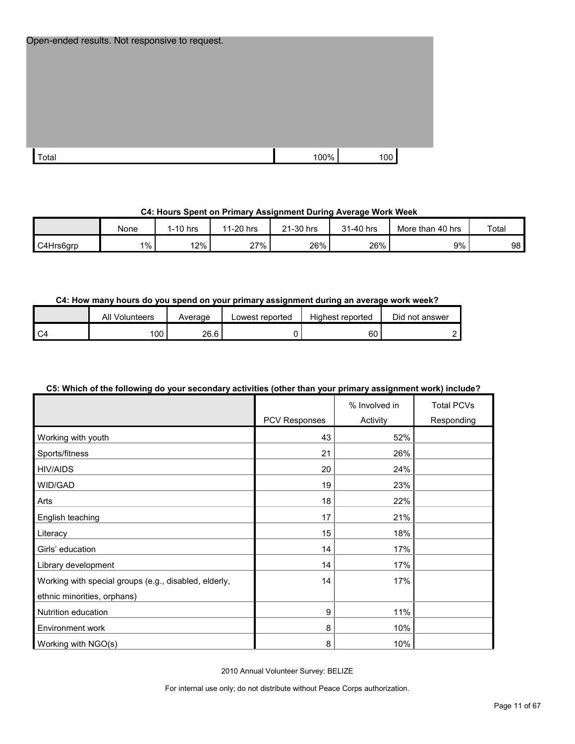Open-ended results. Not responsive to request.

| | | |
|---|---|---|
| Total | 100% | 100 |

**C4: Hours Spent on Primary Assignment During Average Work Week**

| | None | 1-10 hrs | 11-20 hrs | 21-30 hrs | 31-40 hrs | More than 40 hrs | Total |
|---|---|---|---|---|---|---|---|
| C4Hrs6grp | 1% | 12% | 27% | 26% | 26% | 9% | 98 |

**C4: How many hours do you spend on your primary assignment during an average work week?**

| | All Volunteers | Average | Lowest reported | Highest reported | Did not answer |
|---|---|---|---|---|---|
| C4 | 100 | 26.6 | 0 | 60 | 2 |

**C5: Which of the following do your secondary activities (other than your primary assignment work) include?**

| | PCV Responses | % Involved in Activity | Total PCVs Responding |
|---|---|---|---|
| Working with youth | 43 | 52% | |
| Sports/fitness | 21 | 26% | |
| HIV/AIDS | 20 | 24% | |
| WID/GAD | 19 | 23% | |
| Arts | 18 | 22% | |
| English teaching | 17 | 21% | |
| Literacy | 15 | 18% | |
| Girls' education | 14 | 17% | |
| Library development | 14 | 17% | |
| Working with special groups (e.g., disabled, elderly, ethnic minorities, orphans) | 14 | 17% | |
| Nutrition education | 9 | 11% | |
| Environment work | 8 | 10% | |
| Working with NGO(s) | 8 | 10% | |

2010 Annual Volunteer Survey: BELIZE

For internal use only; do not distribute without Peace Corps authorization.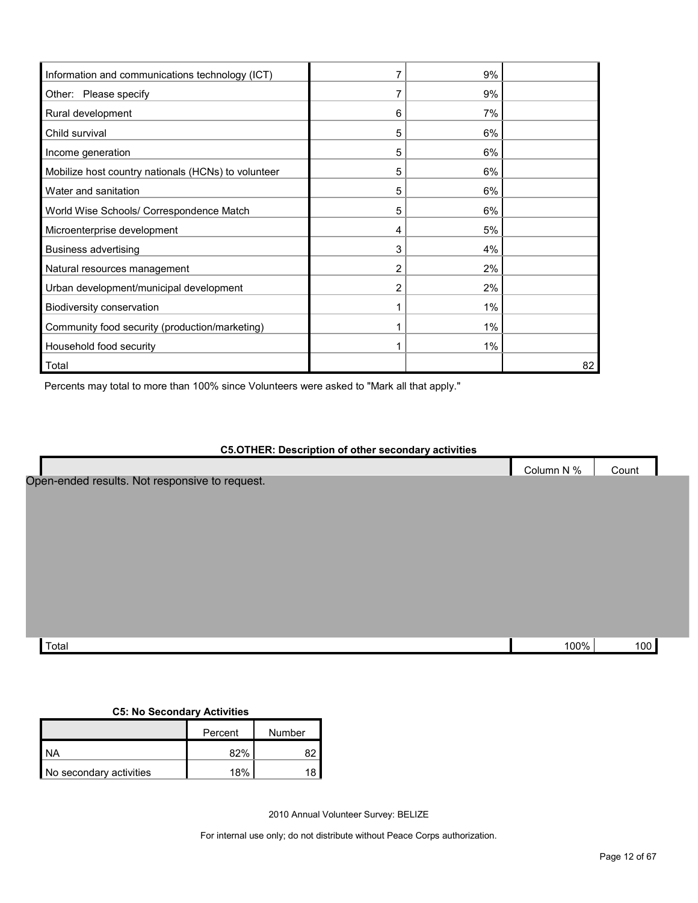| | | | |
|---|---|---|---|
| Information and communications technology (ICT) | 7 | 9% | |
| Other: Please specify | 7 | 9% | |
| Rural development | 6 | 7% | |
| Child survival | 5 | 6% | |
| Income generation | 5 | 6% | |
| Mobilize host country nationals (HCNs) to volunteer | 5 | 6% | |
| Water and sanitation | 5 | 6% | |
| World Wise Schools/ Correspondence Match | 5 | 6% | |
| Microenterprise development | 4 | 5% | |
| Business advertising | 3 | 4% | |
| Natural resources management | 2 | 2% | |
| Urban development/municipal development | 2 | 2% | |
| Biodiversity conservation | 1 | 1% | |
| Community food security (production/marketing) | 1 | 1% | |
| Household food security | 1 | 1% | |
| Total | | | 82 |

Percents may total to more than 100% since Volunteers were asked to "Mark all that apply."

**C5.OTHER: Description of other secondary activities**

| | Column N % | Count |
|---|---|---|
| Open-ended results. Not responsive to request. | | |
| Total | 100% | 100 |

**C5: No Secondary Activities**

| | Percent | Number |
|---|---|---|
| NA | 82% | 82 |
| No secondary activities | 18% | 18 |

2010 Annual Volunteer Survey: BELIZE

For internal use only; do not distribute without Peace Corps authorization.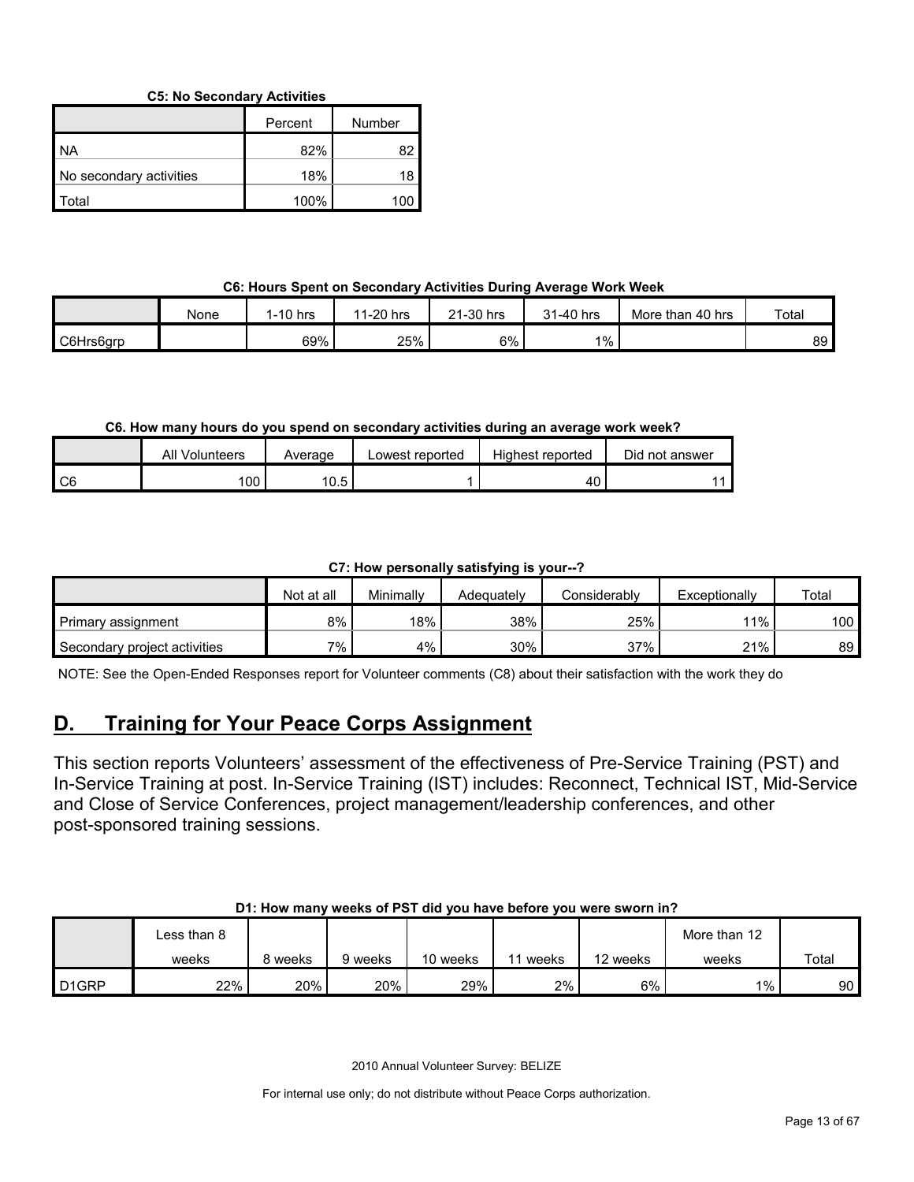**C5: No Secondary Activities**

| | Percent | Number |
|---|---|---|
| NA | 82% | 82 |
| No secondary activities | 18% | 18 |
| Total | 100% | 100 |

**C6: Hours Spent on Secondary Activities During Average Work Week**

| | None | 1-10 hrs | 11-20 hrs | 21-30 hrs | 31-40 hrs | More than 40 hrs | Total |
|---|---|---|---|---|---|---|---|
| C6Hrs6grp | | 69% | 25% | 6% | 1% | | 89 |

**C6. How many hours do you spend on secondary activities during an average work week?**

| | All Volunteers | Average | Lowest reported | Highest reported | Did not answer |
|---|---|---|---|---|---|
| C6 | 100 | 10.5 | 1 | 40 | 11 |

**C7: How personally satisfying is your--?**

| | Not at all | Minimally | Adequately | Considerably | Exceptionally | Total |
|---|---|---|---|---|---|---|
| Primary assignment | 8% | 18% | 38% | 25% | 11% | 100 |
| Secondary project activities | 7% | 4% | 30% | 37% | 21% | 89 |

NOTE: See the Open-Ended Responses report for Volunteer comments (C8) about their satisfaction with the work they do

## D. Training for Your Peace Corps Assignment

This section reports Volunteers' assessment of the effectiveness of Pre-Service Training (PST) and In-Service Training at post. In-Service Training (IST) includes: Reconnect, Technical IST, Mid-Service and Close of Service Conferences, project management/leadership conferences, and other post-sponsored training sessions.

**D1: How many weeks of PST did you have before you were sworn in?**

| | Less than 8 weeks | 8 weeks | 9 weeks | 10 weeks | 11 weeks | 12 weeks | More than 12 weeks | Total |
|---|---|---|---|---|---|---|---|---|
| D1GRP | 22% | 20% | 20% | 29% | 2% | 6% | 1% | 90 |

2010 Annual Volunteer Survey: BELIZE

For internal use only; do not distribute without Peace Corps authorization.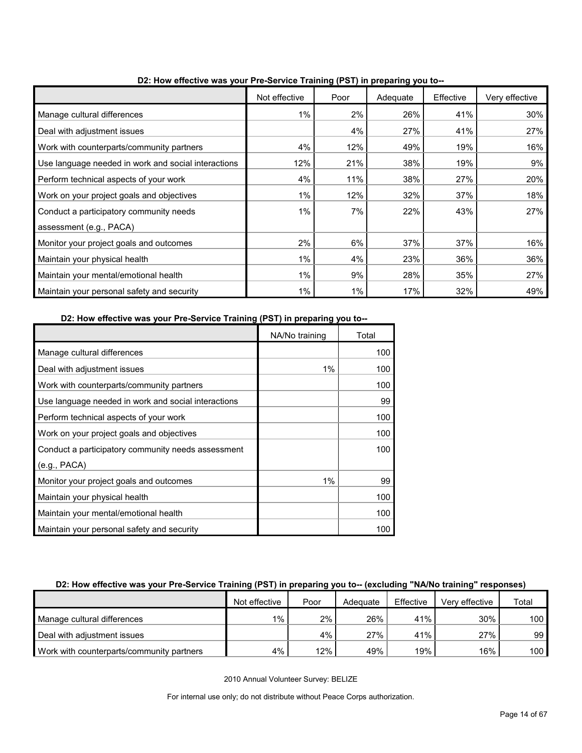**D2: How effective was your Pre-Service Training (PST) in preparing you to--**

| | Not effective | Poor | Adequate | Effective | Very effective |
|---|---|---|---|---|---|
| Manage cultural differences | 1% | 2% | 26% | 41% | 30% |
| Deal with adjustment issues | | 4% | 27% | 41% | 27% |
| Work with counterparts/community partners | 4% | 12% | 49% | 19% | 16% |
| Use language needed in work and social interactions | 12% | 21% | 38% | 19% | 9% |
| Perform technical aspects of your work | 4% | 11% | 38% | 27% | 20% |
| Work on your project goals and objectives | 1% | 12% | 32% | 37% | 18% |
| Conduct a participatory community needs assessment (e.g., PACA) | 1% | 7% | 22% | 43% | 27% |
| Monitor your project goals and outcomes | 2% | 6% | 37% | 37% | 16% |
| Maintain your physical health | 1% | 4% | 23% | 36% | 36% |
| Maintain your mental/emotional health | 1% | 9% | 28% | 35% | 27% |
| Maintain your personal safety and security | 1% | 1% | 17% | 32% | 49% |

**D2: How effective was your Pre-Service Training (PST) in preparing you to--**

| | NA/No training | Total |
|---|---|---|
| Manage cultural differences | | 100 |
| Deal with adjustment issues | 1% | 100 |
| Work with counterparts/community partners | | 100 |
| Use language needed in work and social interactions | | 99 |
| Perform technical aspects of your work | | 100 |
| Work on your project goals and objectives | | 100 |
| Conduct a participatory community needs assessment (e.g., PACA) | | 100 |
| Monitor your project goals and outcomes | 1% | 99 |
| Maintain your physical health | | 100 |
| Maintain your mental/emotional health | | 100 |
| Maintain your personal safety and security | | 100 |

**D2: How effective was your Pre-Service Training (PST) in preparing you to-- (excluding "NA/No training" responses)**

| | Not effective | Poor | Adequate | Effective | Very effective | Total |
|---|---|---|---|---|---|---|
| Manage cultural differences | 1% | 2% | 26% | 41% | 30% | 100 |
| Deal with adjustment issues | | 4% | 27% | 41% | 27% | 99 |
| Work with counterparts/community partners | 4% | 12% | 49% | 19% | 16% | 100 |

2010 Annual Volunteer Survey: BELIZE

For internal use only; do not distribute without Peace Corps authorization.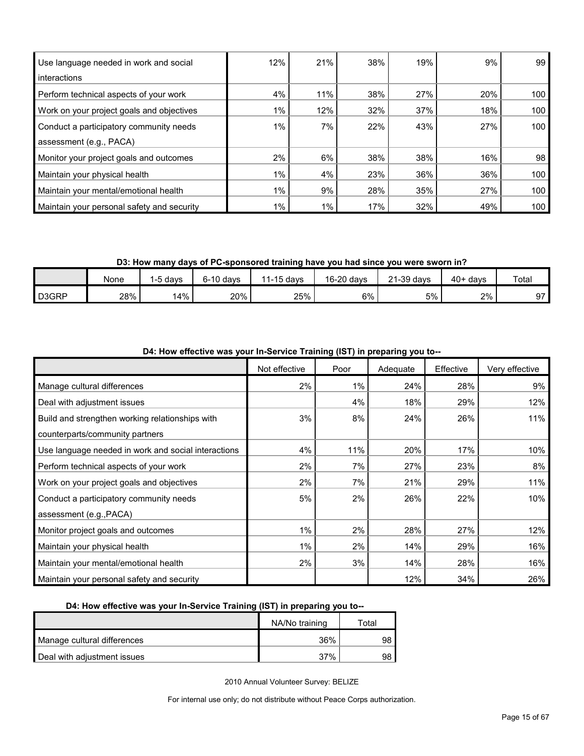| | | | | | | |
|---|---|---|---|---|---|---|
| Use language needed in work and social interactions | 12% | 21% | 38% | 19% | 9% | 99 |
| Perform technical aspects of your work | 4% | 11% | 38% | 27% | 20% | 100 |
| Work on your project goals and objectives | 1% | 12% | 32% | 37% | 18% | 100 |
| Conduct a participatory community needs assessment (e.g., PACA) | 1% | 7% | 22% | 43% | 27% | 100 |
| Monitor your project goals and outcomes | 2% | 6% | 38% | 38% | 16% | 98 |
| Maintain your physical health | 1% | 4% | 23% | 36% | 36% | 100 |
| Maintain your mental/emotional health | 1% | 9% | 28% | 35% | 27% | 100 |
| Maintain your personal safety and security | 1% | 1% | 17% | 32% | 49% | 100 |

**D3: How many days of PC-sponsored training have you had since you were sworn in?**

| | None | 1-5 days | 6-10 days | 11-15 days | 16-20 days | 21-39 days | 40+ days | Total |
|---|---|---|---|---|---|---|---|---|
| D3GRP | 28% | 14% | 20% | 25% | 6% | 5% | 2% | 97 |

**D4: How effective was your In-Service Training (IST) in preparing you to--**

| | Not effective | Poor | Adequate | Effective | Very effective |
|---|---|---|---|---|---|
| Manage cultural differences | 2% | 1% | 24% | 28% | 9% |
| Deal with adjustment issues | | 4% | 18% | 29% | 12% |
| Build and strengthen working relationships with counterparts/community partners | 3% | 8% | 24% | 26% | 11% |
| Use language needed in work and social interactions | 4% | 11% | 20% | 17% | 10% |
| Perform technical aspects of your work | 2% | 7% | 27% | 23% | 8% |
| Work on your project goals and objectives | 2% | 7% | 21% | 29% | 11% |
| Conduct a participatory community needs assessment (e.g.,PACA) | 5% | 2% | 26% | 22% | 10% |
| Monitor project goals and outcomes | 1% | 2% | 28% | 27% | 12% |
| Maintain your physical health | 1% | 2% | 14% | 29% | 16% |
| Maintain your mental/emotional health | 2% | 3% | 14% | 28% | 16% |
| Maintain your personal safety and security | | | 12% | 34% | 26% |

**D4: How effective was your In-Service Training (IST) in preparing you to--**

| | NA/No training | Total |
|---|---|---|
| Manage cultural differences | 36% | 98 |
| Deal with adjustment issues | 37% | 98 |

2010 Annual Volunteer Survey: BELIZE

For internal use only; do not distribute without Peace Corps authorization.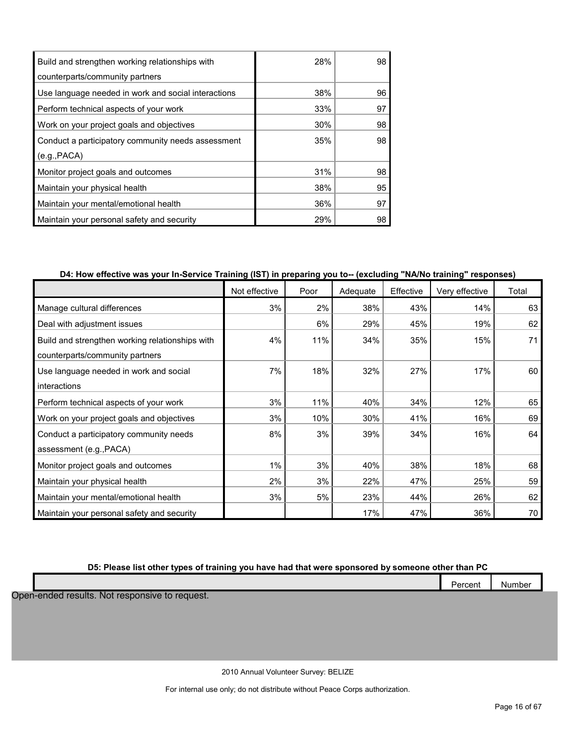| | | |
|---|---|---|
| Build and strengthen working relationships with counterparts/community partners | 28% | 98 |
| Use language needed in work and social interactions | 38% | 96 |
| Perform technical aspects of your work | 33% | 97 |
| Work on your project goals and objectives | 30% | 98 |
| Conduct a participatory community needs assessment (e.g.,PACA) | 35% | 98 |
| Monitor project goals and outcomes | 31% | 98 |
| Maintain your physical health | 38% | 95 |
| Maintain your mental/emotional health | 36% | 97 |
| Maintain your personal safety and security | 29% | 98 |

**D4: How effective was your In-Service Training (IST) in preparing you to-- (excluding "NA/No training" responses)**

| | Not effective | Poor | Adequate | Effective | Very effective | Total |
|---|---|---|---|---|---|---|
| Manage cultural differences | 3% | 2% | 38% | 43% | 14% | 63 |
| Deal with adjustment issues | | 6% | 29% | 45% | 19% | 62 |
| Build and strengthen working relationships with counterparts/community partners | 4% | 11% | 34% | 35% | 15% | 71 |
| Use language needed in work and social interactions | 7% | 18% | 32% | 27% | 17% | 60 |
| Perform technical aspects of your work | 3% | 11% | 40% | 34% | 12% | 65 |
| Work on your project goals and objectives | 3% | 10% | 30% | 41% | 16% | 69 |
| Conduct a participatory community needs assessment (e.g.,PACA) | 8% | 3% | 39% | 34% | 16% | 64 |
| Monitor project goals and outcomes | 1% | 3% | 40% | 38% | 18% | 68 |
| Maintain your physical health | 2% | 3% | 22% | 47% | 25% | 59 |
| Maintain your mental/emotional health | 3% | 5% | 23% | 44% | 26% | 62 |
| Maintain your personal safety and security | | | 17% | 47% | 36% | 70 |

**D5: Please list other types of training you have had that were sponsored by someone other than PC**

| | Percent | Number |
|---|---|---|

Open-ended results. Not responsive to request.

2010 Annual Volunteer Survey: BELIZE

For internal use only; do not distribute without Peace Corps authorization.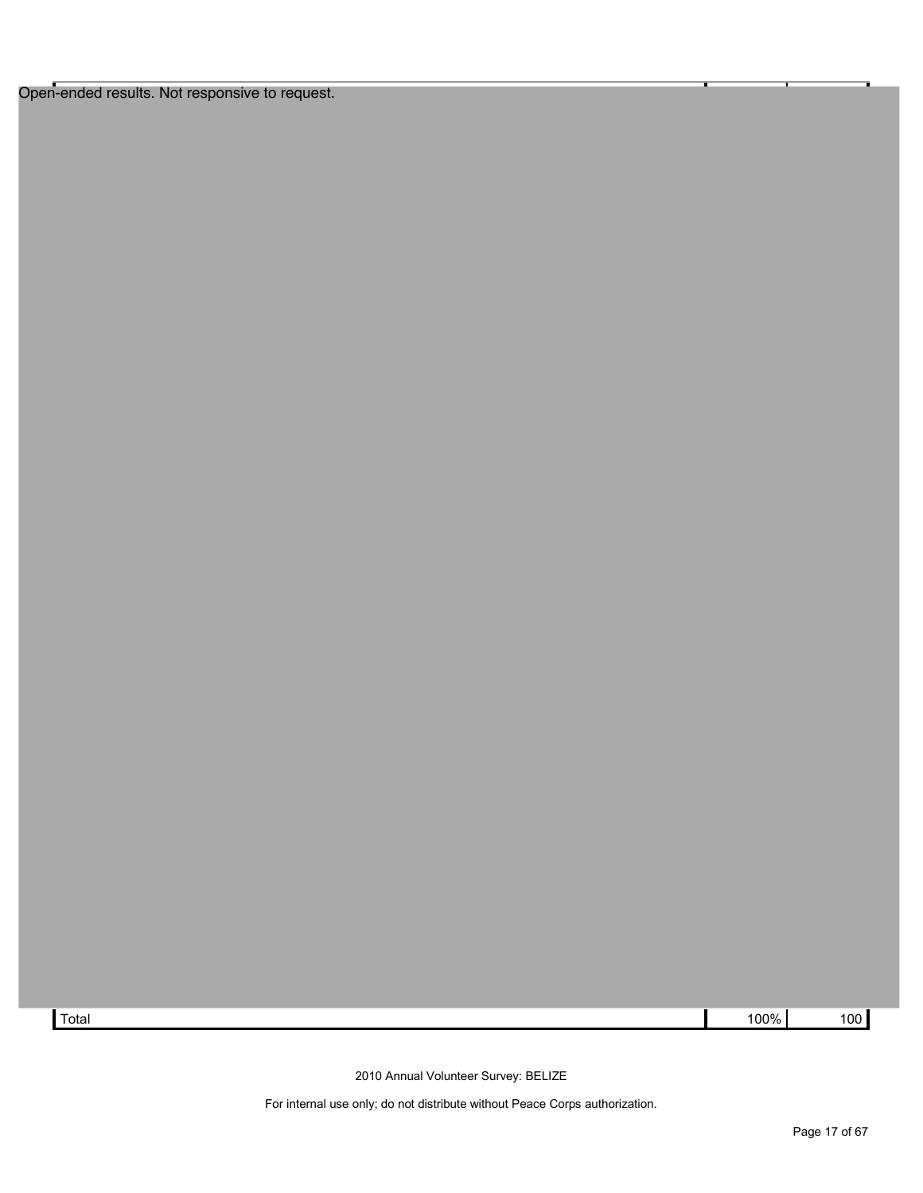Open-ended results. Not responsive to request.

| | | |
|---|---|---|
| Total | 100% | 100 |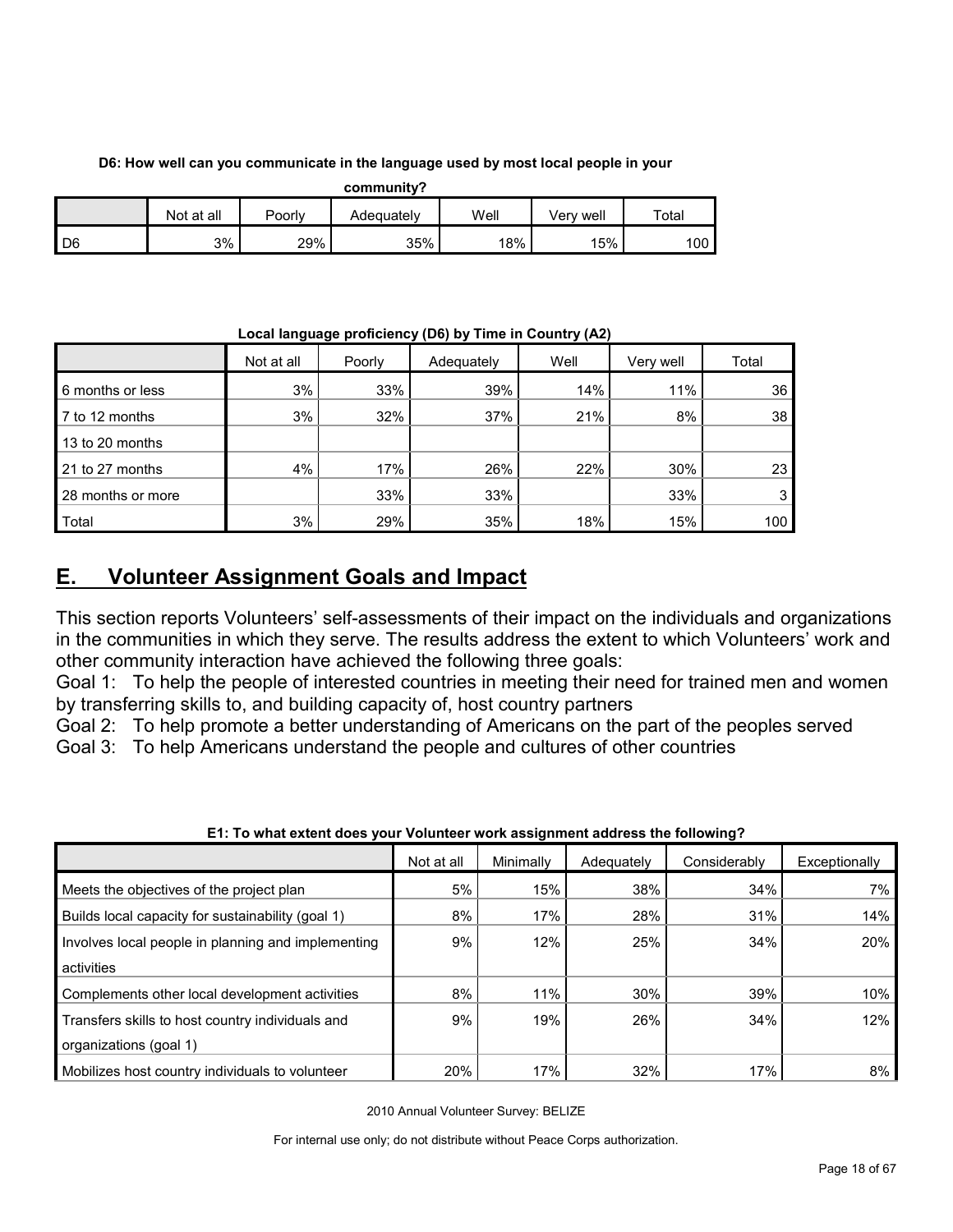**D6: How well can you communicate in the language used by most local people in your community?**

| | Not at all | Poorly | Adequately | Well | Very well | Total |
|---|---|---|---|---|---|---|
| D6 | 3% | 29% | 35% | 18% | 15% | 100 |

**Local language proficiency (D6) by Time in Country (A2)**

| | Not at all | Poorly | Adequately | Well | Very well | Total |
|---|---|---|---|---|---|---|
| 6 months or less | 3% | 33% | 39% | 14% | 11% | 36 |
| 7 to 12 months | 3% | 32% | 37% | 21% | 8% | 38 |
| 13 to 20 months | | | | | | |
| 21 to 27 months | 4% | 17% | 26% | 22% | 30% | 23 |
| 28 months or more | | 33% | 33% | | 33% | 3 |
| Total | 3% | 29% | 35% | 18% | 15% | 100 |

## E. Volunteer Assignment Goals and Impact

This section reports Volunteers' self-assessments of their impact on the individuals and organizations in the communities in which they serve. The results address the extent to which Volunteers' work and other community interaction have achieved the following three goals:

Goal 1: To help the people of interested countries in meeting their need for trained men and women by transferring skills to, and building capacity of, host country partners

Goal 2: To help promote a better understanding of Americans on the part of the peoples served

Goal 3: To help Americans understand the people and cultures of other countries

**E1: To what extent does your Volunteer work assignment address the following?**

| | Not at all | Minimally | Adequately | Considerably | Exceptionally |
|---|---|---|---|---|---|
| Meets the objectives of the project plan | 5% | 15% | 38% | 34% | 7% |
| Builds local capacity for sustainability (goal 1) | 8% | 17% | 28% | 31% | 14% |
| Involves local people in planning and implementing activities | 9% | 12% | 25% | 34% | 20% |
| Complements other local development activities | 8% | 11% | 30% | 39% | 10% |
| Transfers skills to host country individuals and organizations (goal 1) | 9% | 19% | 26% | 34% | 12% |
| Mobilizes host country individuals to volunteer | 20% | 17% | 32% | 17% | 8% |

2010 Annual Volunteer Survey: BELIZE

For internal use only; do not distribute without Peace Corps authorization.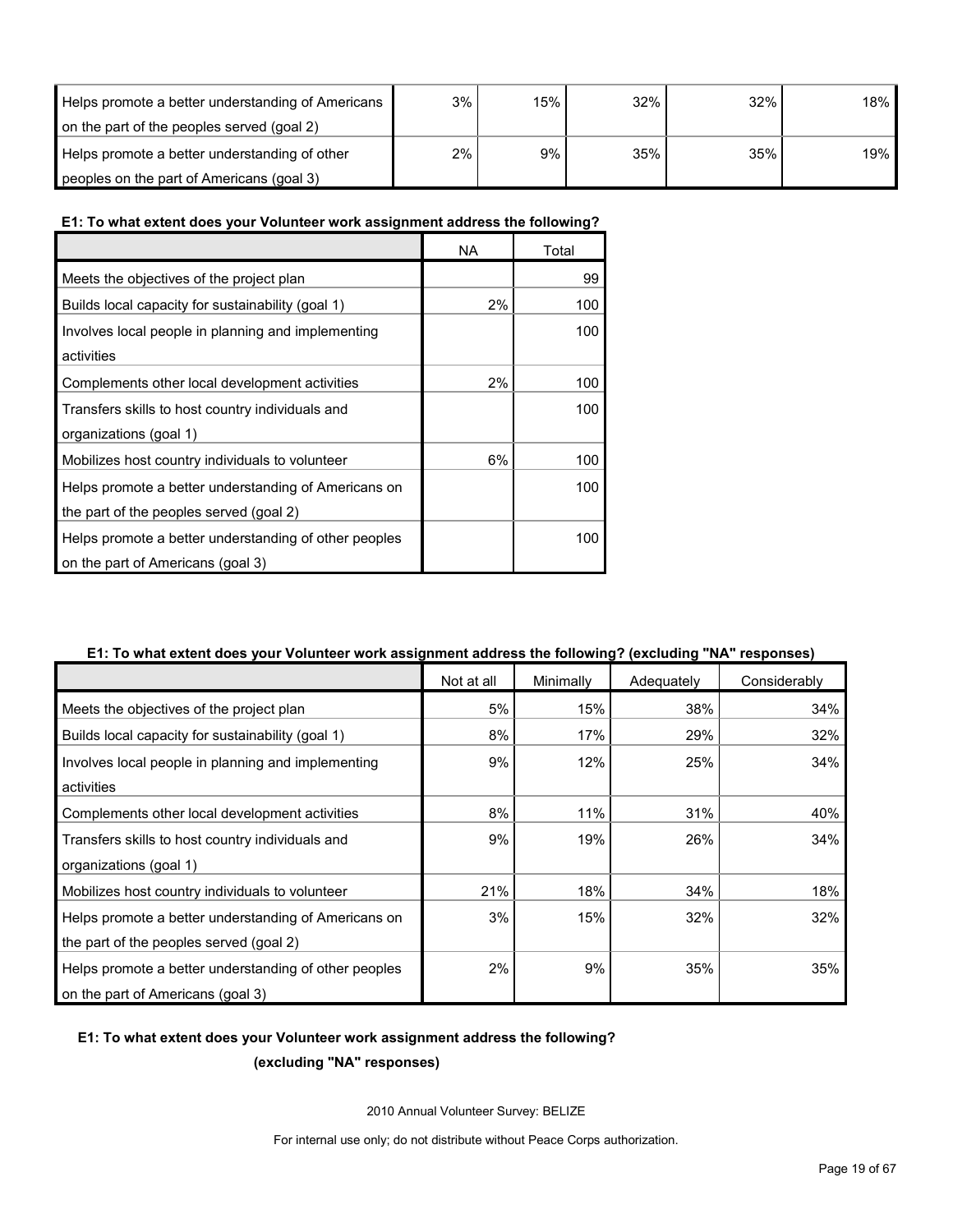| | | | | | |
|---|---|---|---|---|---|
| Helps promote a better understanding of Americans on the part of the peoples served (goal 2) | 3% | 15% | 32% | 32% | 18% |
| Helps promote a better understanding of other peoples on the part of Americans (goal 3) | 2% | 9% | 35% | 35% | 19% |

**E1: To what extent does your Volunteer work assignment address the following?**

| | NA | Total |
|---|---|---|
| Meets the objectives of the project plan | | 99 |
| Builds local capacity for sustainability (goal 1) | 2% | 100 |
| Involves local people in planning and implementing activities | | 100 |
| Complements other local development activities | 2% | 100 |
| Transfers skills to host country individuals and organizations (goal 1) | | 100 |
| Mobilizes host country individuals to volunteer | 6% | 100 |
| Helps promote a better understanding of Americans on the part of the peoples served (goal 2) | | 100 |
| Helps promote a better understanding of other peoples on the part of Americans (goal 3) | | 100 |

**E1: To what extent does your Volunteer work assignment address the following? (excluding "NA" responses)**

| | Not at all | Minimally | Adequately | Considerably |
|---|---|---|---|---|
| Meets the objectives of the project plan | 5% | 15% | 38% | 34% |
| Builds local capacity for sustainability (goal 1) | 8% | 17% | 29% | 32% |
| Involves local people in planning and implementing activities | 9% | 12% | 25% | 34% |
| Complements other local development activities | 8% | 11% | 31% | 40% |
| Transfers skills to host country individuals and organizations (goal 1) | 9% | 19% | 26% | 34% |
| Mobilizes host country individuals to volunteer | 21% | 18% | 34% | 18% |
| Helps promote a better understanding of Americans on the part of the peoples served (goal 2) | 3% | 15% | 32% | 32% |
| Helps promote a better understanding of other peoples on the part of Americans (goal 3) | 2% | 9% | 35% | 35% |

**E1: To what extent does your Volunteer work assignment address the following?**

**(excluding "NA" responses)**

2010 Annual Volunteer Survey: BELIZE

For internal use only; do not distribute without Peace Corps authorization.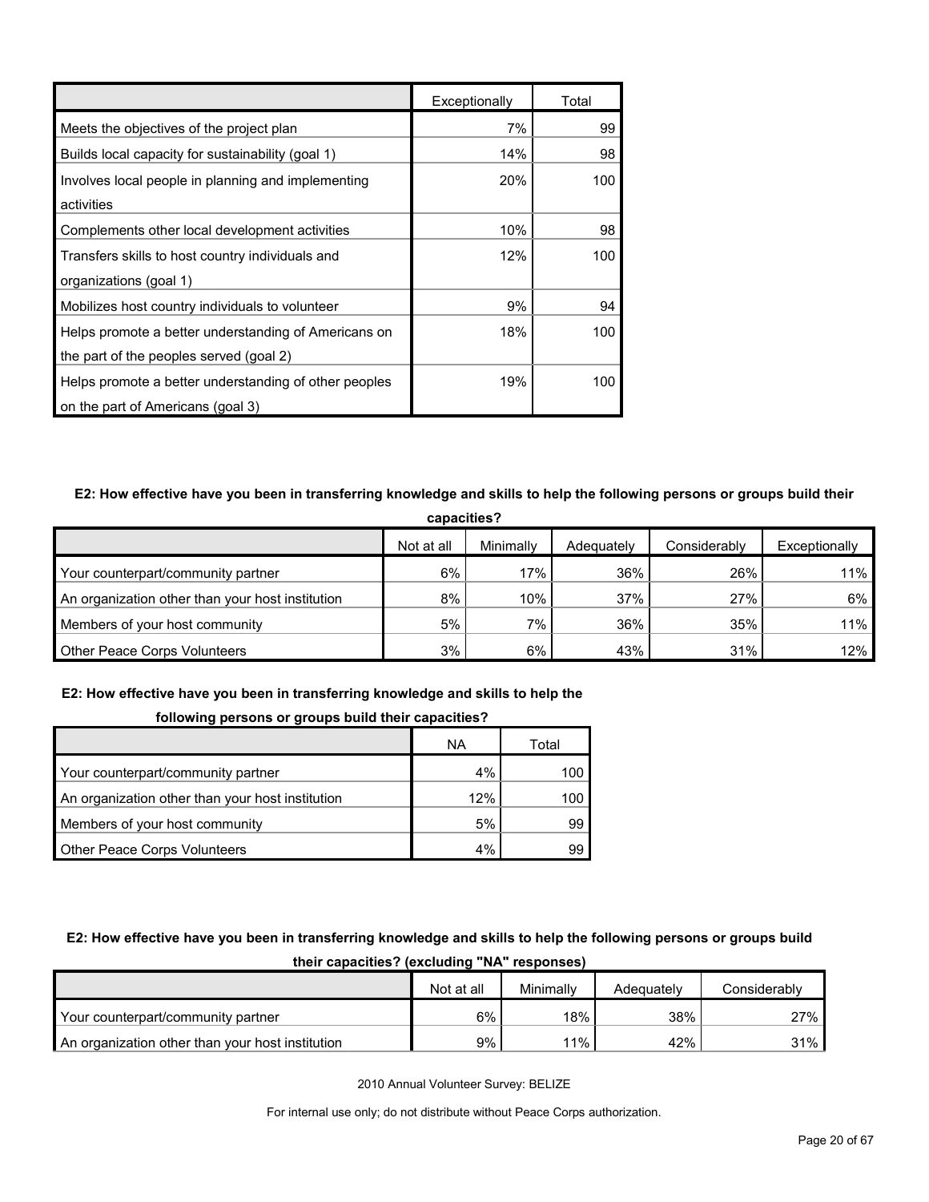| | Exceptionally | Total |
|---|---|---|
| Meets the objectives of the project plan | 7% | 99 |
| Builds local capacity for sustainability (goal 1) | 14% | 98 |
| Involves local people in planning and implementing activities | 20% | 100 |
| Complements other local development activities | 10% | 98 |
| Transfers skills to host country individuals and organizations (goal 1) | 12% | 100 |
| Mobilizes host country individuals to volunteer | 9% | 94 |
| Helps promote a better understanding of Americans on the part of the peoples served (goal 2) | 18% | 100 |
| Helps promote a better understanding of other peoples on the part of Americans (goal 3) | 19% | 100 |

**E2: How effective have you been in transferring knowledge and skills to help the following persons or groups build their capacities?**

| | Not at all | Minimally | Adequately | Considerably | Exceptionally |
|---|---|---|---|---|---|
| Your counterpart/community partner | 6% | 17% | 36% | 26% | 11% |
| An organization other than your host institution | 8% | 10% | 37% | 27% | 6% |
| Members of your host community | 5% | 7% | 36% | 35% | 11% |
| Other Peace Corps Volunteers | 3% | 6% | 43% | 31% | 12% |

**E2: How effective have you been in transferring knowledge and skills to help the following persons or groups build their capacities?**

| | NA | Total |
|---|---|---|
| Your counterpart/community partner | 4% | 100 |
| An organization other than your host institution | 12% | 100 |
| Members of your host community | 5% | 99 |
| Other Peace Corps Volunteers | 4% | 99 |

**E2: How effective have you been in transferring knowledge and skills to help the following persons or groups build their capacities? (excluding "NA" responses)**

| | Not at all | Minimally | Adequately | Considerably |
|---|---|---|---|---|
| Your counterpart/community partner | 6% | 18% | 38% | 27% |
| An organization other than your host institution | 9% | 11% | 42% | 31% |

2010 Annual Volunteer Survey: BELIZE

For internal use only; do not distribute without Peace Corps authorization.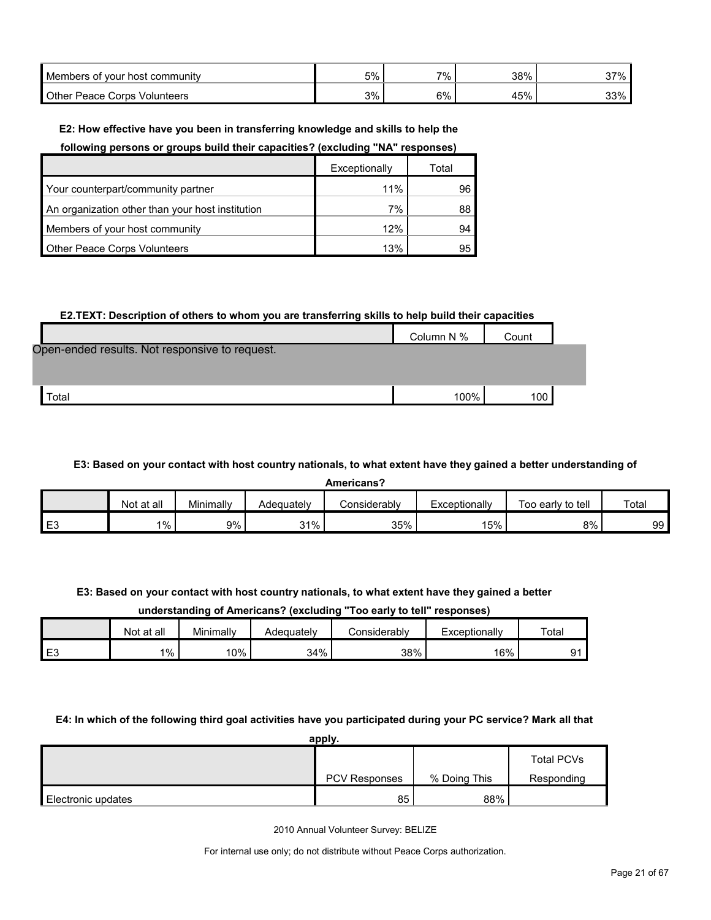| | | | | |
|---|---|---|---|---|
| Members of your host community | 5% | 7% | 38% | 37% |
| Other Peace Corps Volunteers | 3% | 6% | 45% | 33% |

**E2: How effective have you been in transferring knowledge and skills to help the following persons or groups build their capacities? (excluding "NA" responses)**

| | Exceptionally | Total |
|---|---|---|
| Your counterpart/community partner | 11% | 96 |
| An organization other than your host institution | 7% | 88 |
| Members of your host community | 12% | 94 |
| Other Peace Corps Volunteers | 13% | 95 |

**E2.TEXT: Description of others to whom you are transferring skills to help build their capacities**

| | Column N % | Count |
|---|---|---|
| Open-ended results. Not responsive to request. | | |
| Total | 100% | 100 |

**E3: Based on your contact with host country nationals, to what extent have they gained a better understanding of Americans?**

| | Not at all | Minimally | Adequately | Considerably | Exceptionally | Too early to tell | Total |
|---|---|---|---|---|---|---|---|
| E3 | 1% | 9% | 31% | 35% | 15% | 8% | 99 |

**E3: Based on your contact with host country nationals, to what extent have they gained a better understanding of Americans? (excluding "Too early to tell" responses)**

| | Not at all | Minimally | Adequately | Considerably | Exceptionally | Total |
|---|---|---|---|---|---|---|
| E3 | 1% | 10% | 34% | 38% | 16% | 91 |

**E4: In which of the following third goal activities have you participated during your PC service? Mark all that apply.**

| | PCV Responses | % Doing This | Total PCVs Responding |
|---|---|---|---|
| Electronic updates | 85 | 88% | |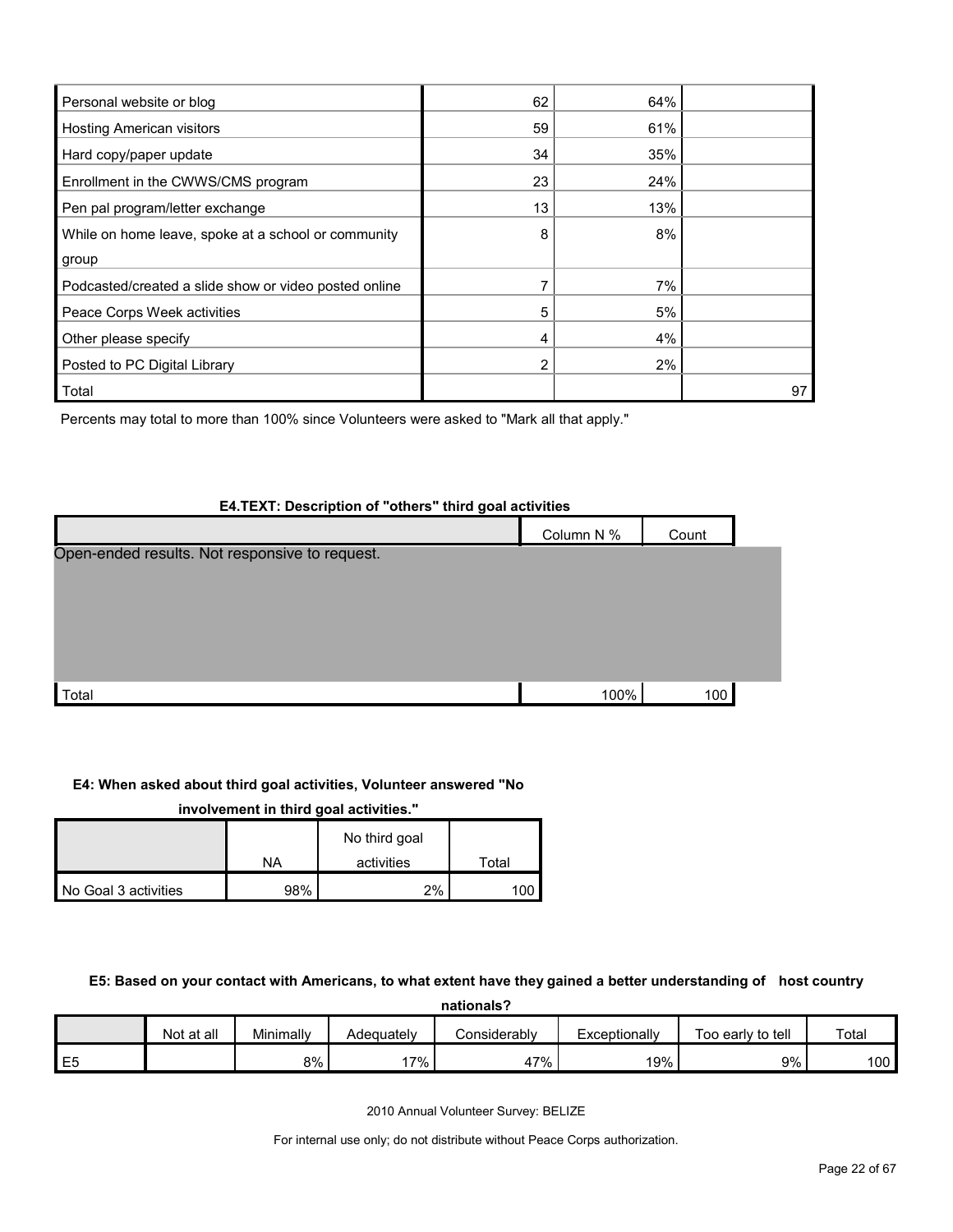| | | | |
|---|---|---|---|
| Personal website or blog | 62 | 64% | |
| Hosting American visitors | 59 | 61% | |
| Hard copy/paper update | 34 | 35% | |
| Enrollment in the CWWS/CMS program | 23 | 24% | |
| Pen pal program/letter exchange | 13 | 13% | |
| While on home leave, spoke at a school or community group | 8 | 8% | |
| Podcasted/created a slide show or video posted online | 7 | 7% | |
| Peace Corps Week activities | 5 | 5% | |
| Other please specify | 4 | 4% | |
| Posted to PC Digital Library | 2 | 2% | |
| Total | | | 97 |

Percents may total to more than 100% since Volunteers were asked to "Mark all that apply."

**E4.TEXT: Description of "others" third goal activities**

| | Column N % | Count |
|---|---|---|
| Open-ended results. Not responsive to request. | | |
| Total | 100% | 100 |

**E4: When asked about third goal activities, Volunteer answered "No involvement in third goal activities."**

| | NA | No third goal activities | Total |
|---|---|---|---|
| No Goal 3 activities | 98% | 2% | 100 |

**E5: Based on your contact with Americans, to what extent have they gained a better understanding of host country nationals?**

| | Not at all | Minimally | Adequately | Considerably | Exceptionally | Too early to tell | Total |
|---|---|---|---|---|---|---|---|
| E5 | | 8% | 17% | 47% | 19% | 9% | 100 |

2010 Annual Volunteer Survey: BELIZE

For internal use only; do not distribute without Peace Corps authorization.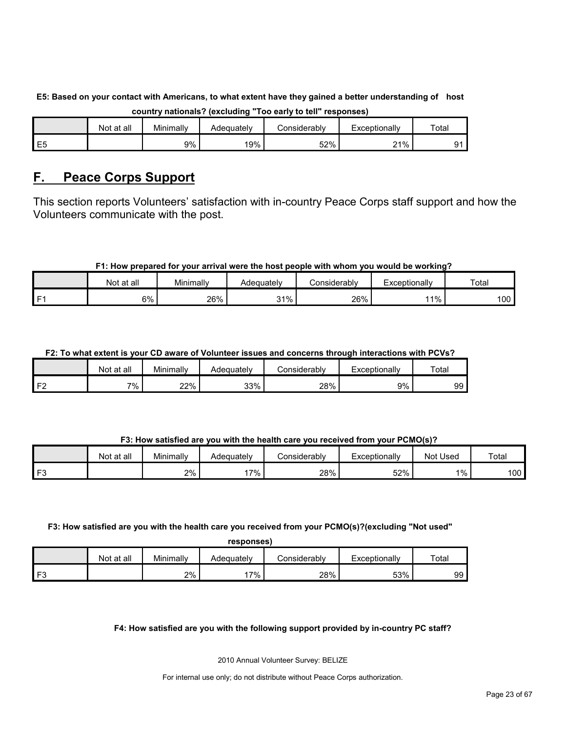**E5: Based on your contact with Americans, to what extent have they gained a better understanding of host country nationals? (excluding "Too early to tell" responses)**

| | Not at all | Minimally | Adequately | Considerably | Exceptionally | Total |
|---|---|---|---|---|---|---|
| E5 | | 9% | 19% | 52% | 21% | 91 |

## F. Peace Corps Support

This section reports Volunteers' satisfaction with in-country Peace Corps staff support and how the Volunteers communicate with the post.

**F1: How prepared for your arrival were the host people with whom you would be working?**

| | Not at all | Minimally | Adequately | Considerably | Exceptionally | Total |
|---|---|---|---|---|---|---|
| F1 | 6% | 26% | 31% | 26% | 11% | 100 |

**F2: To what extent is your CD aware of Volunteer issues and concerns through interactions with PCVs?**

| | Not at all | Minimally | Adequately | Considerably | Exceptionally | Total |
|---|---|---|---|---|---|---|
| F2 | 7% | 22% | 33% | 28% | 9% | 99 |

**F3: How satisfied are you with the health care you received from your PCMO(s)?**

| | Not at all | Minimally | Adequately | Considerably | Exceptionally | Not Used | Total |
|---|---|---|---|---|---|---|---|
| F3 | | 2% | 17% | 28% | 52% | 1% | 100 |

**F3: How satisfied are you with the health care you received from your PCMO(s)?(excluding "Not used" responses)**

| | Not at all | Minimally | Adequately | Considerably | Exceptionally | Total |
|---|---|---|---|---|---|---|
| F3 | | 2% | 17% | 28% | 53% | 99 |

**F4: How satisfied are you with the following support provided by in-country PC staff?**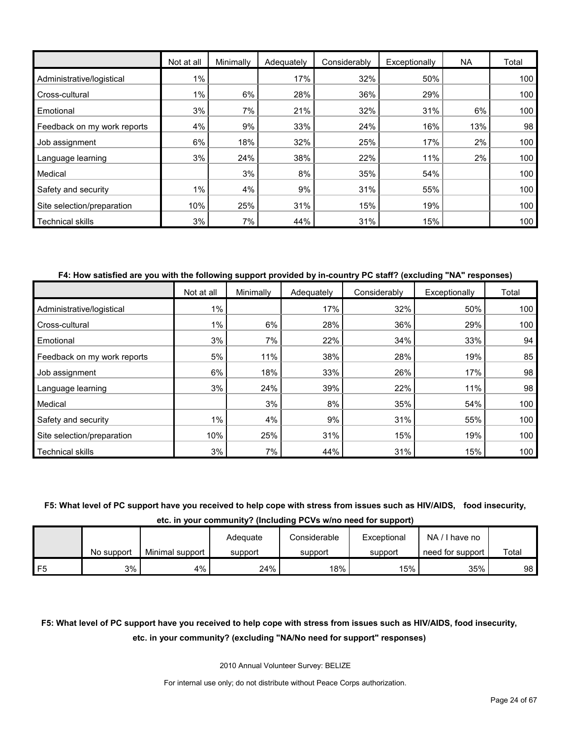| | Not at all | Minimally | Adequately | Considerably | Exceptionally | NA | Total |
|---|---|---|---|---|---|---|---|
| Administrative/logistical | 1% | | 17% | 32% | 50% | | 100 |
| Cross-cultural | 1% | 6% | 28% | 36% | 29% | | 100 |
| Emotional | 3% | 7% | 21% | 32% | 31% | 6% | 100 |
| Feedback on my work reports | 4% | 9% | 33% | 24% | 16% | 13% | 98 |
| Job assignment | 6% | 18% | 32% | 25% | 17% | 2% | 100 |
| Language learning | 3% | 24% | 38% | 22% | 11% | 2% | 100 |
| Medical | | 3% | 8% | 35% | 54% | | 100 |
| Safety and security | 1% | 4% | 9% | 31% | 55% | | 100 |
| Site selection/preparation | 10% | 25% | 31% | 15% | 19% | | 100 |
| Technical skills | 3% | 7% | 44% | 31% | 15% | | 100 |

**F4: How satisfied are you with the following support provided by in-country PC staff? (excluding "NA" responses)**

| | Not at all | Minimally | Adequately | Considerably | Exceptionally | Total |
|---|---|---|---|---|---|---|
| Administrative/logistical | 1% | | 17% | 32% | 50% | 100 |
| Cross-cultural | 1% | 6% | 28% | 36% | 29% | 100 |
| Emotional | 3% | 7% | 22% | 34% | 33% | 94 |
| Feedback on my work reports | 5% | 11% | 38% | 28% | 19% | 85 |
| Job assignment | 6% | 18% | 33% | 26% | 17% | 98 |
| Language learning | 3% | 24% | 39% | 22% | 11% | 98 |
| Medical | | 3% | 8% | 35% | 54% | 100 |
| Safety and security | 1% | 4% | 9% | 31% | 55% | 100 |
| Site selection/preparation | 10% | 25% | 31% | 15% | 19% | 100 |
| Technical skills | 3% | 7% | 44% | 31% | 15% | 100 |

**F5: What level of PC support have you received to help cope with stress from issues such as HIV/AIDS, food insecurity, etc. in your community? (Including PCVs w/no need for support)**

| | No support | Minimal support | Adequate support | Considerable support | Exceptional support | NA / I have no need for support | Total |
|---|---|---|---|---|---|---|---|
| F5 | 3% | 4% | 24% | 18% | 15% | 35% | 98 |

**F5: What level of PC support have you received to help cope with stress from issues such as HIV/AIDS, food insecurity, etc. in your community? (excluding "NA/No need for support" responses)**

2010 Annual Volunteer Survey: BELIZE

For internal use only; do not distribute without Peace Corps authorization.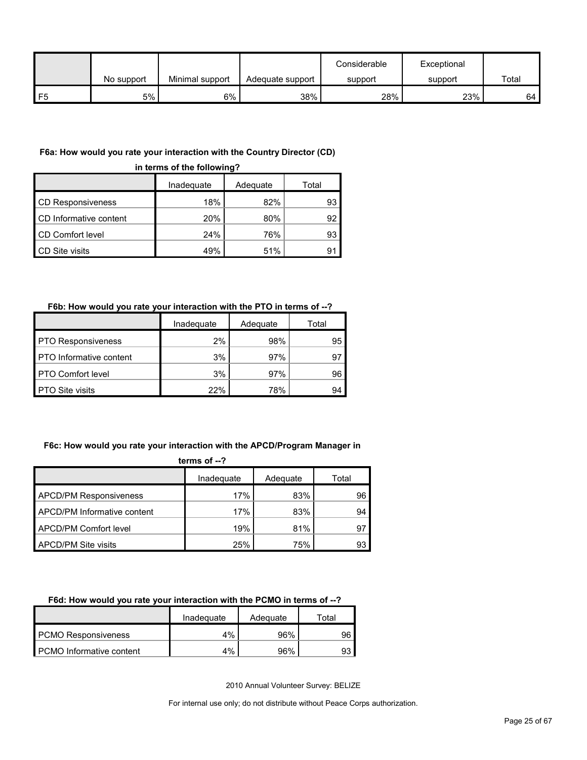| | No support | Minimal support | Adequate support | Considerable support | Exceptional support | Total |
|---|---|---|---|---|---|---|
| F5 | 5% | 6% | 38% | 28% | 23% | 64 |

**F6a: How would you rate your interaction with the Country Director (CD) in terms of the following?**

| | Inadequate | Adequate | Total |
|---|---|---|---|
| CD Responsiveness | 18% | 82% | 93 |
| CD Informative content | 20% | 80% | 92 |
| CD Comfort level | 24% | 76% | 93 |
| CD Site visits | 49% | 51% | 91 |

**F6b: How would you rate your interaction with the PTO in terms of --?**

| | Inadequate | Adequate | Total |
|---|---|---|---|
| PTO Responsiveness | 2% | 98% | 95 |
| PTO Informative content | 3% | 97% | 97 |
| PTO Comfort level | 3% | 97% | 96 |
| PTO Site visits | 22% | 78% | 94 |

**F6c: How would you rate your interaction with the APCD/Program Manager in terms of --?**

| | Inadequate | Adequate | Total |
|---|---|---|---|
| APCD/PM Responsiveness | 17% | 83% | 96 |
| APCD/PM Informative content | 17% | 83% | 94 |
| APCD/PM Comfort level | 19% | 81% | 97 |
| APCD/PM Site visits | 25% | 75% | 93 |

**F6d: How would you rate your interaction with the PCMO in terms of --?**

| | Inadequate | Adequate | Total |
|---|---|---|---|
| PCMO Responsiveness | 4% | 96% | 96 |
| PCMO Informative content | 4% | 96% | 93 |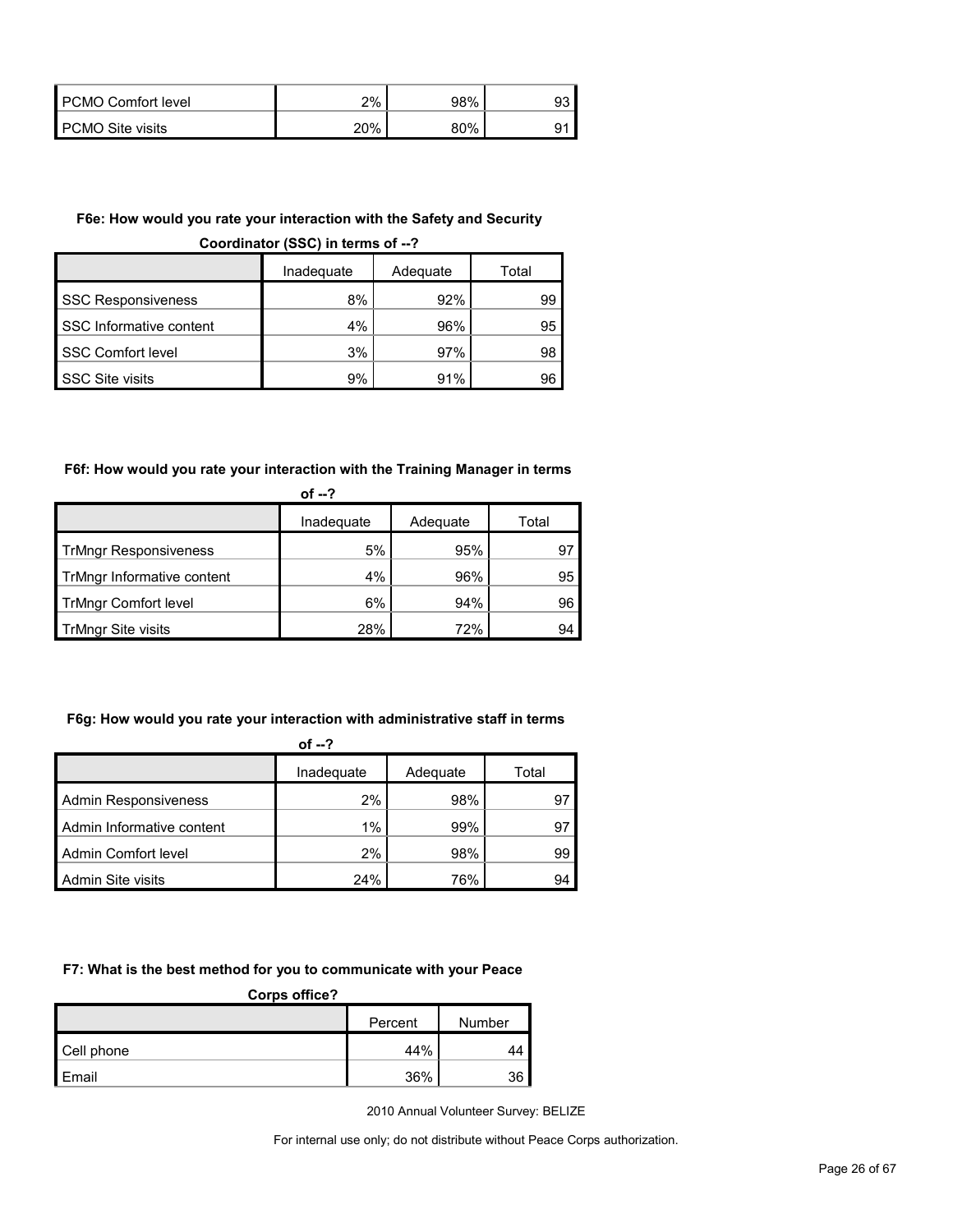| | | | |
|---|---|---|---|
| PCMO Comfort level | 2% | 98% | 93 |
| PCMO Site visits | 20% | 80% | 91 |

**F6e: How would you rate your interaction with the Safety and Security Coordinator (SSC) in terms of --?**

| | Inadequate | Adequate | Total |
|---|---|---|---|
| SSC Responsiveness | 8% | 92% | 99 |
| SSC Informative content | 4% | 96% | 95 |
| SSC Comfort level | 3% | 97% | 98 |
| SSC Site visits | 9% | 91% | 96 |

**F6f: How would you rate your interaction with the Training Manager in terms of --?**

| | Inadequate | Adequate | Total |
|---|---|---|---|
| TrMngr Responsiveness | 5% | 95% | 97 |
| TrMngr Informative content | 4% | 96% | 95 |
| TrMngr Comfort level | 6% | 94% | 96 |
| TrMngr Site visits | 28% | 72% | 94 |

**F6g: How would you rate your interaction with administrative staff in terms of --?**

| | Inadequate | Adequate | Total |
|---|---|---|---|
| Admin Responsiveness | 2% | 98% | 97 |
| Admin Informative content | 1% | 99% | 97 |
| Admin Comfort level | 2% | 98% | 99 |
| Admin Site visits | 24% | 76% | 94 |

**F7: What is the best method for you to communicate with your Peace Corps office?**

| | Percent | Number |
|---|---|---|
| Cell phone | 44% | 44 |
| Email | 36% | 36 |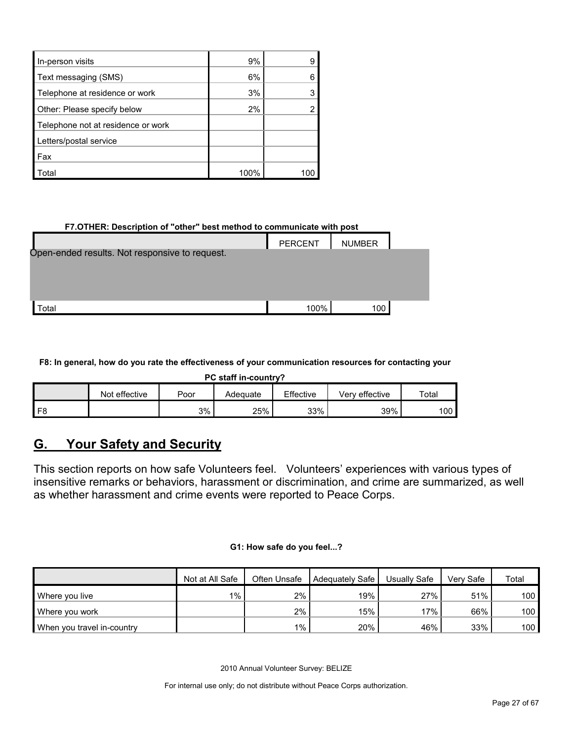| | | |
|---|---|---|
| In-person visits | 9% | 9 |
| Text messaging (SMS) | 6% | 6 |
| Telephone at residence or work | 3% | 3 |
| Other: Please specify below | 2% | 2 |
| Telephone not at residence or work | | |
| Letters/postal service | | |
| Fax | | |
| Total | 100% | 100 |

**F7.OTHER: Description of "other" best method to communicate with post**

| | PERCENT | NUMBER |
|---|---|---|
| Open-ended results. Not responsive to request. | | |
| Total | 100% | 100 |

**F8: In general, how do you rate the effectiveness of your communication resources for contacting your PC staff in-country?**

| | Not effective | Poor | Adequate | Effective | Very effective | Total |
|---|---|---|---|---|---|---|
| F8 | | 3% | 25% | 33% | 39% | 100 |

## G. Your Safety and Security

This section reports on how safe Volunteers feel. Volunteers' experiences with various types of insensitive remarks or behaviors, harassment or discrimination, and crime are summarized, as well as whether harassment and crime events were reported to Peace Corps.

**G1: How safe do you feel...?**

| | Not at All Safe | Often Unsafe | Adequately Safe | Usually Safe | Very Safe | Total |
|---|---|---|---|---|---|---|
| Where you live | 1% | 2% | 19% | 27% | 51% | 100 |
| Where you work | | 2% | 15% | 17% | 66% | 100 |
| When you travel in-country | | 1% | 20% | 46% | 33% | 100 |

2010 Annual Volunteer Survey: BELIZE

For internal use only; do not distribute without Peace Corps authorization.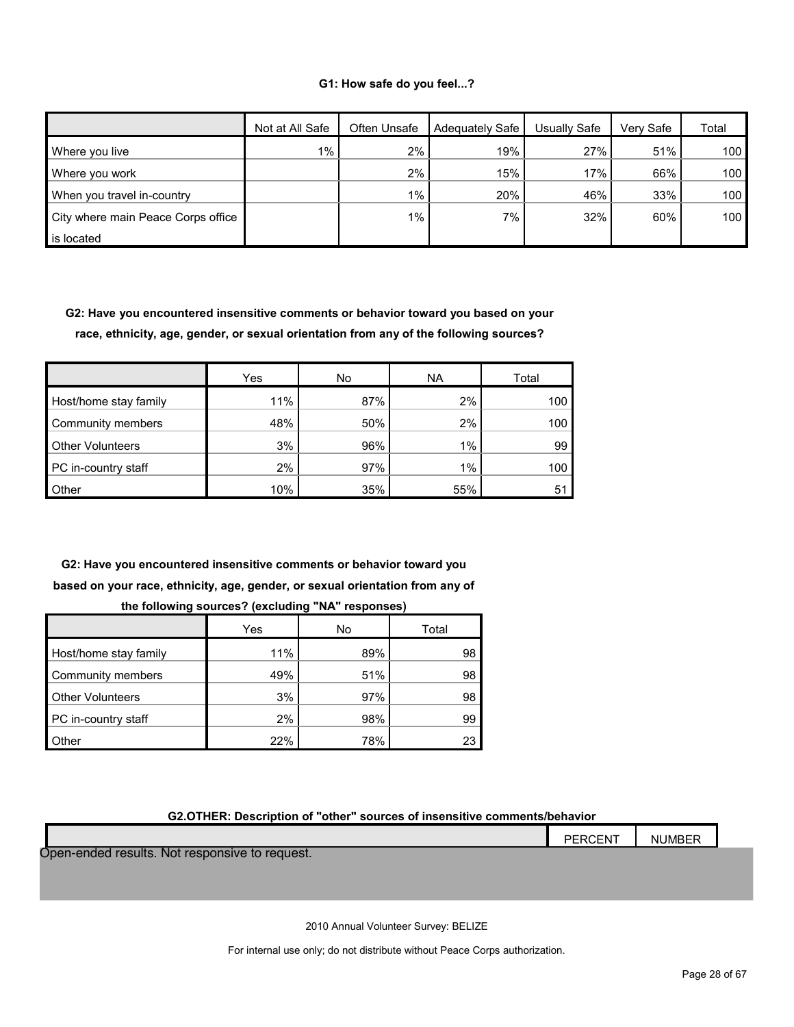#### G1: How safe do you feel...?

| | Not at All Safe | Often Unsafe | Adequately Safe | Usually Safe | Very Safe | Total |
|---|---|---|---|---|---|---|
| Where you live | 1% | 2% | 19% | 27% | 51% | 100 |
| Where you work | | 2% | 15% | 17% | 66% | 100 |
| When you travel in-country | | 1% | 20% | 46% | 33% | 100 |
| City where main Peace Corps office is located | | 1% | 7% | 32% | 60% | 100 |

#### G2: Have you encountered insensitive comments or behavior toward you based on your race, ethnicity, age, gender, or sexual orientation from any of the following sources?

| | Yes | No | NA | Total |
|---|---|---|---|---|
| Host/home stay family | 11% | 87% | 2% | 100 |
| Community members | 48% | 50% | 2% | 100 |
| Other Volunteers | 3% | 96% | 1% | 99 |
| PC in-country staff | 2% | 97% | 1% | 100 |
| Other | 10% | 35% | 55% | 51 |

#### G2: Have you encountered insensitive comments or behavior toward you based on your race, ethnicity, age, gender, or sexual orientation from any of the following sources? (excluding "NA" responses)

| | Yes | No | Total |
|---|---|---|---|
| Host/home stay family | 11% | 89% | 98 |
| Community members | 49% | 51% | 98 |
| Other Volunteers | 3% | 97% | 98 |
| PC in-country staff | 2% | 98% | 99 |
| Other | 22% | 78% | 23 |

#### G2.OTHER: Description of "other" sources of insensitive comments/behavior

| | PERCENT | NUMBER |
|---|---|---|
| Open-ended results. Not responsive to request. | | |

2010 Annual Volunteer Survey: BELIZE

For internal use only; do not distribute without Peace Corps authorization.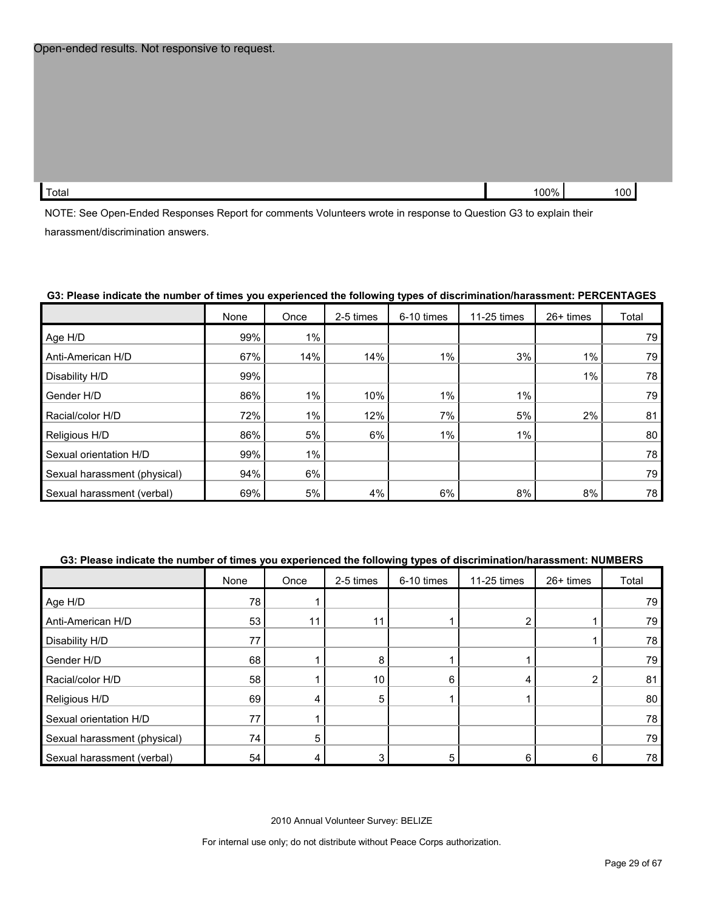Open-ended results. Not responsive to request.

| Total | 100% | 100 |
|---|---|---|

NOTE: See Open-Ended Responses Report for comments Volunteers wrote in response to Question G3 to explain their harassment/discrimination answers.

**G3: Please indicate the number of times you experienced the following types of discrimination/harassment: PERCENTAGES**

| | None | Once | 2-5 times | 6-10 times | 11-25 times | 26+ times | Total |
|---|---|---|---|---|---|---|---|
| Age H/D | 99% | 1% | | | | | 79 |
| Anti-American H/D | 67% | 14% | 14% | 1% | 3% | 1% | 79 |
| Disability H/D | 99% | | | | | 1% | 78 |
| Gender H/D | 86% | 1% | 10% | 1% | 1% | | 79 |
| Racial/color H/D | 72% | 1% | 12% | 7% | 5% | 2% | 81 |
| Religious H/D | 86% | 5% | 6% | 1% | 1% | | 80 |
| Sexual orientation H/D | 99% | 1% | | | | | 78 |
| Sexual harassment (physical) | 94% | 6% | | | | | 79 |
| Sexual harassment (verbal) | 69% | 5% | 4% | 6% | 8% | 8% | 78 |

**G3: Please indicate the number of times you experienced the following types of discrimination/harassment: NUMBERS**

| | None | Once | 2-5 times | 6-10 times | 11-25 times | 26+ times | Total |
|---|---|---|---|---|---|---|---|
| Age H/D | 78 | 1 | | | | | 79 |
| Anti-American H/D | 53 | 11 | 11 | 1 | 2 | 1 | 79 |
| Disability H/D | 77 | | | | | 1 | 78 |
| Gender H/D | 68 | 1 | 8 | 1 | 1 | | 79 |
| Racial/color H/D | 58 | 1 | 10 | 6 | 4 | 2 | 81 |
| Religious H/D | 69 | 4 | 5 | 1 | 1 | | 80 |
| Sexual orientation H/D | 77 | 1 | | | | | 78 |
| Sexual harassment (physical) | 74 | 5 | | | | | 79 |
| Sexual harassment (verbal) | 54 | 4 | 3 | 5 | 6 | 6 | 78 |

2010 Annual Volunteer Survey: BELIZE

For internal use only; do not distribute without Peace Corps authorization.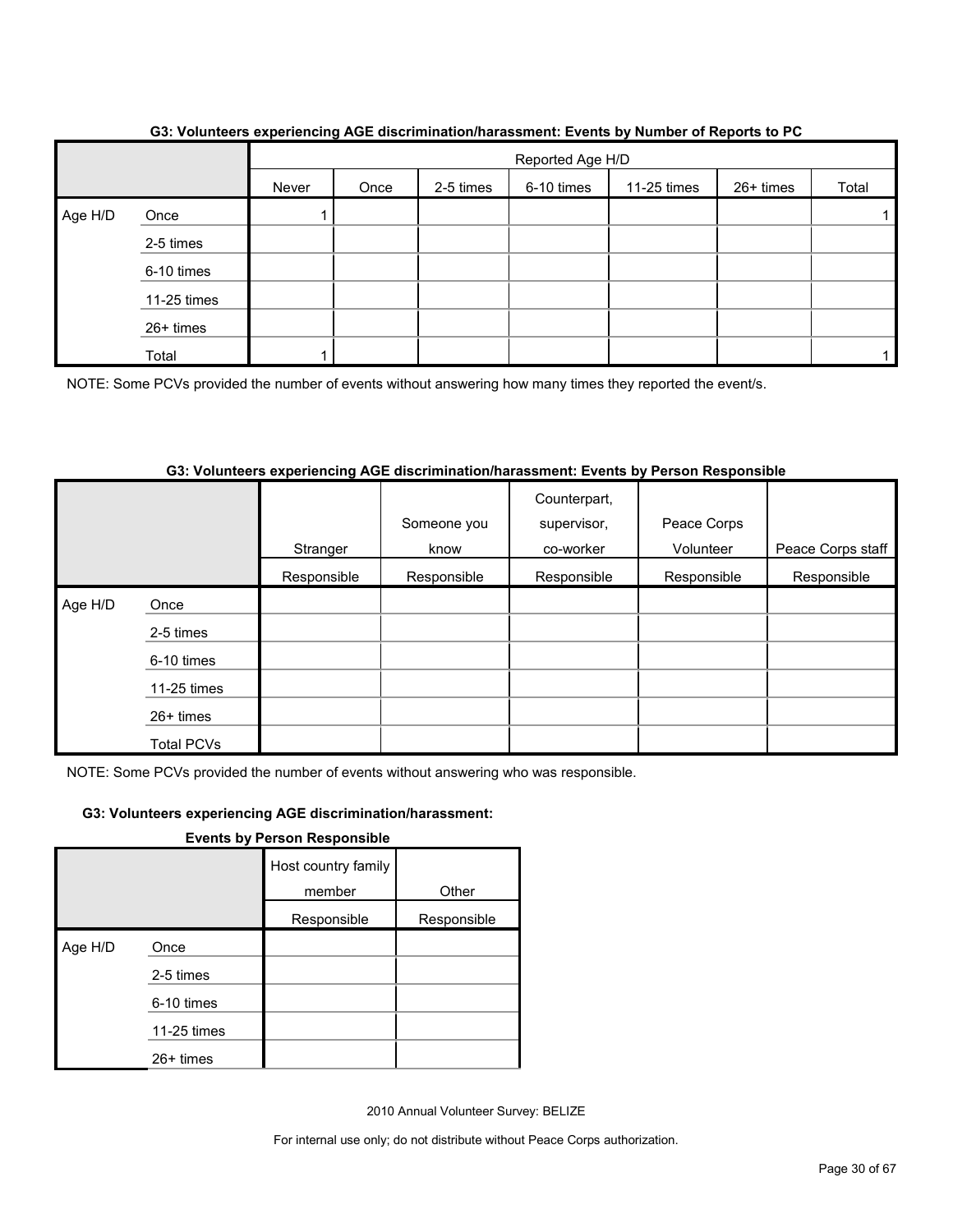**G3: Volunteers experiencing AGE discrimination/harassment: Events by Number of Reports to PC**

| | | Reported Age H/D | | | | | | |
|---|---|---|---|---|---|---|---|---|
| | | Never | Once | 2-5 times | 6-10 times | 11-25 times | 26+ times | Total |
| Age H/D | Once | 1 | | | | | | 1 |
| | 2-5 times | | | | | | | |
| | 6-10 times | | | | | | | |
| | 11-25 times | | | | | | | |
| | 26+ times | | | | | | | |
| | Total | 1 | | | | | | 1 |

NOTE: Some PCVs provided the number of events without answering how many times they reported the event/s.

**G3: Volunteers experiencing AGE discrimination/harassment: Events by Person Responsible**

| | | Stranger | Someone you know | Counterpart, supervisor, co-worker | Peace Corps Volunteer | Peace Corps staff | Host country family member | Other |
|---|---|---|---|---|---|---|---|---|
| | | Responsible | Responsible | Responsible | Responsible | Responsible | Responsible | Responsible |
| Age H/D | Once | | | | | | | |
| | 2-5 times | | | | | | | |
| | 6-10 times | | | | | | | |
| | 11-25 times | | | | | | | |
| | 26+ times | | | | | | | |
| | Total PCVs | | | | | | | |

NOTE: Some PCVs provided the number of events without answering who was responsible.

2010 Annual Volunteer Survey: BELIZE

For internal use only; do not distribute without Peace Corps authorization.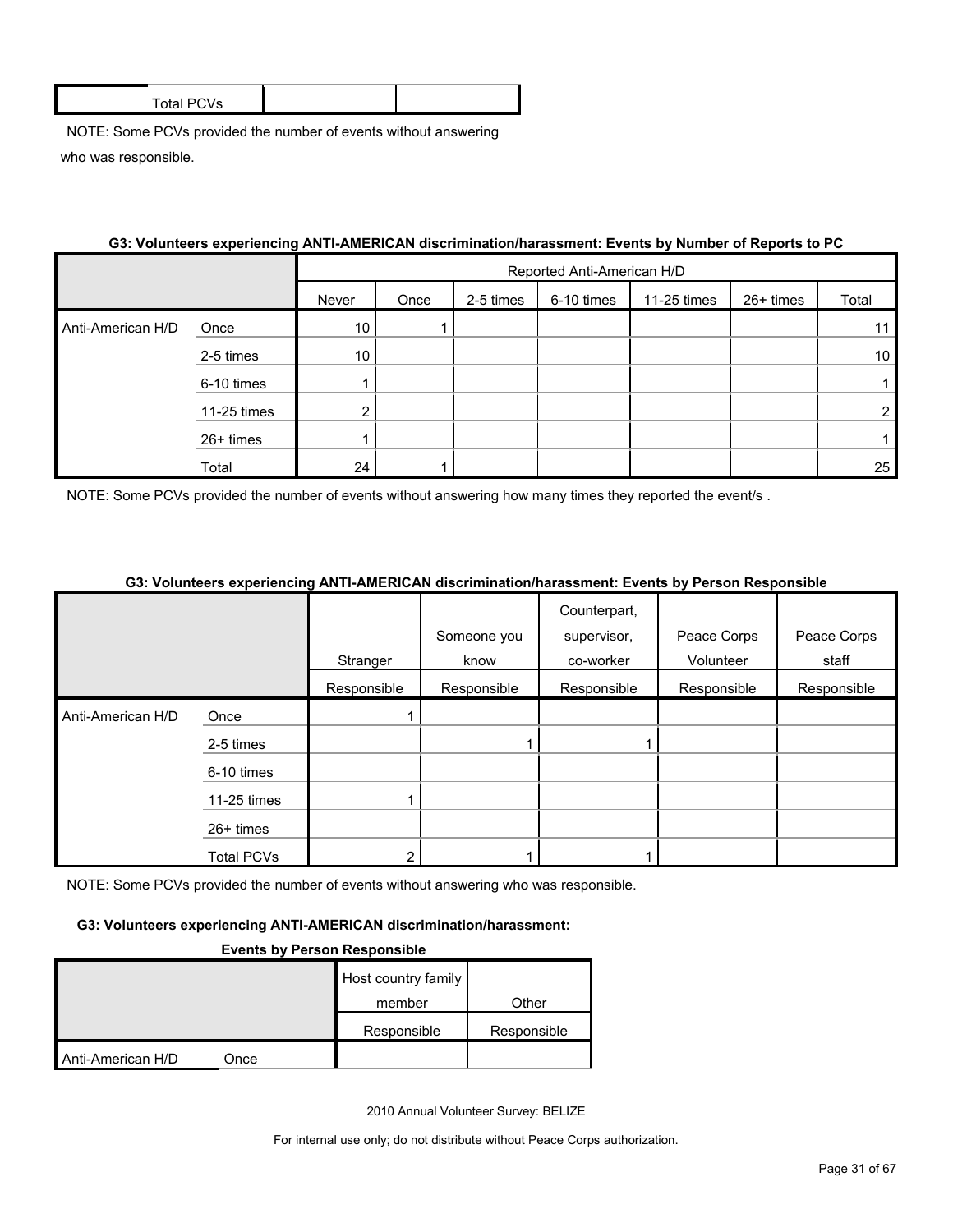| | | | |
|---|---|---|---|
| | Total PCVs | | |

NOTE: Some PCVs provided the number of events without answering who was responsible.

**G3: Volunteers experiencing ANTI-AMERICAN discrimination/harassment: Events by Number of Reports to PC**

| | | Reported Anti-American H/D | | | | | | |
|---|---|---|---|---|---|---|---|---|
| | | Never | Once | 2-5 times | 6-10 times | 11-25 times | 26+ times | Total |
| Anti-American H/D | Once | 10 | 1 | | | | | 11 |
| | 2-5 times | 10 | | | | | | 10 |
| | 6-10 times | 1 | | | | | | 1 |
| | 11-25 times | 2 | | | | | | 2 |
| | 26+ times | 1 | | | | | | 1 |
| | Total | 24 | 1 | | | | | 25 |

NOTE: Some PCVs provided the number of events without answering how many times they reported the event/s .

**G3: Volunteers experiencing ANTI-AMERICAN discrimination/harassment: Events by Person Responsible**

| | | Stranger | Someone you know | Counterpart, supervisor, co-worker | Peace Corps Volunteer | Peace Corps staff |
|---|---|---|---|---|---|---|
| | | Responsible | Responsible | Responsible | Responsible | Responsible |
| Anti-American H/D | Once | 1 | | | | |
| | 2-5 times | | 1 | 1 | | |
| | 6-10 times | | | | | |
| | 11-25 times | 1 | | | | |
| | 26+ times | | | | | |
| | Total PCVs | 2 | 1 | 1 | | |

NOTE: Some PCVs provided the number of events without answering who was responsible.

**G3: Volunteers experiencing ANTI-AMERICAN discrimination/harassment: Events by Person Responsible**

| | | Host country family member | Other |
|---|---|---|---|
| | | Responsible | Responsible |
| Anti-American H/D | Once | | |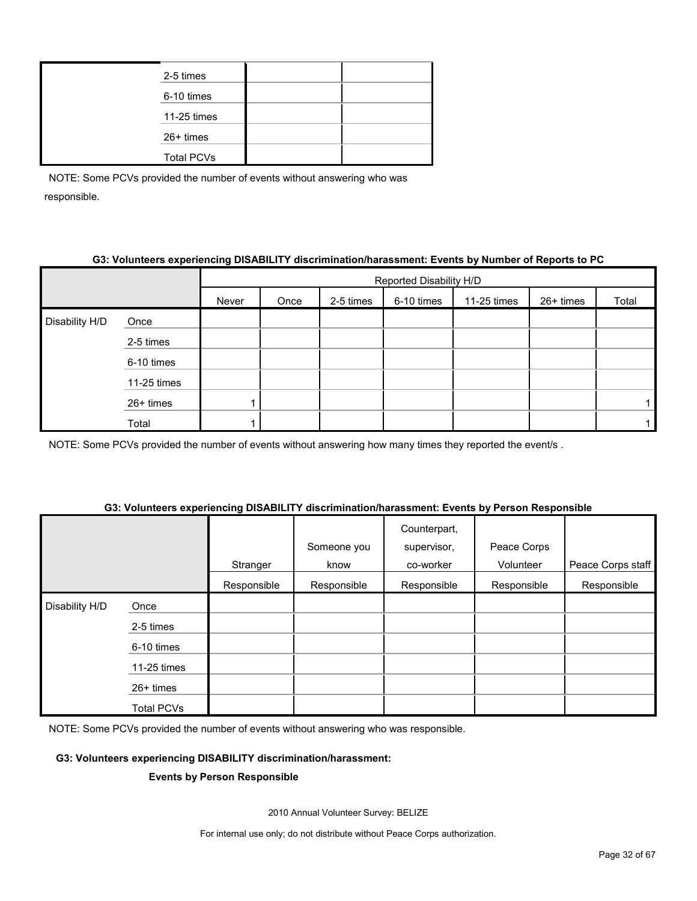| | | | |
|---|---|---|---|
| | 2-5 times | | |
| | 6-10 times | | |
| | 11-25 times | | |
| | 26+ times | | |
| | Total PCVs | | |

NOTE: Some PCVs provided the number of events without answering who was responsible.

**G3: Volunteers experiencing DISABILITY discrimination/harassment: Events by Number of Reports to PC**

| | | Reported Disability H/D | | | | | | |
|---|---|---|---|---|---|---|---|---|
| | | Never | Once | 2-5 times | 6-10 times | 11-25 times | 26+ times | Total |
| Disability H/D | Once | | | | | | | |
| | 2-5 times | | | | | | | |
| | 6-10 times | | | | | | | |
| | 11-25 times | | | | | | | |
| | 26+ times | 1 | | | | | | 1 |
| | Total | 1 | | | | | | 1 |

NOTE: Some PCVs provided the number of events without answering how many times they reported the event/s .

**G3: Volunteers experiencing DISABILITY discrimination/harassment: Events by Person Responsible**

| | | Stranger | Someone you know | Counterpart, supervisor, co-worker | Peace Corps Volunteer | Peace Corps staff |
|---|---|---|---|---|---|---|
| | | Responsible | Responsible | Responsible | Responsible | Responsible |
| Disability H/D | Once | | | | | |
| | 2-5 times | | | | | |
| | 6-10 times | | | | | |
| | 11-25 times | | | | | |
| | 26+ times | | | | | |
| | Total PCVs | | | | | |

NOTE: Some PCVs provided the number of events without answering who was responsible.

**G3: Volunteers experiencing DISABILITY discrimination/harassment:**

**Events by Person Responsible**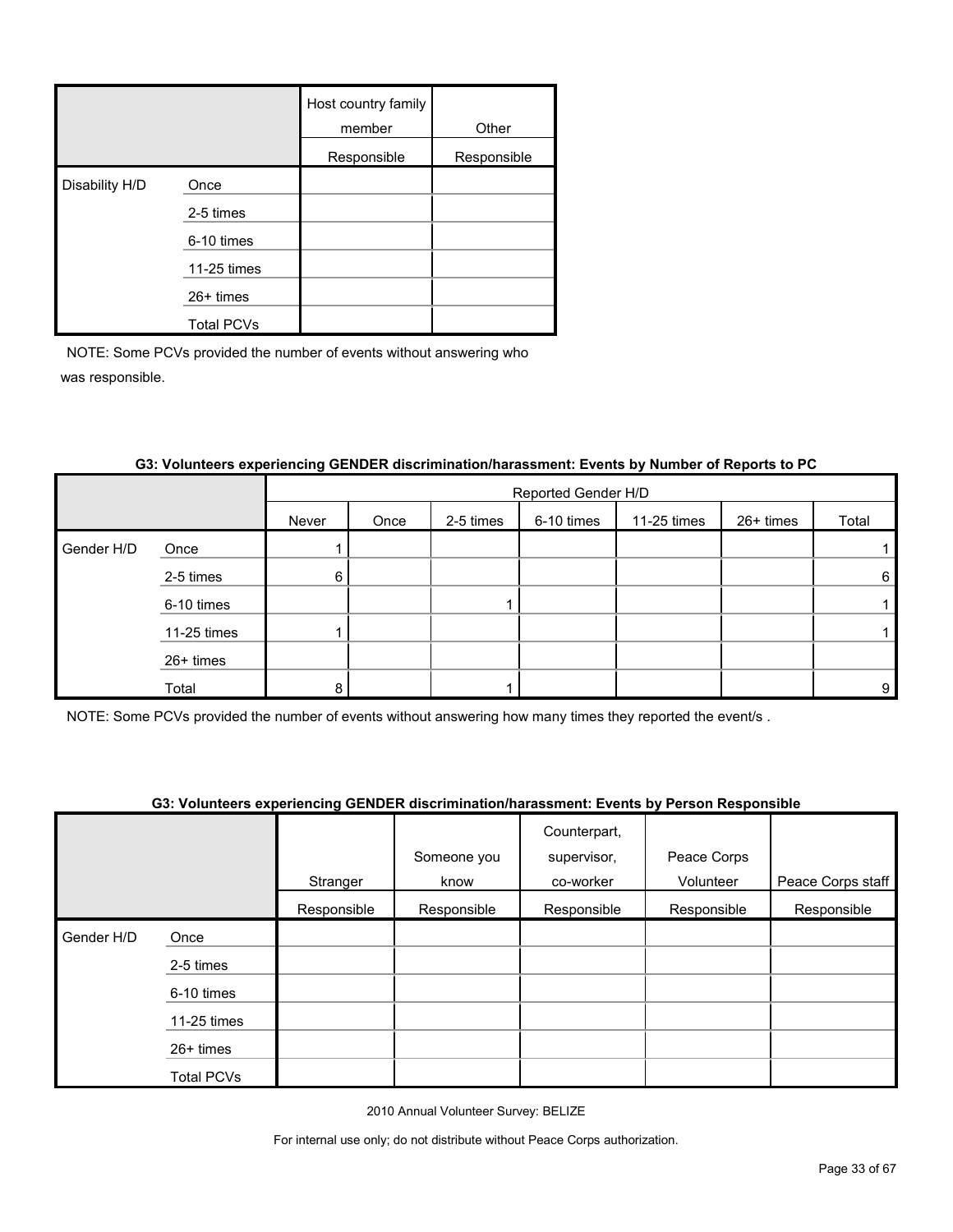| | | Host country family member | Other |
|---|---|---|---|
| | | Responsible | Responsible |
| Disability H/D | Once | | |
| | 2-5 times | | |
| | 6-10 times | | |
| | 11-25 times | | |
| | 26+ times | | |
| | Total PCVs | | |

NOTE: Some PCVs provided the number of events without answering who was responsible.

**G3: Volunteers experiencing GENDER discrimination/harassment: Events by Number of Reports to PC**

| | | Reported Gender H/D | | | | | | |
|---|---|---|---|---|---|---|---|---|
| | | Never | Once | 2-5 times | 6-10 times | 11-25 times | 26+ times | Total |
| Gender H/D | Once | 1 | | | | | | 1 |
| | 2-5 times | 6 | | | | | | 6 |
| | 6-10 times | | | 1 | | | | 1 |
| | 11-25 times | 1 | | | | | | 1 |
| | 26+ times | | | | | | | |
| | Total | 8 | | 1 | | | | 9 |

NOTE: Some PCVs provided the number of events without answering how many times they reported the event/s .

**G3: Volunteers experiencing GENDER discrimination/harassment: Events by Person Responsible**

| | | Stranger | Someone you know | Counterpart, supervisor, co-worker | Peace Corps Volunteer | Peace Corps staff |
|---|---|---|---|---|---|---|
| | | Responsible | Responsible | Responsible | Responsible | Responsible |
| Gender H/D | Once | | | | | |
| | 2-5 times | | | | | |
| | 6-10 times | | | | | |
| | 11-25 times | | | | | |
| | 26+ times | | | | | |
| | Total PCVs | | | | | |

2010 Annual Volunteer Survey: BELIZE

For internal use only; do not distribute without Peace Corps authorization.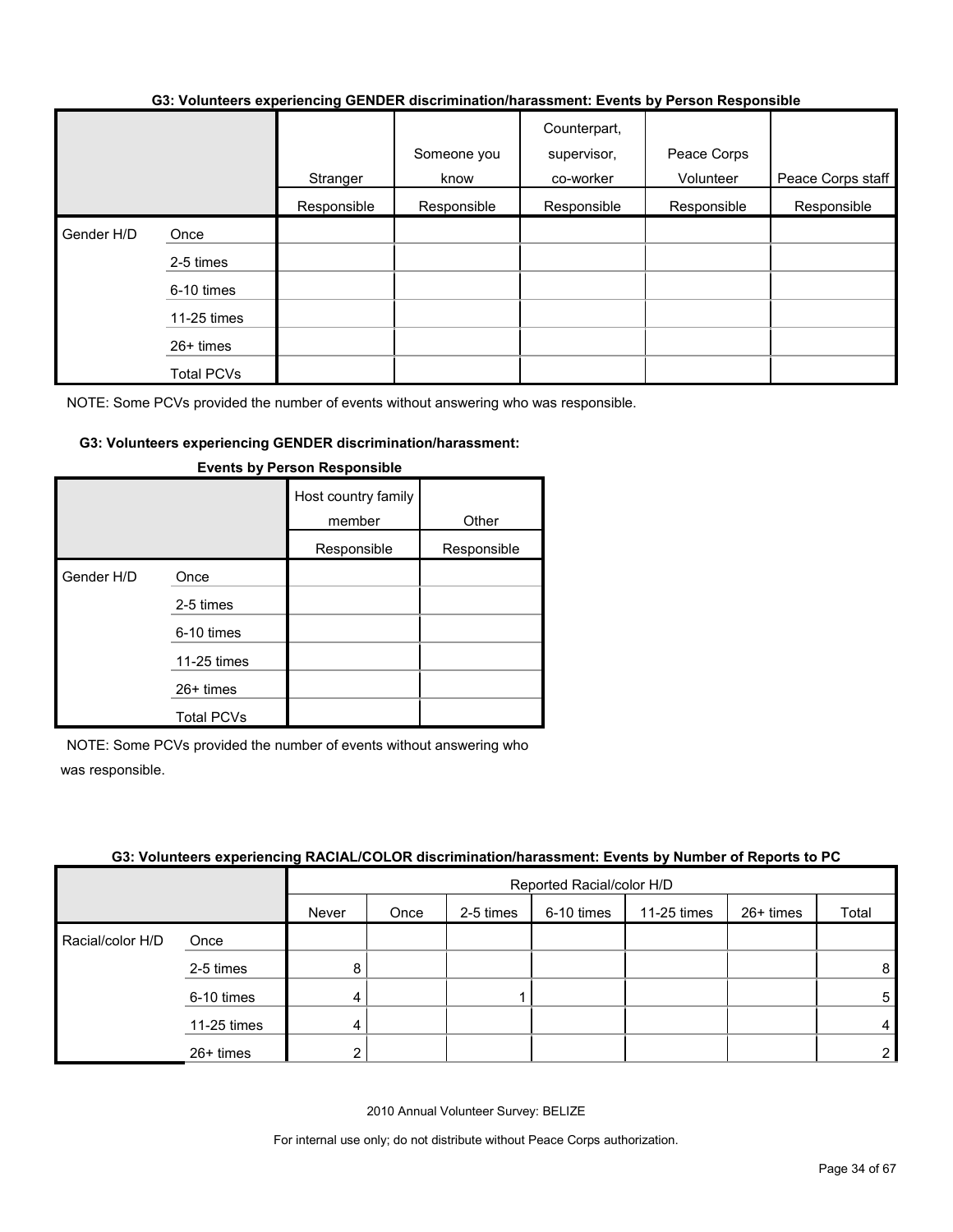**G3: Volunteers experiencing GENDER discrimination/harassment: Events by Person Responsible**

| | | Stranger | Someone you know | Counterpart, supervisor, co-worker | Peace Corps Volunteer | Peace Corps staff |
|---|---|---|---|---|---|---|
| | | Responsible | Responsible | Responsible | Responsible | Responsible |
| Gender H/D | Once | | | | | |
| | 2-5 times | | | | | |
| | 6-10 times | | | | | |
| | 11-25 times | | | | | |
| | 26+ times | | | | | |
| | Total PCVs | | | | | |

NOTE: Some PCVs provided the number of events without answering who was responsible.

**G3: Volunteers experiencing GENDER discrimination/harassment: Events by Person Responsible**

| | | Host country family member | Other |
|---|---|---|---|
| | | Responsible | Responsible |
| Gender H/D | Once | | |
| | 2-5 times | | |
| | 6-10 times | | |
| | 11-25 times | | |
| | 26+ times | | |
| | Total PCVs | | |

NOTE: Some PCVs provided the number of events without answering who was responsible.

**G3: Volunteers experiencing RACIAL/COLOR discrimination/harassment: Events by Number of Reports to PC**

| | | Reported Racial/color H/D | | | | | | |
|---|---|---|---|---|---|---|---|---|
| | | Never | Once | 2-5 times | 6-10 times | 11-25 times | 26+ times | Total |
| Racial/color H/D | Once | | | | | | | |
| | 2-5 times | 8 | | | | | | 8 |
| | 6-10 times | 4 | | 1 | | | | 5 |
| | 11-25 times | 4 | | | | | | 4 |
| | 26+ times | 2 | | | | | | 2 |

2010 Annual Volunteer Survey: BELIZE

For internal use only; do not distribute without Peace Corps authorization.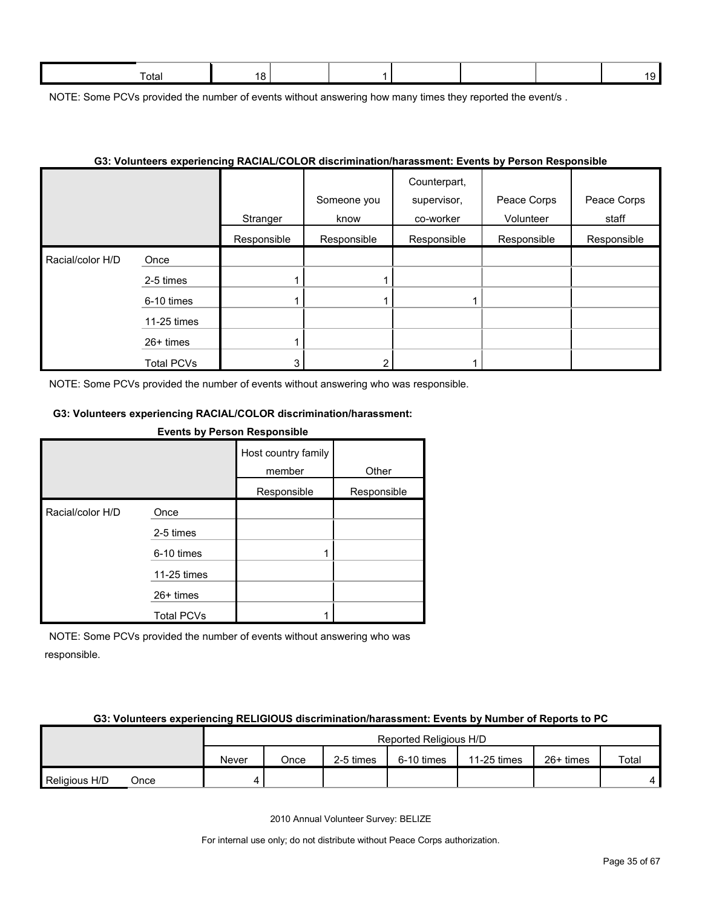| Total | 18 | | 1 | | | | 19 |
|---|---|---|---|---|---|---|---|

NOTE: Some PCVs provided the number of events without answering how many times they reported the event/s .

**G3: Volunteers experiencing RACIAL/COLOR discrimination/harassment: Events by Person Responsible**

| | | Stranger | Someone you know | Counterpart, supervisor, co-worker | Peace Corps Volunteer | Peace Corps staff |
|---|---|---|---|---|---|---|
| | | Responsible | Responsible | Responsible | Responsible | Responsible |
| Racial/color H/D | Once | | | | | |
| | 2-5 times | 1 | 1 | | | |
| | 6-10 times | 1 | 1 | 1 | | |
| | 11-25 times | | | | | |
| | 26+ times | 1 | | | | |
| | Total PCVs | 3 | 2 | 1 | | |

NOTE: Some PCVs provided the number of events without answering who was responsible.

**G3: Volunteers experiencing RACIAL/COLOR discrimination/harassment: Events by Person Responsible**

| | | Host country family member | Other |
|---|---|---|---|
| | | Responsible | Responsible |
| Racial/color H/D | Once | | |
| | 2-5 times | | |
| | 6-10 times | 1 | |
| | 11-25 times | | |
| | 26+ times | | |
| | Total PCVs | 1 | |

NOTE: Some PCVs provided the number of events without answering who was responsible.

**G3: Volunteers experiencing RELIGIOUS discrimination/harassment: Events by Number of Reports to PC**

| | | Reported Religious H/D | | | | | | |
|---|---|---|---|---|---|---|---|---|
| | | Never | Once | 2-5 times | 6-10 times | 11-25 times | 26+ times | Total |
| Religious H/D | Once | 4 | | | | | | 4 |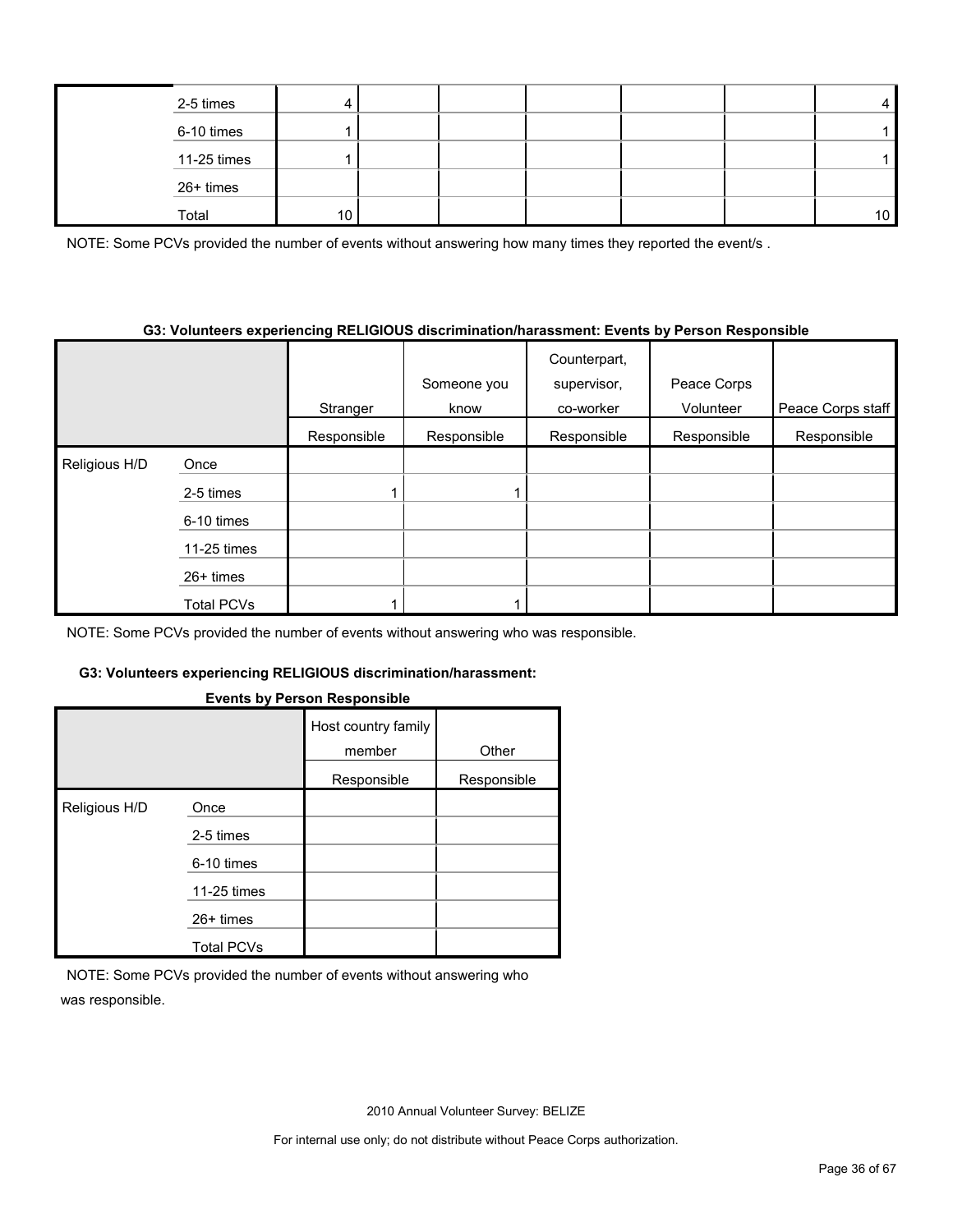| | | | | | | | |
|---|---|---|---|---|---|---|---|
| | 2-5 times | 4 | | | | | 4 |
| | 6-10 times | 1 | | | | | 1 |
| | 11-25 times | 1 | | | | | 1 |
| | 26+ times | | | | | | |
| | Total | 10 | | | | | 10 |

NOTE: Some PCVs provided the number of events without answering how many times they reported the event/s .

**G3: Volunteers experiencing RELIGIOUS discrimination/harassment: Events by Person Responsible**

| | | Stranger | Someone you know | Counterpart, supervisor, co-worker | Peace Corps Volunteer | Peace Corps staff |
|---|---|---|---|---|---|---|
| | | Responsible | Responsible | Responsible | Responsible | Responsible |
| Religious H/D | Once | | | | | |
| | 2-5 times | 1 | 1 | | | |
| | 6-10 times | | | | | |
| | 11-25 times | | | | | |
| | 26+ times | | | | | |
| | Total PCVs | 1 | 1 | | | |

NOTE: Some PCVs provided the number of events without answering who was responsible.

**G3: Volunteers experiencing RELIGIOUS discrimination/harassment: Events by Person Responsible**

| | | Host country family member | Other |
|---|---|---|---|
| | | Responsible | Responsible |
| Religious H/D | Once | | |
| | 2-5 times | | |
| | 6-10 times | | |
| | 11-25 times | | |
| | 26+ times | | |
| | Total PCVs | | |

NOTE: Some PCVs provided the number of events without answering who was responsible.

2010 Annual Volunteer Survey: BELIZE

For internal use only; do not distribute without Peace Corps authorization.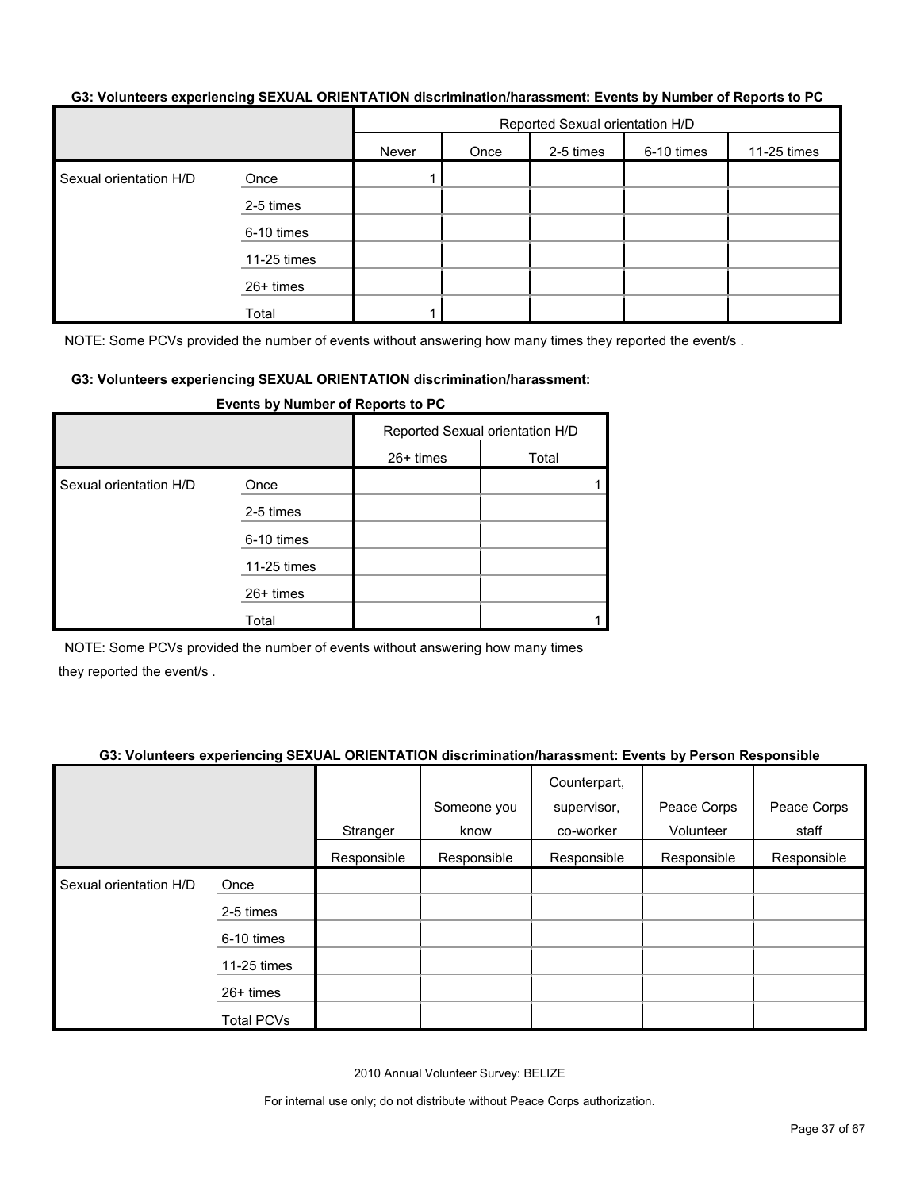**G3: Volunteers experiencing SEXUAL ORIENTATION discrimination/harassment: Events by Number of Reports to PC**

| | | Reported Sexual orientation H/D | | | | |
|---|---|---|---|---|---|---|
| | | Never | Once | 2-5 times | 6-10 times | 11-25 times |
| Sexual orientation H/D | Once | 1 | | | | |
| | 2-5 times | | | | | |
| | 6-10 times | | | | | |
| | 11-25 times | | | | | |
| | 26+ times | | | | | |
| | Total | 1 | | | | |

NOTE: Some PCVs provided the number of events without answering how many times they reported the event/s .

**G3: Volunteers experiencing SEXUAL ORIENTATION discrimination/harassment: Events by Number of Reports to PC**

| | | Reported Sexual orientation H/D | |
|---|---|---|---|
| | | 26+ times | Total |
| Sexual orientation H/D | Once | | 1 |
| | 2-5 times | | |
| | 6-10 times | | |
| | 11-25 times | | |
| | 26+ times | | |
| | Total | | 1 |

NOTE: Some PCVs provided the number of events without answering how many times they reported the event/s .

**G3: Volunteers experiencing SEXUAL ORIENTATION discrimination/harassment: Events by Person Responsible**

| | | Stranger | Someone you know | Counterpart, supervisor, co-worker | Peace Corps Volunteer | Peace Corps staff |
|---|---|---|---|---|---|---|
| | | Responsible | Responsible | Responsible | Responsible | Responsible |
| Sexual orientation H/D | Once | | | | | |
| | 2-5 times | | | | | |
| | 6-10 times | | | | | |
| | 11-25 times | | | | | |
| | 26+ times | | | | | |
| | Total PCVs | | | | | |

2010 Annual Volunteer Survey: BELIZE

For internal use only; do not distribute without Peace Corps authorization.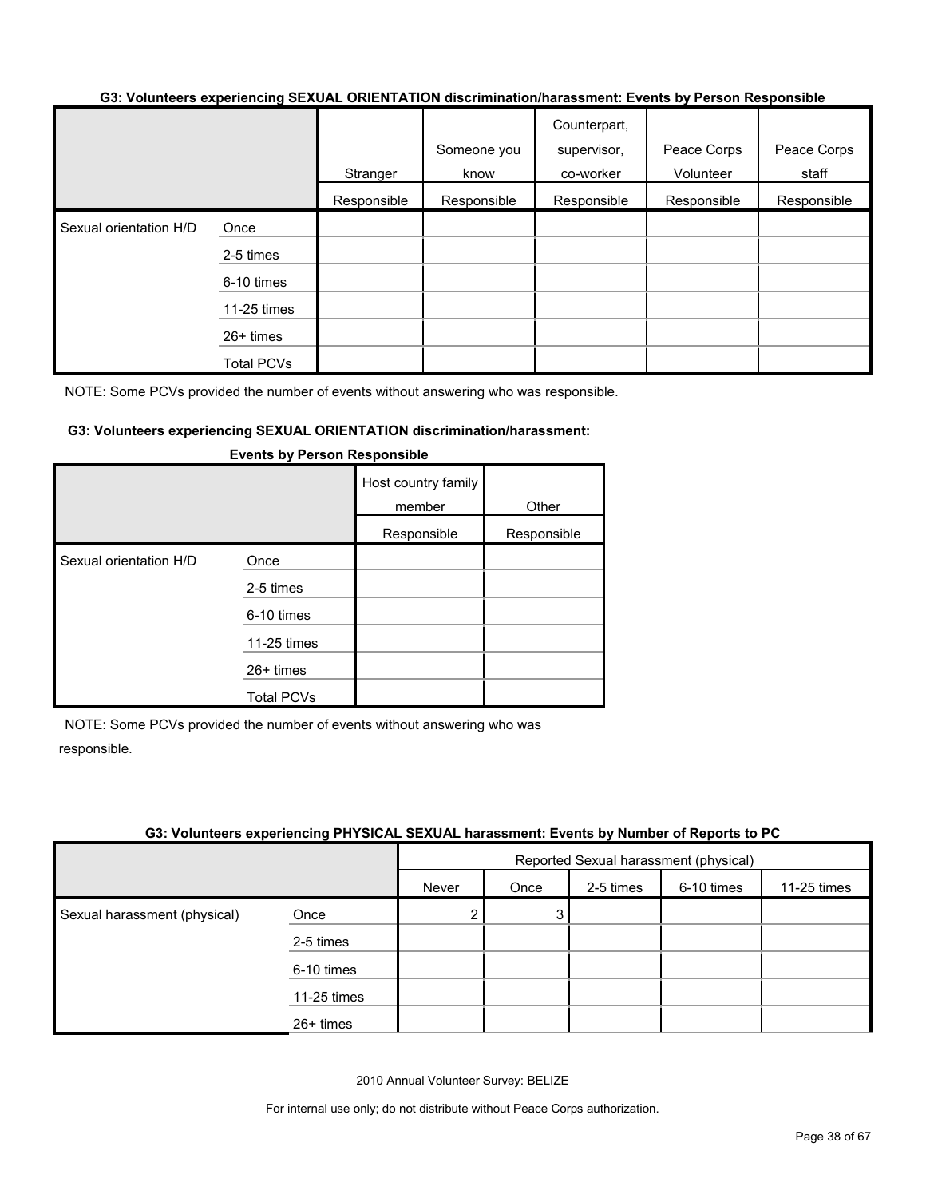#### G3: Volunteers experiencing SEXUAL ORIENTATION discrimination/harassment: Events by Person Responsible

| | | Stranger | Someone you know | Counterpart, supervisor, co-worker | Peace Corps Volunteer | Peace Corps staff |
|---|---|---|---|---|---|---|
| | | Responsible | Responsible | Responsible | Responsible | Responsible |
| Sexual orientation H/D | Once | | | | | |
| | 2-5 times | | | | | |
| | 6-10 times | | | | | |
| | 11-25 times | | | | | |
| | 26+ times | | | | | |
| | Total PCVs | | | | | |

NOTE: Some PCVs provided the number of events without answering who was responsible.

#### G3: Volunteers experiencing SEXUAL ORIENTATION discrimination/harassment: Events by Person Responsible

| | | Host country family member | Other |
|---|---|---|---|
| | | Responsible | Responsible |
| Sexual orientation H/D | Once | | |
| | 2-5 times | | |
| | 6-10 times | | |
| | 11-25 times | | |
| | 26+ times | | |
| | Total PCVs | | |

NOTE: Some PCVs provided the number of events without answering who was responsible.

#### G3: Volunteers experiencing PHYSICAL SEXUAL harassment: Events by Number of Reports to PC

| | | Reported Sexual harassment (physical) | | | | |
|---|---|---|---|---|---|---|
| | | Never | Once | 2-5 times | 6-10 times | 11-25 times |
| Sexual harassment (physical) | Once | 2 | 3 | | | |
| | 2-5 times | | | | | |
| | 6-10 times | | | | | |
| | 11-25 times | | | | | |
| | 26+ times | | | | | |

2010 Annual Volunteer Survey: BELIZE

For internal use only; do not distribute without Peace Corps authorization.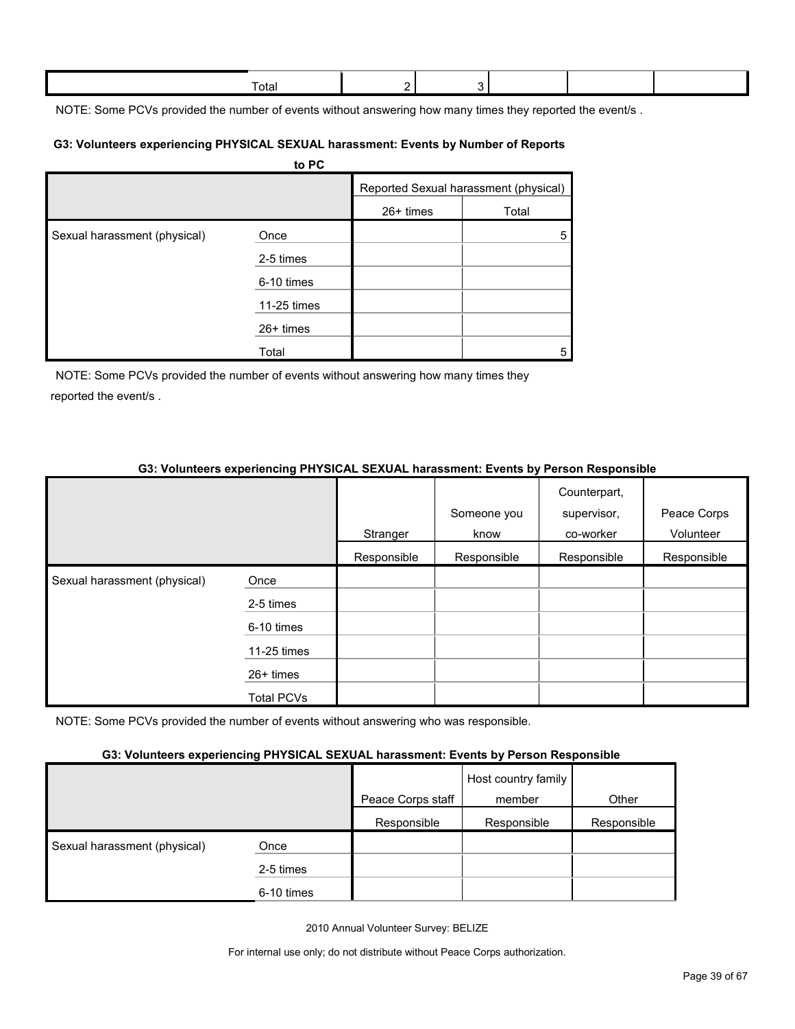| | Total | 2 | 3 | | | |
|---|---|---|---|---|---|---|

NOTE: Some PCVs provided the number of events without answering how many times they reported the event/s .

**G3: Volunteers experiencing PHYSICAL SEXUAL harassment: Events by Number of Reports to PC**

| | | Reported Sexual harassment (physical) | |
|---|---|---|---|
| | | 26+ times | Total |
| Sexual harassment (physical) | Once | | 5 |
| | 2-5 times | | |
| | 6-10 times | | |
| | 11-25 times | | |
| | 26+ times | | |
| | Total | | 5 |

NOTE: Some PCVs provided the number of events without answering how many times they reported the event/s .

**G3: Volunteers experiencing PHYSICAL SEXUAL harassment: Events by Person Responsible**

| | | Stranger | Someone you know | Counterpart, supervisor, co-worker | Peace Corps Volunteer |
|---|---|---|---|---|---|
| | | Responsible | Responsible | Responsible | Responsible |
| Sexual harassment (physical) | Once | | | | |
| | 2-5 times | | | | |
| | 6-10 times | | | | |
| | 11-25 times | | | | |
| | 26+ times | | | | |
| | Total PCVs | | | | |

NOTE: Some PCVs provided the number of events without answering who was responsible.

**G3: Volunteers experiencing PHYSICAL SEXUAL harassment: Events by Person Responsible**

| | | Peace Corps staff | Host country family member | Other |
|---|---|---|---|---|
| | | Responsible | Responsible | Responsible |
| Sexual harassment (physical) | Once | | | |
| | 2-5 times | | | |
| | 6-10 times | | | |

2010 Annual Volunteer Survey: BELIZE

For internal use only; do not distribute without Peace Corps authorization.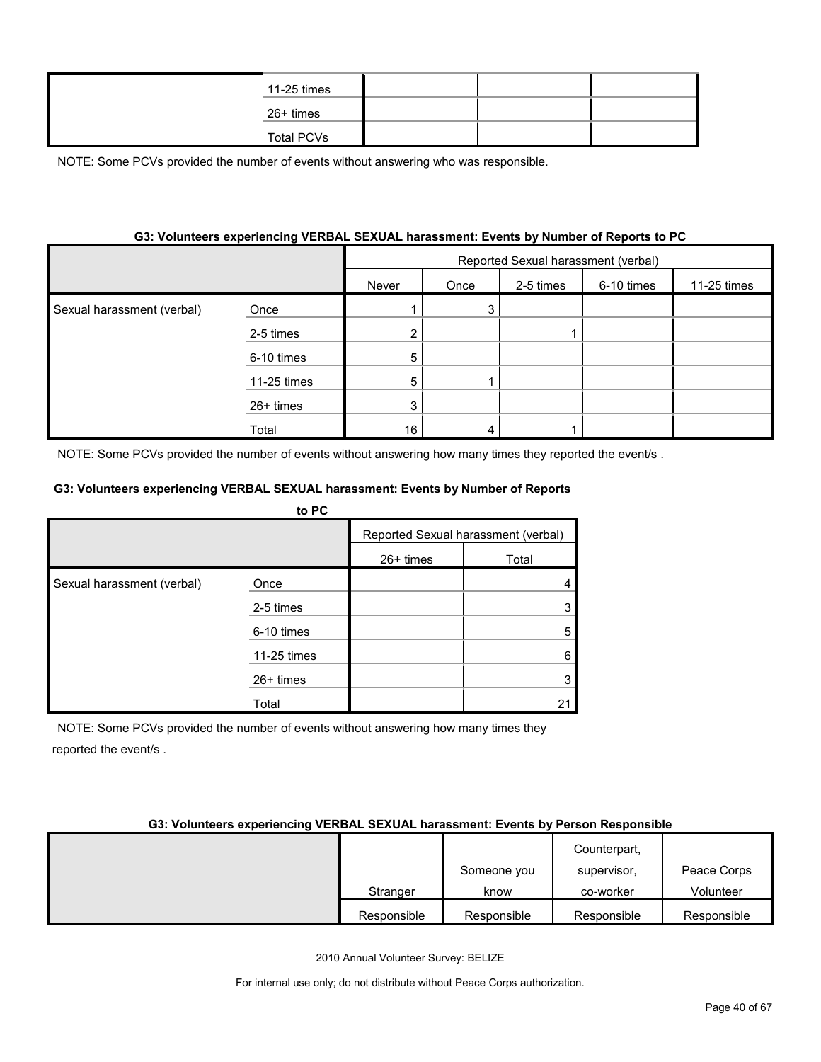| | | | | |
|---|---|---|---|---|
| | 11-25 times | | | |
| | 26+ times | | | |
| | Total PCVs | | | |

NOTE: Some PCVs provided the number of events without answering who was responsible.

**G3: Volunteers experiencing VERBAL SEXUAL harassment: Events by Number of Reports to PC**

| | | Reported Sexual harassment (verbal) | | | | | |
|---|---|---|---|---|---|---|---|
| | | Never | Once | 2-5 times | 6-10 times | 11-25 times | 26+ times | Total |
| Sexual harassment (verbal) | Once | 1 | 3 | | | | | 4 |
| | 2-5 times | 2 | | 1 | | | | 3 |
| | 6-10 times | 5 | | | | | | 5 |
| | 11-25 times | 5 | 1 | | | | | 6 |
| | 26+ times | 3 | | | | | | 3 |
| | Total | 16 | 4 | 1 | | | | 21 |

NOTE: Some PCVs provided the number of events without answering how many times they reported the event/s .

**G3: Volunteers experiencing VERBAL SEXUAL harassment: Events by Person Responsible**

| | Stranger | Someone you know | Counterpart, supervisor, co-worker | Peace Corps Volunteer |
|---|---|---|---|---|
| | Responsible | Responsible | Responsible | Responsible |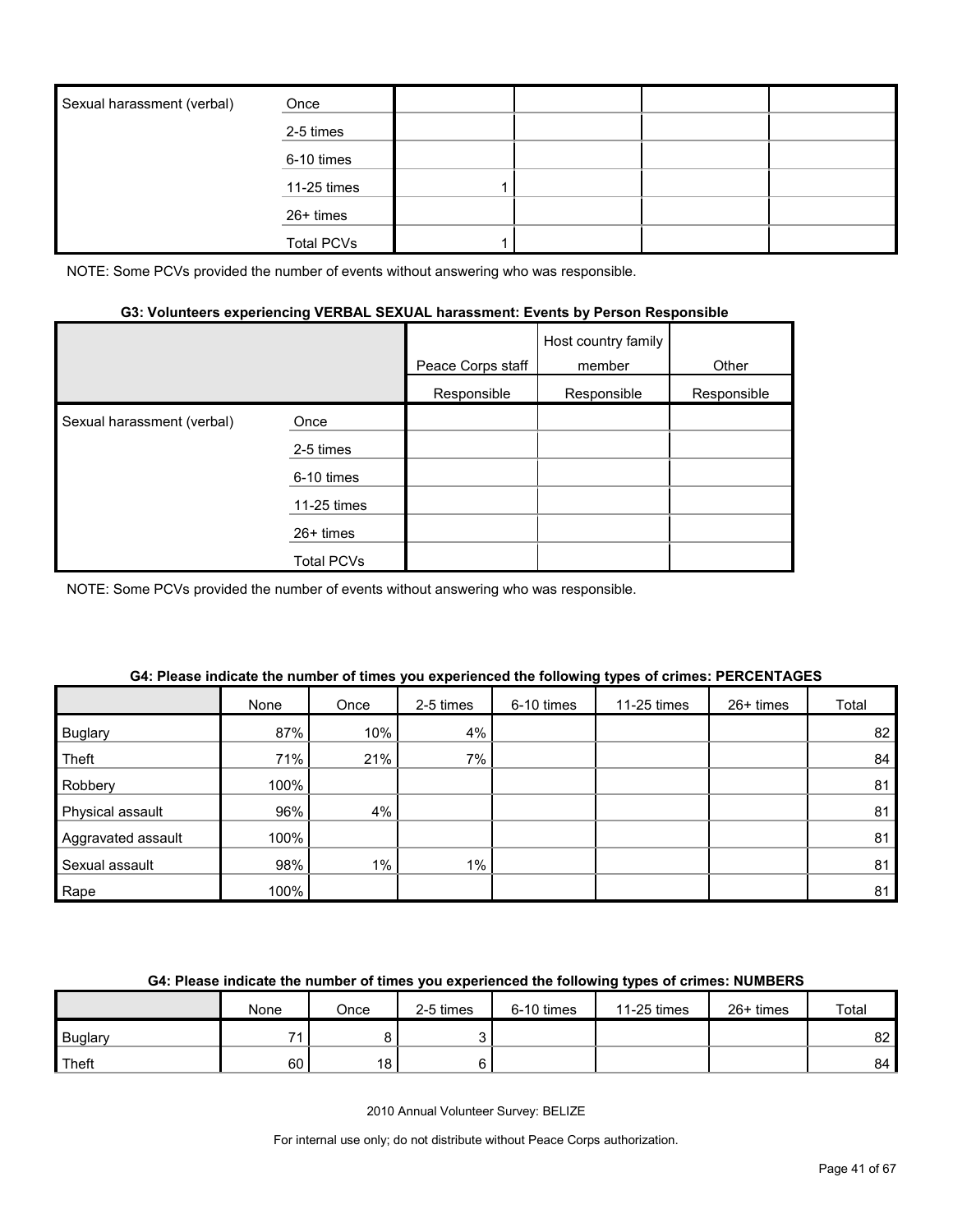| | | | | | |
|---|---|---|---|---|---|
| Sexual harassment (verbal) | Once | | | | |
| | 2-5 times | | | | |
| | 6-10 times | | | | |
| | 11-25 times | 1 | | | |
| | 26+ times | | | | |
| | Total PCVs | 1 | | | |

NOTE: Some PCVs provided the number of events without answering who was responsible.

**G3: Volunteers experiencing VERBAL SEXUAL harassment: Events by Person Responsible**

| | | Peace Corps staff | Host country family member | Other |
|---|---|---|---|---|
| | | Responsible | Responsible | Responsible |
| Sexual harassment (verbal) | Once | | | |
| | 2-5 times | | | |
| | 6-10 times | | | |
| | 11-25 times | | | |
| | 26+ times | | | |
| | Total PCVs | | | |

NOTE: Some PCVs provided the number of events without answering who was responsible.

**G4: Please indicate the number of times you experienced the following types of crimes: PERCENTAGES**

| | None | Once | 2-5 times | 6-10 times | 11-25 times | 26+ times | Total |
|---|---|---|---|---|---|---|---|
| Buglary | 87% | 10% | 4% | | | | 82 |
| Theft | 71% | 21% | 7% | | | | 84 |
| Robbery | 100% | | | | | | 81 |
| Physical assault | 96% | 4% | | | | | 81 |
| Aggravated assault | 100% | | | | | | 81 |
| Sexual assault | 98% | 1% | 1% | | | | 81 |
| Rape | 100% | | | | | | 81 |

**G4: Please indicate the number of times you experienced the following types of crimes: NUMBERS**

| | None | Once | 2-5 times | 6-10 times | 11-25 times | 26+ times | Total |
|---|---|---|---|---|---|---|---|
| Buglary | 71 | 8 | 3 | | | | 82 |
| Theft | 60 | 18 | 6 | | | | 84 |

2010 Annual Volunteer Survey: BELIZE

For internal use only; do not distribute without Peace Corps authorization.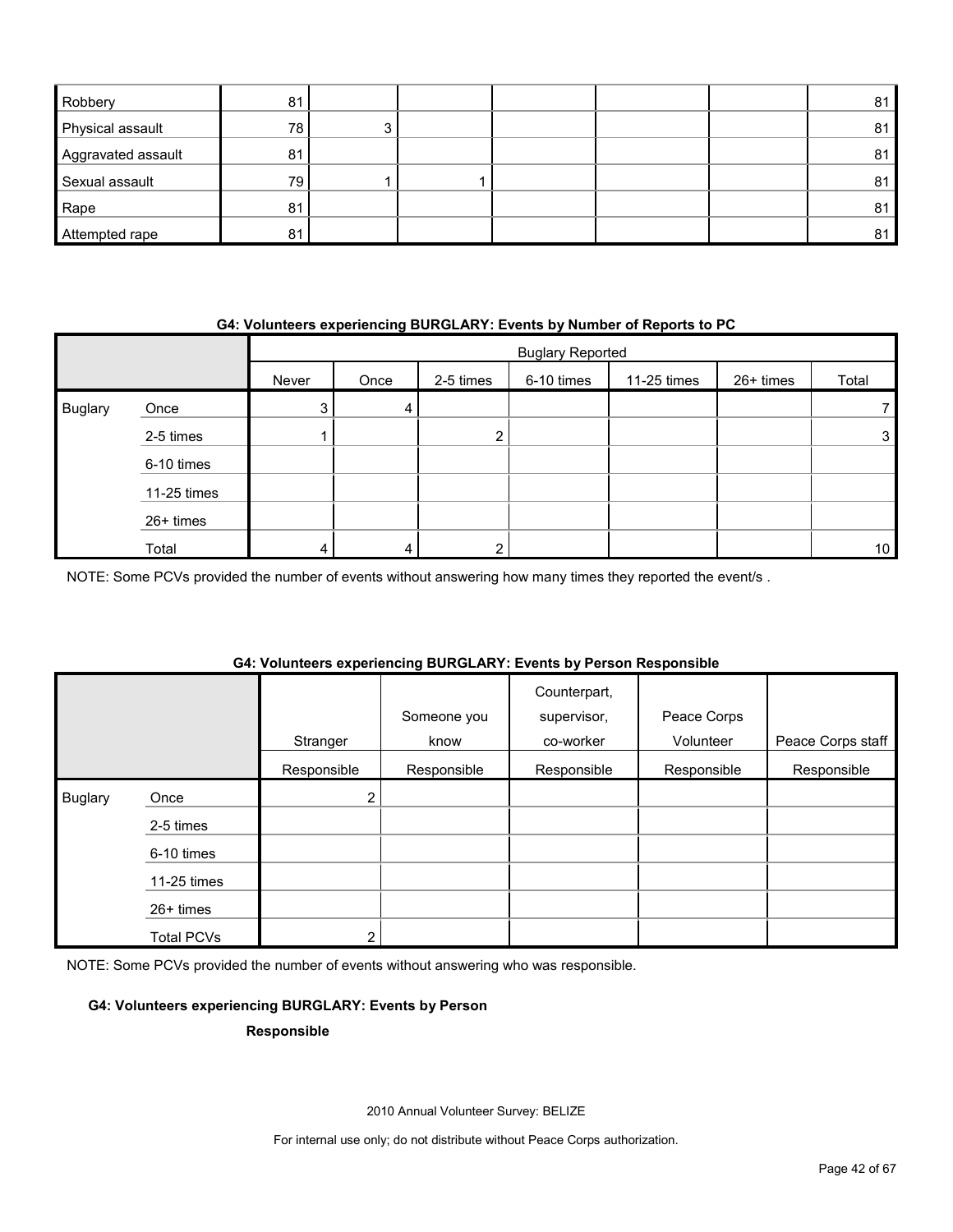| | | | | | | |
|---|---|---|---|---|---|---|
| Robbery | 81 | | | | | 81 |
| Physical assault | 78 | 3 | | | | 81 |
| Aggravated assault | 81 | | | | | 81 |
| Sexual assault | 79 | 1 | 1 | | | 81 |
| Rape | 81 | | | | | 81 |
| Attempted rape | 81 | | | | | 81 |

**G4: Volunteers experiencing BURGLARY: Events by Number of Reports to PC**

| | | Buglary Reported | | | | | | |
|---|---|---|---|---|---|---|---|---|
| | | Never | Once | 2-5 times | 6-10 times | 11-25 times | 26+ times | Total |
| Buglary | Once | 3 | 4 | | | | | 7 |
| | 2-5 times | 1 | | 2 | | | | 3 |
| | 6-10 times | | | | | | | |
| | 11-25 times | | | | | | | |
| | 26+ times | | | | | | | |
| | Total | 4 | 4 | 2 | | | | 10 |

NOTE: Some PCVs provided the number of events without answering how many times they reported the event/s .

**G4: Volunteers experiencing BURGLARY: Events by Person Responsible**

| | | Stranger | Someone you know | Counterpart, supervisor, co-worker | Peace Corps Volunteer | Peace Corps staff |
|---|---|---|---|---|---|---|
| | | Responsible | Responsible | Responsible | Responsible | Responsible |
| Buglary | Once | 2 | | | | |
| | 2-5 times | | | | | |
| | 6-10 times | | | | | |
| | 11-25 times | | | | | |
| | 26+ times | | | | | |
| | Total PCVs | 2 | | | | |

NOTE: Some PCVs provided the number of events without answering who was responsible.

**G4: Volunteers experiencing BURGLARY: Events by Person Responsible**

2010 Annual Volunteer Survey: BELIZE

For internal use only; do not distribute without Peace Corps authorization.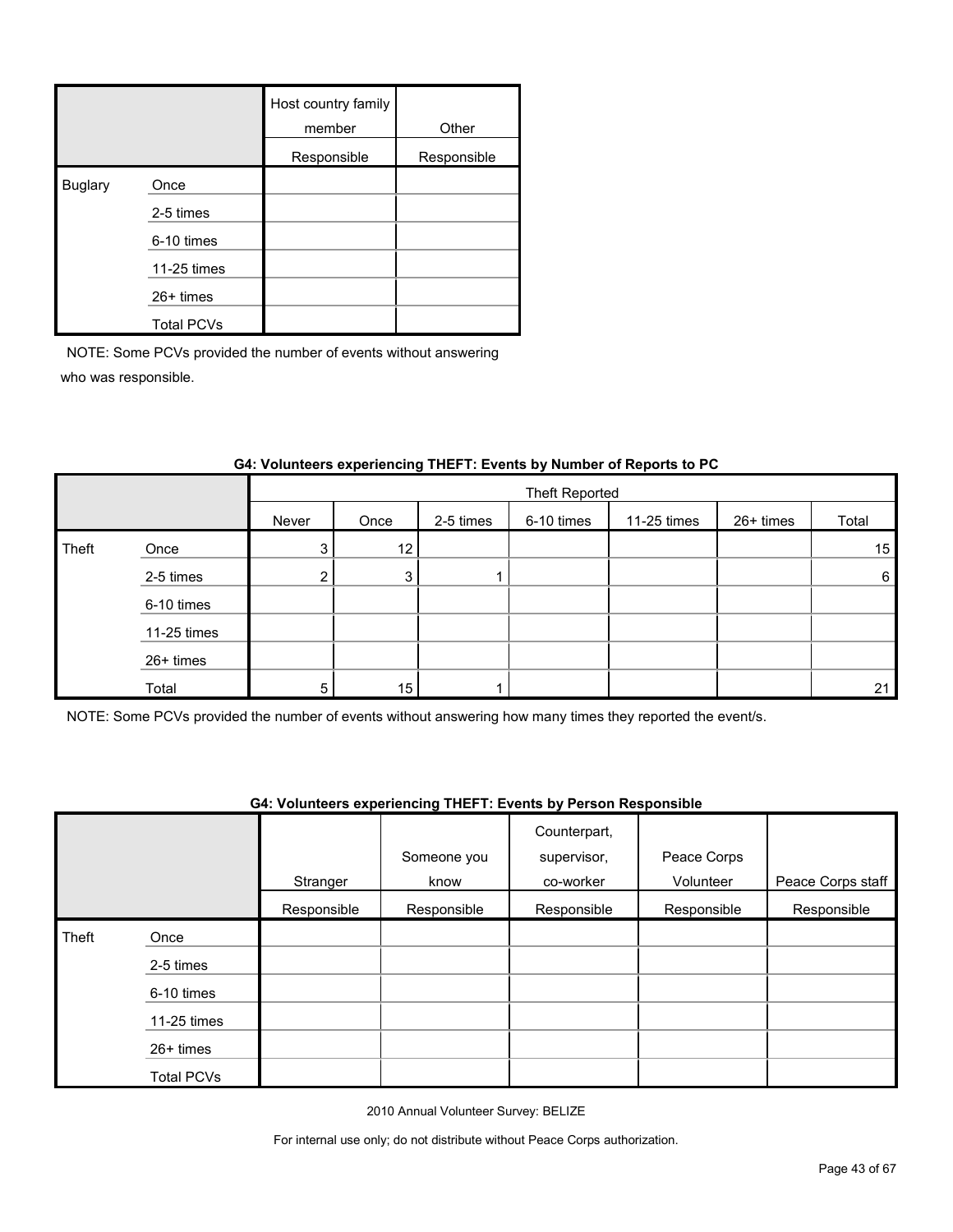| | | Host country family member | Other |
|---|---|---|---|
| | | Responsible | Responsible |
| Buglary | Once | | |
| | 2-5 times | | |
| | 6-10 times | | |
| | 11-25 times | | |
| | 26+ times | | |
| | Total PCVs | | |

NOTE: Some PCVs provided the number of events without answering who was responsible.

**G4: Volunteers experiencing THEFT: Events by Number of Reports to PC**

| | | Theft Reported | | | | | | |
|---|---|---|---|---|---|---|---|---|
| | | Never | Once | 2-5 times | 6-10 times | 11-25 times | 26+ times | Total |
| Theft | Once | 3 | 12 | | | | | 15 |
| | 2-5 times | 2 | 3 | 1 | | | | 6 |
| | 6-10 times | | | | | | | |
| | 11-25 times | | | | | | | |
| | 26+ times | | | | | | | |
| | Total | 5 | 15 | 1 | | | | 21 |

NOTE: Some PCVs provided the number of events without answering how many times they reported the event/s.

**G4: Volunteers experiencing THEFT: Events by Person Responsible**

| | | Stranger | Someone you know | Counterpart, supervisor, co-worker | Peace Corps Volunteer | Peace Corps staff |
|---|---|---|---|---|---|---|
| | | Responsible | Responsible | Responsible | Responsible | Responsible |
| Theft | Once | | | | | |
| | 2-5 times | | | | | |
| | 6-10 times | | | | | |
| | 11-25 times | | | | | |
| | 26+ times | | | | | |
| | Total PCVs | | | | | |

2010 Annual Volunteer Survey: BELIZE

For internal use only; do not distribute without Peace Corps authorization.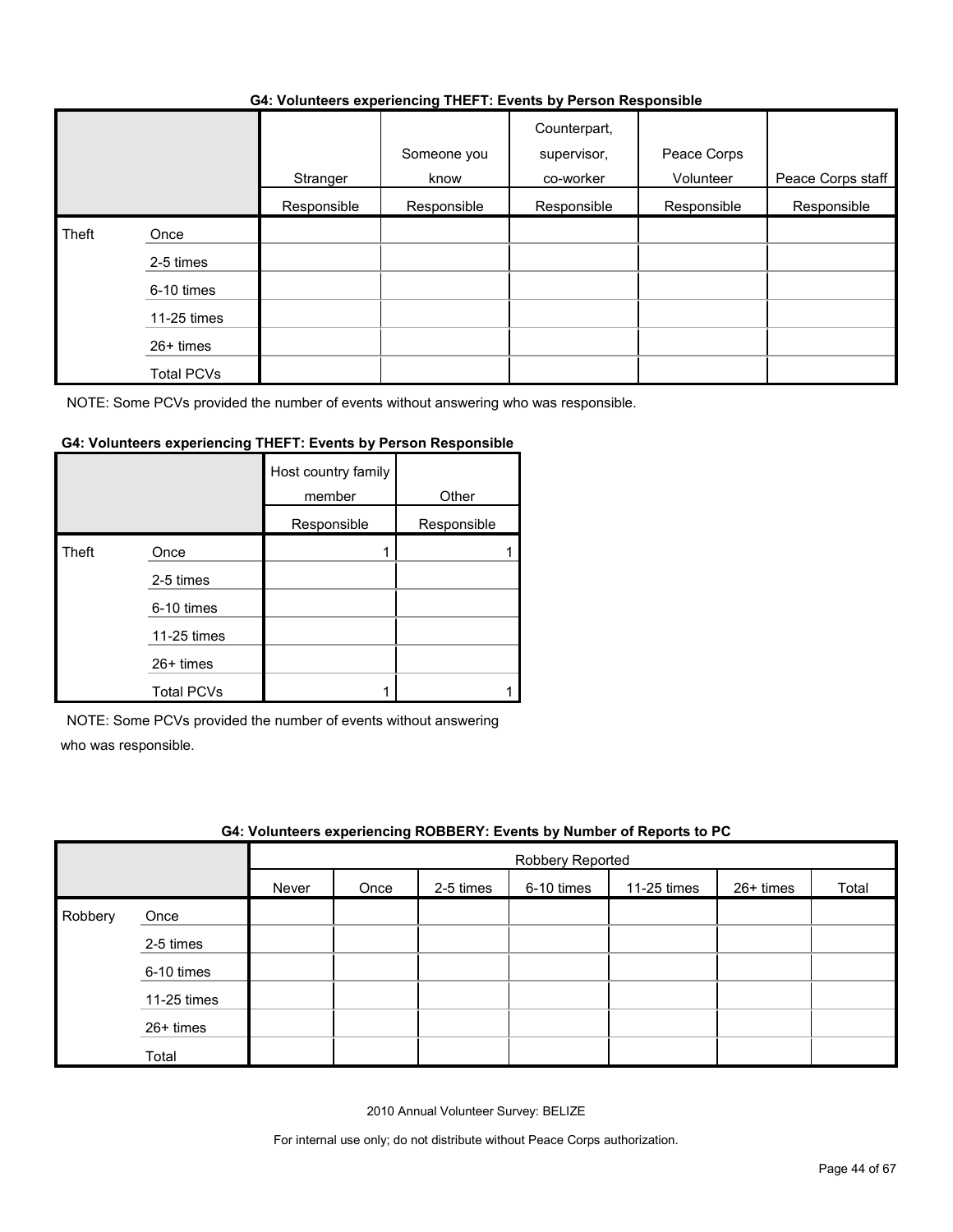**G4: Volunteers experiencing THEFT: Events by Person Responsible**

| | | Stranger | Someone you know | Counterpart, supervisor, co-worker | Peace Corps Volunteer | Peace Corps staff |
|---|---|---|---|---|---|---|
| | | Responsible | Responsible | Responsible | Responsible | Responsible |
| Theft | Once | | | | | |
| | 2-5 times | | | | | |
| | 6-10 times | | | | | |
| | 11-25 times | | | | | |
| | 26+ times | | | | | |
| | Total PCVs | | | | | |

NOTE: Some PCVs provided the number of events without answering who was responsible.

**G4: Volunteers experiencing THEFT: Events by Person Responsible**

| | | Host country family member | Other |
|---|---|---|---|
| | | Responsible | Responsible |
| Theft | Once | 1 | 1 |
| | 2-5 times | | |
| | 6-10 times | | |
| | 11-25 times | | |
| | 26+ times | | |
| | Total PCVs | 1 | 1 |

NOTE: Some PCVs provided the number of events without answering who was responsible.

**G4: Volunteers experiencing ROBBERY: Events by Number of Reports to PC**

| | | Robbery Reported | | | | | | |
|---|---|---|---|---|---|---|---|---|
| | | Never | Once | 2-5 times | 6-10 times | 11-25 times | 26+ times | Total |
| Robbery | Once | | | | | | | |
| | 2-5 times | | | | | | | |
| | 6-10 times | | | | | | | |
| | 11-25 times | | | | | | | |
| | 26+ times | | | | | | | |
| | Total | | | | | | | |

2010 Annual Volunteer Survey: BELIZE

For internal use only; do not distribute without Peace Corps authorization.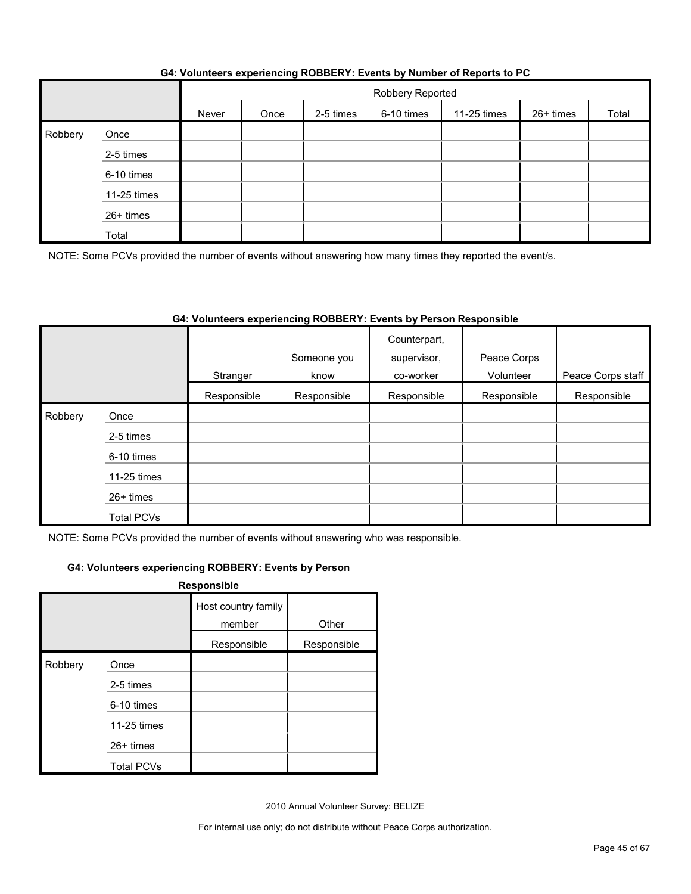### G4: Volunteers experiencing ROBBERY: Events by Number of Reports to PC

| | | Robbery Reported | | | | | | |
|---|---|---|---|---|---|---|---|---|
| | | Never | Once | 2-5 times | 6-10 times | 11-25 times | 26+ times | Total |
| Robbery | Once | | | | | | | |
| | 2-5 times | | | | | | | |
| | 6-10 times | | | | | | | |
| | 11-25 times | | | | | | | |
| | 26+ times | | | | | | | |
| | Total | | | | | | | |

NOTE: Some PCVs provided the number of events without answering how many times they reported the event/s.

### G4: Volunteers experiencing ROBBERY: Events by Person Responsible

| | | Stranger | Someone you know | Counterpart, supervisor, co-worker | Peace Corps Volunteer | Peace Corps staff |
|---|---|---|---|---|---|---|
| | | Responsible | Responsible | Responsible | Responsible | Responsible |
| Robbery | Once | | | | | |
| | 2-5 times | | | | | |
| | 6-10 times | | | | | |
| | 11-25 times | | | | | |
| | 26+ times | | | | | |
| | Total PCVs | | | | | |

NOTE: Some PCVs provided the number of events without answering who was responsible.

### G4: Volunteers experiencing ROBBERY: Events by Person Responsible

| | | Host country family member | Other |
|---|---|---|---|
| | | Responsible | Responsible |
| Robbery | Once | | |
| | 2-5 times | | |
| | 6-10 times | | |
| | 11-25 times | | |
| | 26+ times | | |
| | Total PCVs | | |

2010 Annual Volunteer Survey: BELIZE

For internal use only; do not distribute without Peace Corps authorization.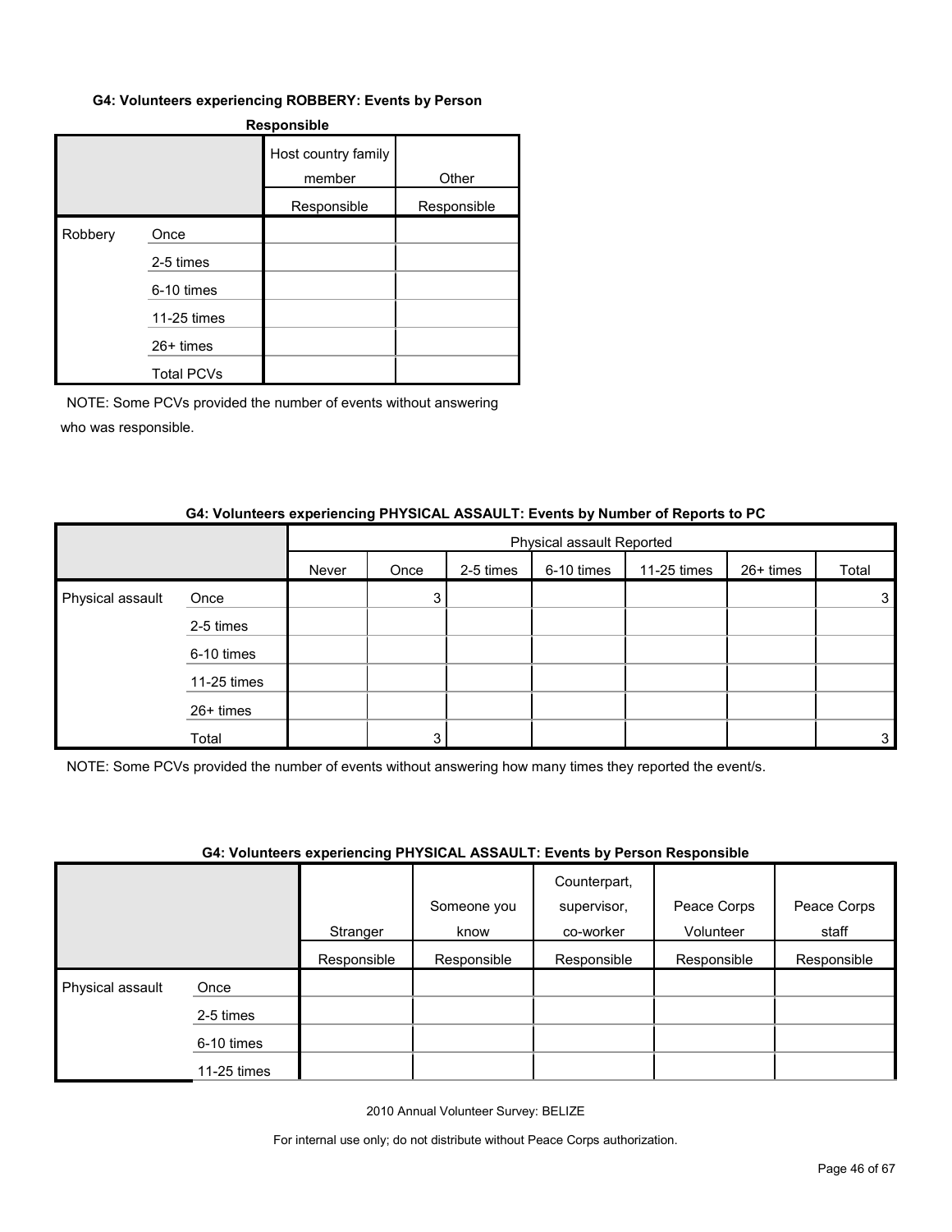#### G4: Volunteers experiencing ROBBERY: Events by Person Responsible

| | | Host country family member | Other |
|---|---|---|---|
| | | Responsible | Responsible |
| Robbery | Once | | |
| | 2-5 times | | |
| | 6-10 times | | |
| | 11-25 times | | |
| | 26+ times | | |
| | Total PCVs | | |

NOTE: Some PCVs provided the number of events without answering who was responsible.

#### G4: Volunteers experiencing PHYSICAL ASSAULT: Events by Number of Reports to PC

| | | Physical assault Reported | | | | | | |
|---|---|---|---|---|---|---|---|---|
| | | Never | Once | 2-5 times | 6-10 times | 11-25 times | 26+ times | Total |
| Physical assault | Once | | 3 | | | | | 3 |
| | 2-5 times | | | | | | | |
| | 6-10 times | | | | | | | |
| | 11-25 times | | | | | | | |
| | 26+ times | | | | | | | |
| | Total | | 3 | | | | | 3 |

NOTE: Some PCVs provided the number of events without answering how many times they reported the event/s.

#### G4: Volunteers experiencing PHYSICAL ASSAULT: Events by Person Responsible

| | | Stranger | Someone you know | Counterpart, supervisor, co-worker | Peace Corps Volunteer | Peace Corps staff |
|---|---|---|---|---|---|---|
| | | Responsible | Responsible | Responsible | Responsible | Responsible |
| Physical assault | Once | | | | | |
| | 2-5 times | | | | | |
| | 6-10 times | | | | | |
| | 11-25 times | | | | | |

2010 Annual Volunteer Survey: BELIZE

For internal use only; do not distribute without Peace Corps authorization.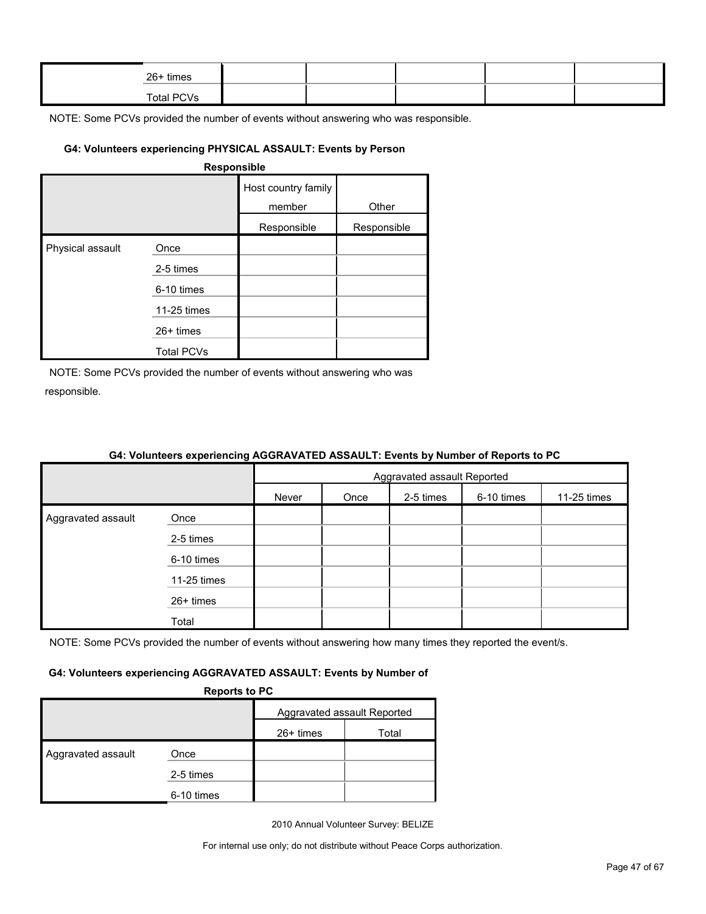| | | | | | | |
|---|---|---|---|---|---|---|
| | 26+ times | | | | | |
| | Total PCVs | | | | | |

NOTE: Some PCVs provided the number of events without answering who was responsible.

#### G4: Volunteers experiencing PHYSICAL ASSAULT: Events by Person Responsible

| | | Host country family member | Other |
|---|---|---|---|
| | | Responsible | Responsible |
| Physical assault | Once | | |
| | 2-5 times | | |
| | 6-10 times | | |
| | 11-25 times | | |
| | 26+ times | | |
| | Total PCVs | | |

NOTE: Some PCVs provided the number of events without answering who was responsible.

#### G4: Volunteers experiencing AGGRAVATED ASSAULT: Events by Number of Reports to PC

| | | Aggravated assault Reported | | | | |
|---|---|---|---|---|---|---|
| | | Never | Once | 2-5 times | 6-10 times | 11-25 times |
| Aggravated assault | Once | | | | | |
| | 2-5 times | | | | | |
| | 6-10 times | | | | | |
| | 11-25 times | | | | | |
| | 26+ times | | | | | |
| | Total | | | | | |

NOTE: Some PCVs provided the number of events without answering how many times they reported the event/s.

#### G4: Volunteers experiencing AGGRAVATED ASSAULT: Events by Number of Reports to PC

| | | Aggravated assault Reported | |
|---|---|---|---|
| | | 26+ times | Total |
| Aggravated assault | Once | | |
| | 2-5 times | | |
| | 6-10 times | | |

2010 Annual Volunteer Survey: BELIZE

For internal use only; do not distribute without Peace Corps authorization.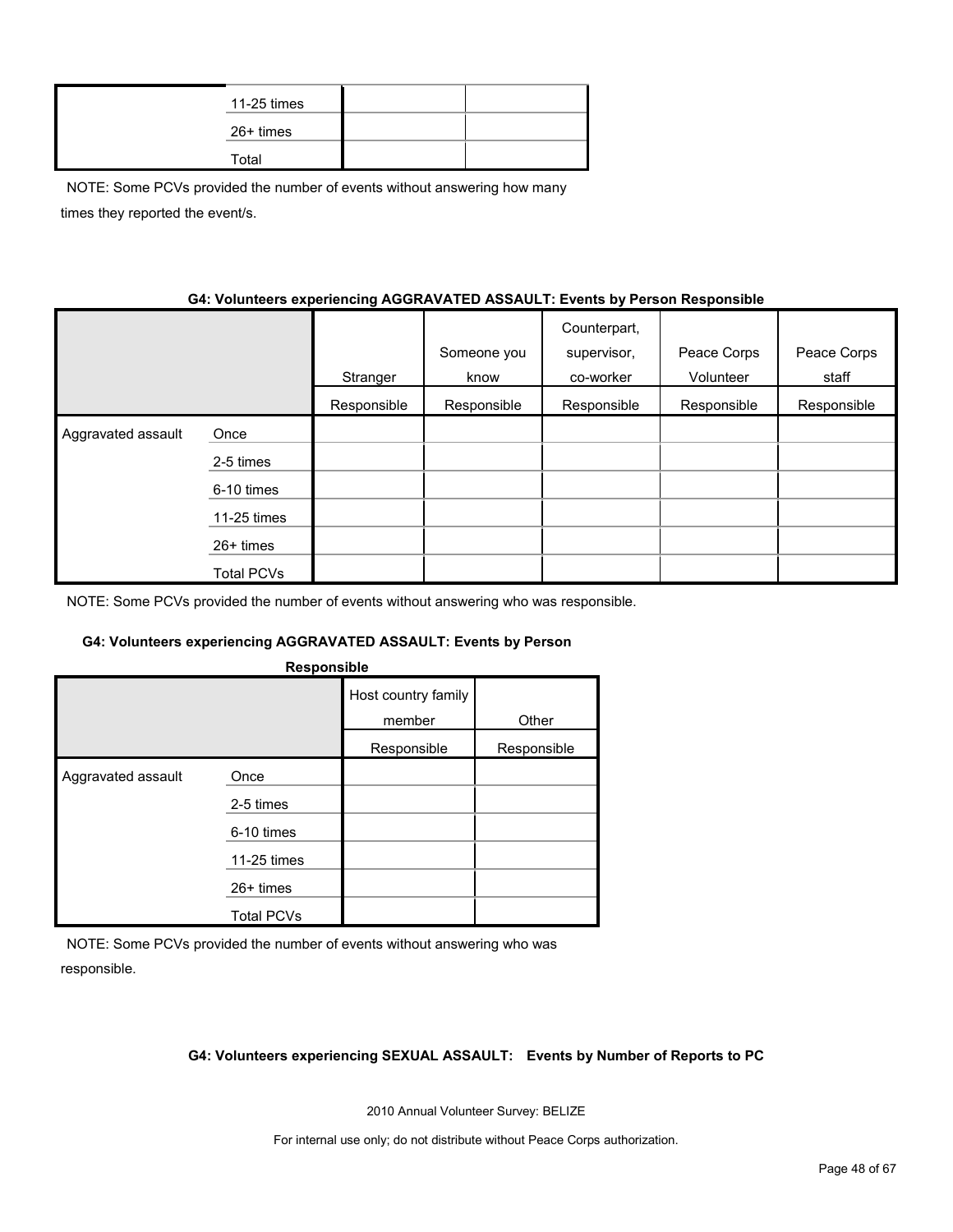| | | | |
|---|---|---|---|
| | 11-25 times | | |
| | 26+ times | | |
| | Total | | |

NOTE: Some PCVs provided the number of events without answering how many times they reported the event/s.

**G4: Volunteers experiencing AGGRAVATED ASSAULT: Events by Person Responsible**

| | | Stranger | Someone you know | Counterpart, supervisor, co-worker | Peace Corps Volunteer | Peace Corps staff |
|---|---|---|---|---|---|---|
| | | Responsible | Responsible | Responsible | Responsible | Responsible |
| Aggravated assault | Once | | | | | |
| | 2-5 times | | | | | |
| | 6-10 times | | | | | |
| | 11-25 times | | | | | |
| | 26+ times | | | | | |
| | Total PCVs | | | | | |

NOTE: Some PCVs provided the number of events without answering who was responsible.

**G4: Volunteers experiencing AGGRAVATED ASSAULT: Events by Person Responsible**

| | | Host country family member | Other |
|---|---|---|---|
| | | Responsible | Responsible |
| Aggravated assault | Once | | |
| | 2-5 times | | |
| | 6-10 times | | |
| | 11-25 times | | |
| | 26+ times | | |
| | Total PCVs | | |

NOTE: Some PCVs provided the number of events without answering who was responsible.

**G4: Volunteers experiencing SEXUAL ASSAULT: Events by Number of Reports to PC**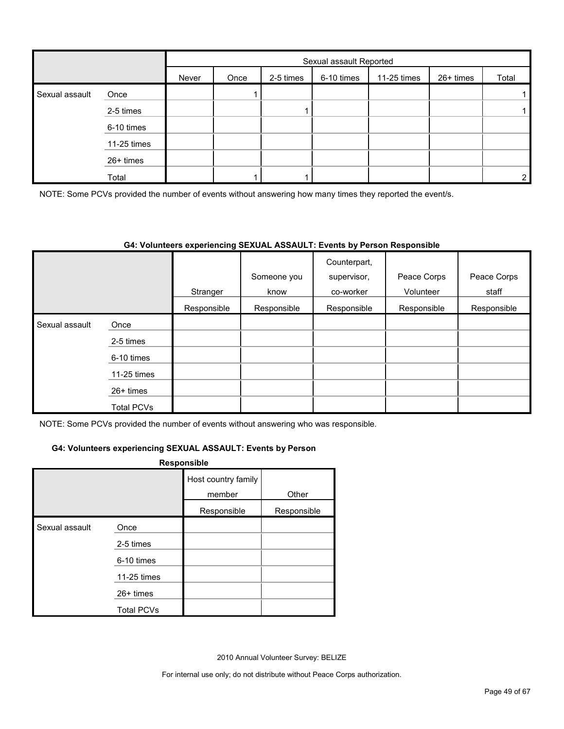| | | Sexual assault Reported | | | | | | |
|---|---|---|---|---|---|---|---|---|
| | | Never | Once | 2-5 times | 6-10 times | 11-25 times | 26+ times | Total |
| Sexual assault | Once | | 1 | | | | | 1 |
| | 2-5 times | | | 1 | | | | 1 |
| | 6-10 times | | | | | | | |
| | 11-25 times | | | | | | | |
| | 26+ times | | | | | | | |
| | Total | | 1 | 1 | | | | 2 |

NOTE: Some PCVs provided the number of events without answering how many times they reported the event/s.

**G4: Volunteers experiencing SEXUAL ASSAULT: Events by Person Responsible**

| | | Stranger | Someone you know | Counterpart, supervisor, co-worker | Peace Corps Volunteer | Peace Corps staff |
|---|---|---|---|---|---|---|
| | | Responsible | Responsible | Responsible | Responsible | Responsible |
| Sexual assault | Once | | | | | |
| | 2-5 times | | | | | |
| | 6-10 times | | | | | |
| | 11-25 times | | | | | |
| | 26+ times | | | | | |
| | Total PCVs | | | | | |

NOTE: Some PCVs provided the number of events without answering who was responsible.

**G4: Volunteers experiencing SEXUAL ASSAULT: Events by Person Responsible**

| | | Host country family member | Other |
|---|---|---|---|
| | | Responsible | Responsible |
| Sexual assault | Once | | |
| | 2-5 times | | |
| | 6-10 times | | |
| | 11-25 times | | |
| | 26+ times | | |
| | Total PCVs | | |

2010 Annual Volunteer Survey: BELIZE

For internal use only; do not distribute without Peace Corps authorization.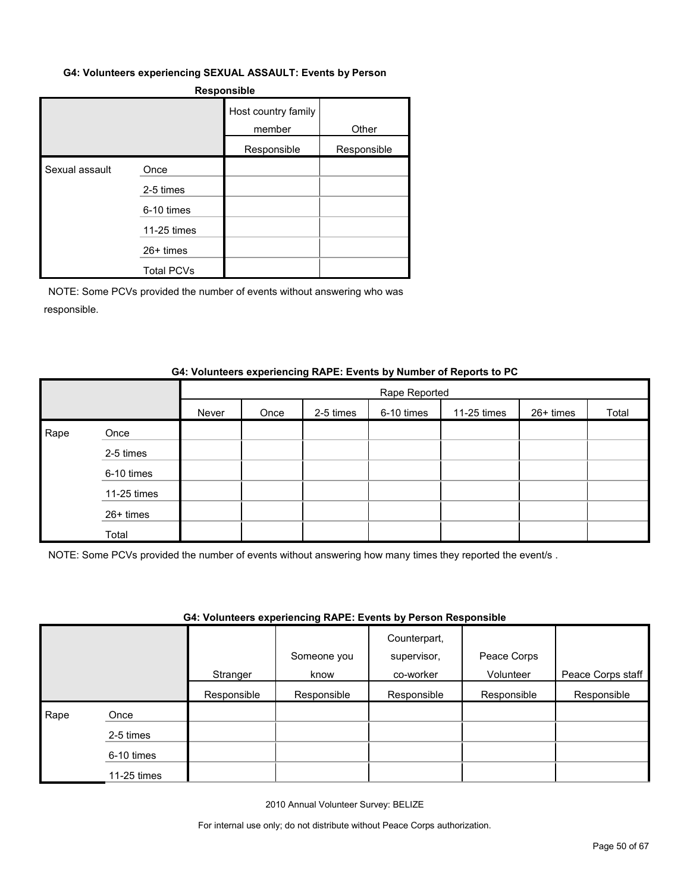**G4: Volunteers experiencing SEXUAL ASSAULT: Events by Person Responsible**

| | | Host country family member | Other |
|---|---|---|---|
| | | Responsible | Responsible |
| Sexual assault | Once | | |
| | 2-5 times | | |
| | 6-10 times | | |
| | 11-25 times | | |
| | 26+ times | | |
| | Total PCVs | | |

NOTE: Some PCVs provided the number of events without answering who was responsible.

**G4: Volunteers experiencing RAPE: Events by Number of Reports to PC**

| | | Rape Reported | | | | | | |
|---|---|---|---|---|---|---|---|---|
| | | Never | Once | 2-5 times | 6-10 times | 11-25 times | 26+ times | Total |
| Rape | Once | | | | | | | |
| | 2-5 times | | | | | | | |
| | 6-10 times | | | | | | | |
| | 11-25 times | | | | | | | |
| | 26+ times | | | | | | | |
| | Total | | | | | | | |

NOTE: Some PCVs provided the number of events without answering how many times they reported the event/s .

**G4: Volunteers experiencing RAPE: Events by Person Responsible**

| | | Stranger | Someone you know | Counterpart, supervisor, co-worker | Peace Corps Volunteer | Peace Corps staff |
|---|---|---|---|---|---|---|
| | | Responsible | Responsible | Responsible | Responsible | Responsible |
| Rape | Once | | | | | |
| | 2-5 times | | | | | |
| | 6-10 times | | | | | |
| | 11-25 times | | | | | |

2010 Annual Volunteer Survey: BELIZE

For internal use only; do not distribute without Peace Corps authorization.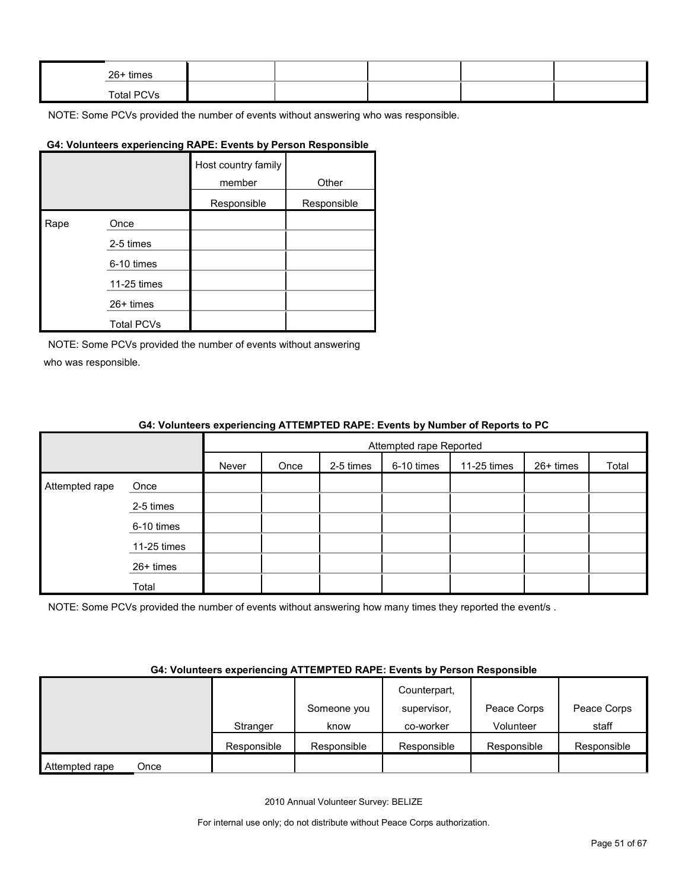| | | | | | | |
|---|---|---|---|---|---|---|
| | 26+ times | | | | | |
| | Total PCVs | | | | | |

NOTE: Some PCVs provided the number of events without answering who was responsible.

**G4: Volunteers experiencing RAPE: Events by Person Responsible**

| | | Host country family member | Other |
|---|---|---|---|
| | | Responsible | Responsible |
| Rape | Once | | |
| | 2-5 times | | |
| | 6-10 times | | |
| | 11-25 times | | |
| | 26+ times | | |
| | Total PCVs | | |

NOTE: Some PCVs provided the number of events without answering who was responsible.

**G4: Volunteers experiencing ATTEMPTED RAPE: Events by Number of Reports to PC**

| | | Attempted rape Reported | | | | | | |
|---|---|---|---|---|---|---|---|---|
| | | Never | Once | 2-5 times | 6-10 times | 11-25 times | 26+ times | Total |
| Attempted rape | Once | | | | | | | |
| | 2-5 times | | | | | | | |
| | 6-10 times | | | | | | | |
| | 11-25 times | | | | | | | |
| | 26+ times | | | | | | | |
| | Total | | | | | | | |

NOTE: Some PCVs provided the number of events without answering how many times they reported the event/s .

**G4: Volunteers experiencing ATTEMPTED RAPE: Events by Person Responsible**

| | | Stranger | Someone you know | Counterpart, supervisor, co-worker | Peace Corps Volunteer | Peace Corps staff |
|---|---|---|---|---|---|---|
| | | Responsible | Responsible | Responsible | Responsible | Responsible |
| Attempted rape | Once | | | | | |

2010 Annual Volunteer Survey: BELIZE

For internal use only; do not distribute without Peace Corps authorization.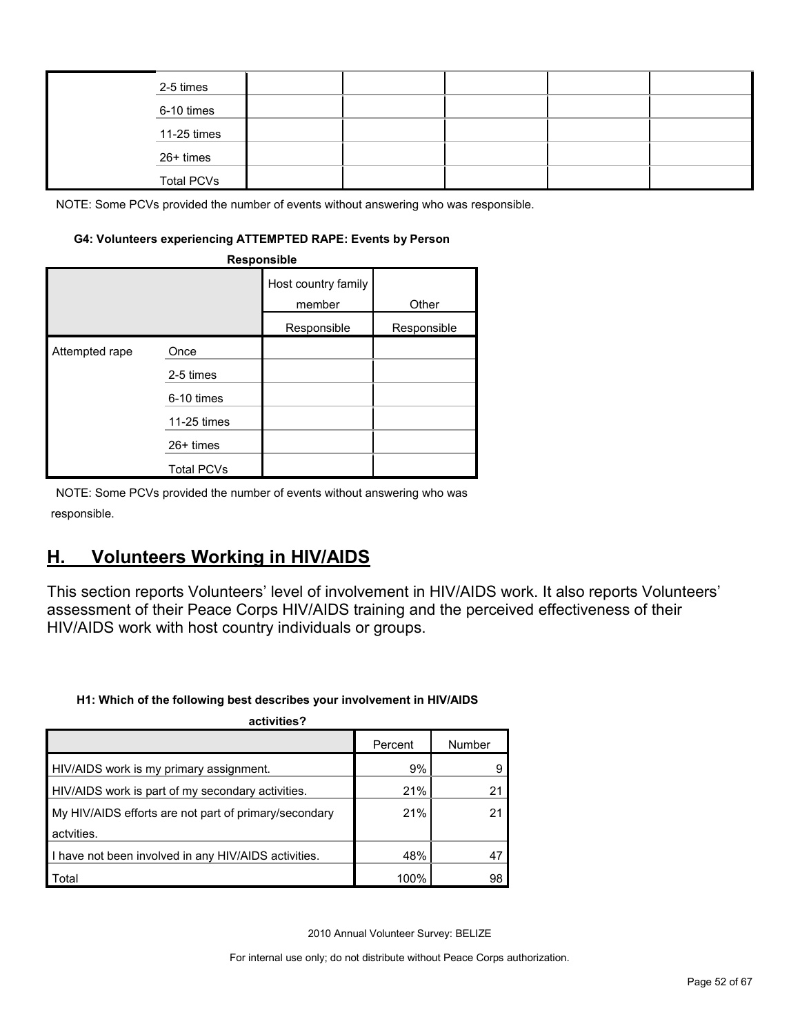| | | | | | | |
|---|---|---|---|---|---|---|
| | 2-5 times | | | | | |
| | 6-10 times | | | | | |
| | 11-25 times | | | | | |
| | 26+ times | | | | | |
| | Total PCVs | | | | | |

NOTE: Some PCVs provided the number of events without answering who was responsible.

**G4: Volunteers experiencing ATTEMPTED RAPE: Events by Person Responsible**

| | | Host country family member | Other |
|---|---|---|---|
| | | Responsible | Responsible |
| Attempted rape | Once | | |
| | 2-5 times | | |
| | 6-10 times | | |
| | 11-25 times | | |
| | 26+ times | | |
| | Total PCVs | | |

NOTE: Some PCVs provided the number of events without answering who was responsible.

## H. Volunteers Working in HIV/AIDS

This section reports Volunteers' level of involvement in HIV/AIDS work. It also reports Volunteers' assessment of their Peace Corps HIV/AIDS training and the perceived effectiveness of their HIV/AIDS work with host country individuals or groups.

**H1: Which of the following best describes your involvement in HIV/AIDS activities?**

| | Percent | Number |
|---|---|---|
| HIV/AIDS work is my primary assignment. | 9% | 9 |
| HIV/AIDS work is part of my secondary activities. | 21% | 21 |
| My HIV/AIDS efforts are not part of primary/secondary actvities. | 21% | 21 |
| I have not been involved in any HIV/AIDS activities. | 48% | 47 |
| Total | 100% | 98 |

2010 Annual Volunteer Survey: BELIZE

For internal use only; do not distribute without Peace Corps authorization.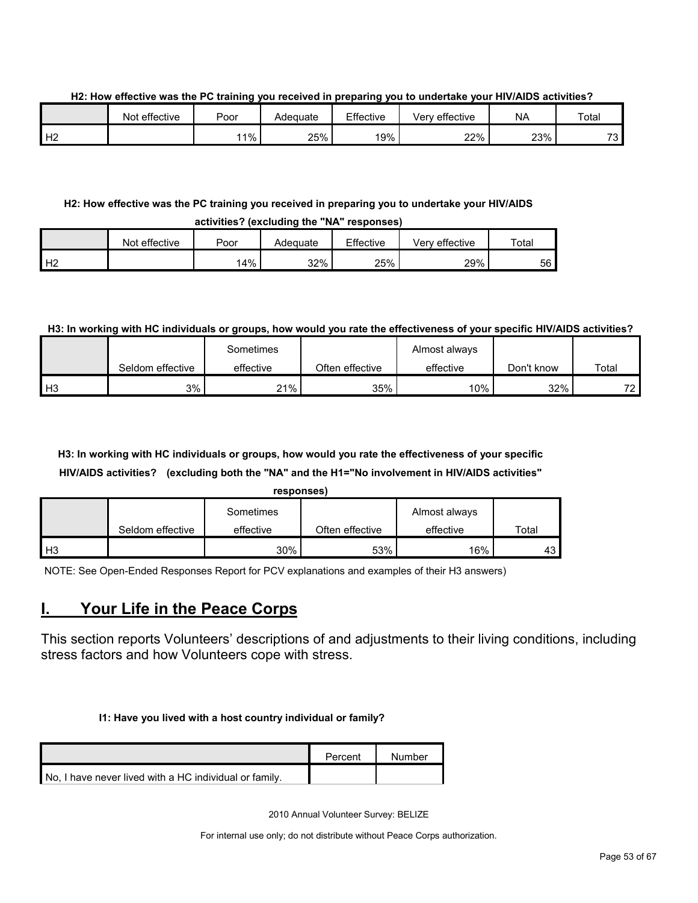**H2: How effective was the PC training you received in preparing you to undertake your HIV/AIDS activities?**

| | Not effective | Poor | Adequate | Effective | Very effective | NA | Total |
|---|---|---|---|---|---|---|---|
| H2 | | 11% | 25% | 19% | 22% | 23% | 73 |

**H2: How effective was the PC training you received in preparing you to undertake your HIV/AIDS activities? (excluding the "NA" responses)**

| | Not effective | Poor | Adequate | Effective | Very effective | Total |
|---|---|---|---|---|---|---|
| H2 | | 14% | 32% | 25% | 29% | 56 |

**H3: In working with HC individuals or groups, how would you rate the effectiveness of your specific HIV/AIDS activities?**

| | Seldom effective | Sometimes effective | Often effective | Almost always effective | Don't know | Total |
|---|---|---|---|---|---|---|
| H3 | 3% | 21% | 35% | 10% | 32% | 72 |

**H3: In working with HC individuals or groups, how would you rate the effectiveness of your specific HIV/AIDS activities? (excluding both the "NA" and the H1="No involvement in HIV/AIDS activities" responses)**

| | Seldom effective | Sometimes effective | Often effective | Almost always effective | Total |
|---|---|---|---|---|---|
| H3 | | 30% | 53% | 16% | 43 |

NOTE: See Open-Ended Responses Report for PCV explanations and examples of their H3 answers)

## I. Your Life in the Peace Corps

This section reports Volunteers' descriptions of and adjustments to their living conditions, including stress factors and how Volunteers cope with stress.

**I1: Have you lived with a host country individual or family?**

| | Percent | Number |
|---|---|---|
| No, I have never lived with a HC individual or family. | | |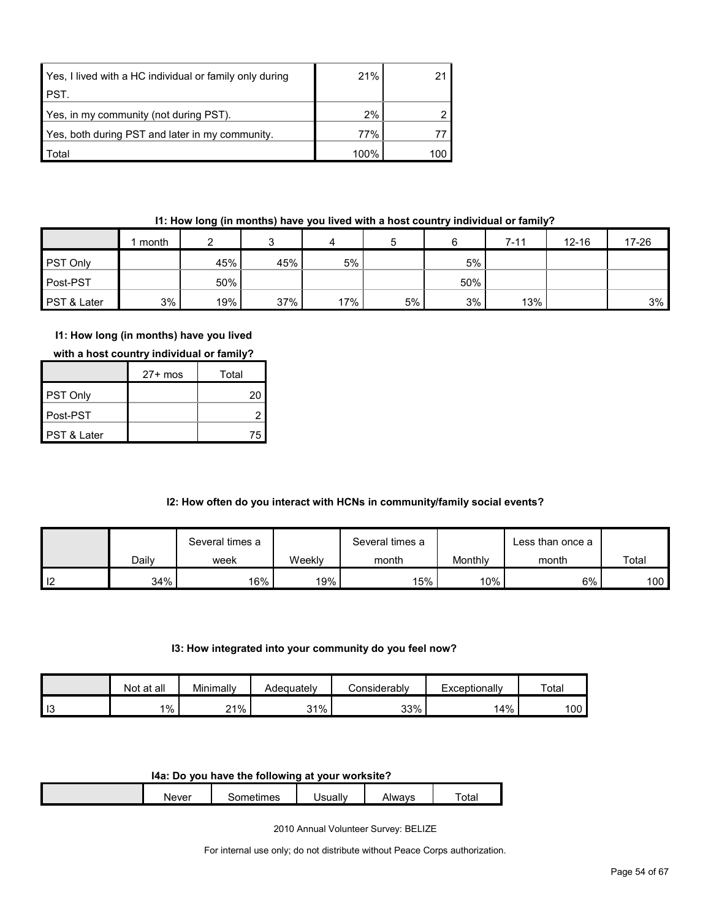| | | |
|---|---|---|
| Yes, I lived with a HC individual or family only during PST. | 21% | 21 |
| Yes, in my community (not during PST). | 2% | 2 |
| Yes, both during PST and later in my community. | 77% | 77 |
| Total | 100% | 100 |

**I1: How long (in months) have you lived with a host country individual or family?**

| | 1 month | 2 | 3 | 4 | 5 | 6 | 7-11 | 12-16 | 17-26 |
|---|---|---|---|---|---|---|---|---|---|
| PST Only | | 45% | 45% | 5% | | 5% | | | |
| Post-PST | | 50% | | | | 50% | | | |
| PST & Later | 3% | 19% | 37% | 17% | 5% | 3% | 13% | | 3% |

**I1: How long (in months) have you lived with a host country individual or family?**

| | 27+ mos | Total |
|---|---|---|
| PST Only | | 20 |
| Post-PST | | 2 |
| PST & Later | | 75 |

**I2: How often do you interact with HCNs in community/family social events?**

| | Daily | Several times a week | Weekly | Several times a month | Monthly | Less than once a month | Total |
|---|---|---|---|---|---|---|---|
| I2 | 34% | 16% | 19% | 15% | 10% | 6% | 100 |

**I3: How integrated into your community do you feel now?**

| | Not at all | Minimally | Adequately | Considerably | Exceptionally | Total |
|---|---|---|---|---|---|---|
| I3 | 1% | 21% | 31% | 33% | 14% | 100 |

**I4a: Do you have the following at your worksite?**

| | Never | Sometimes | Usually | Always | Total |
|---|---|---|---|---|---|

2010 Annual Volunteer Survey: BELIZE

For internal use only; do not distribute without Peace Corps authorization.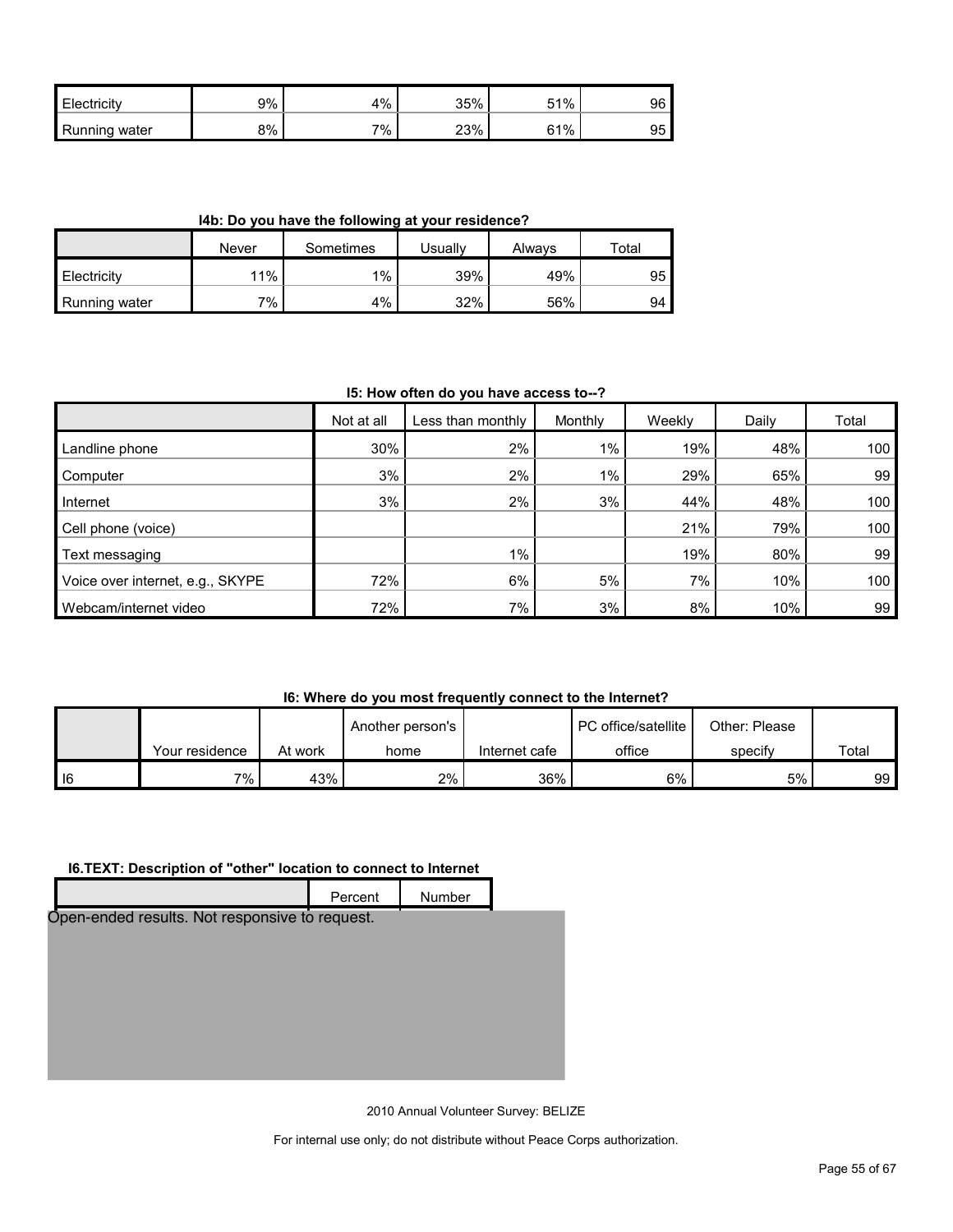| | | | | | |
|---|---|---|---|---|---|
| Electricity | 9% | 4% | 35% | 51% | 96 |
| Running water | 8% | 7% | 23% | 61% | 95 |

**I4b: Do you have the following at your residence?**

| | Never | Sometimes | Usually | Always | Total |
|---|---|---|---|---|---|
| Electricity | 11% | 1% | 39% | 49% | 95 |
| Running water | 7% | 4% | 32% | 56% | 94 |

**I5: How often do you have access to--?**

| | Not at all | Less than monthly | Monthly | Weekly | Daily | Total |
|---|---|---|---|---|---|---|
| Landline phone | 30% | 2% | 1% | 19% | 48% | 100 |
| Computer | 3% | 2% | 1% | 29% | 65% | 99 |
| Internet | 3% | 2% | 3% | 44% | 48% | 100 |
| Cell phone (voice) | | | | 21% | 79% | 100 |
| Text messaging | | 1% | | 19% | 80% | 99 |
| Voice over internet, e.g., SKYPE | 72% | 6% | 5% | 7% | 10% | 100 |
| Webcam/internet video | 72% | 7% | 3% | 8% | 10% | 99 |

**I6: Where do you most frequently connect to the Internet?**

| | Your residence | At work | Another person's home | Internet cafe | PC office/satellite office | Other: Please specify | Total |
|---|---|---|---|---|---|---|---|
| I6 | 7% | 43% | 2% | 36% | 6% | 5% | 99 |

**I6.TEXT: Description of "other" location to connect to Internet**

| | Percent | Number |
|---|---|---|

Open-ended results. Not responsive to request.

2010 Annual Volunteer Survey: BELIZE

For internal use only; do not distribute without Peace Corps authorization.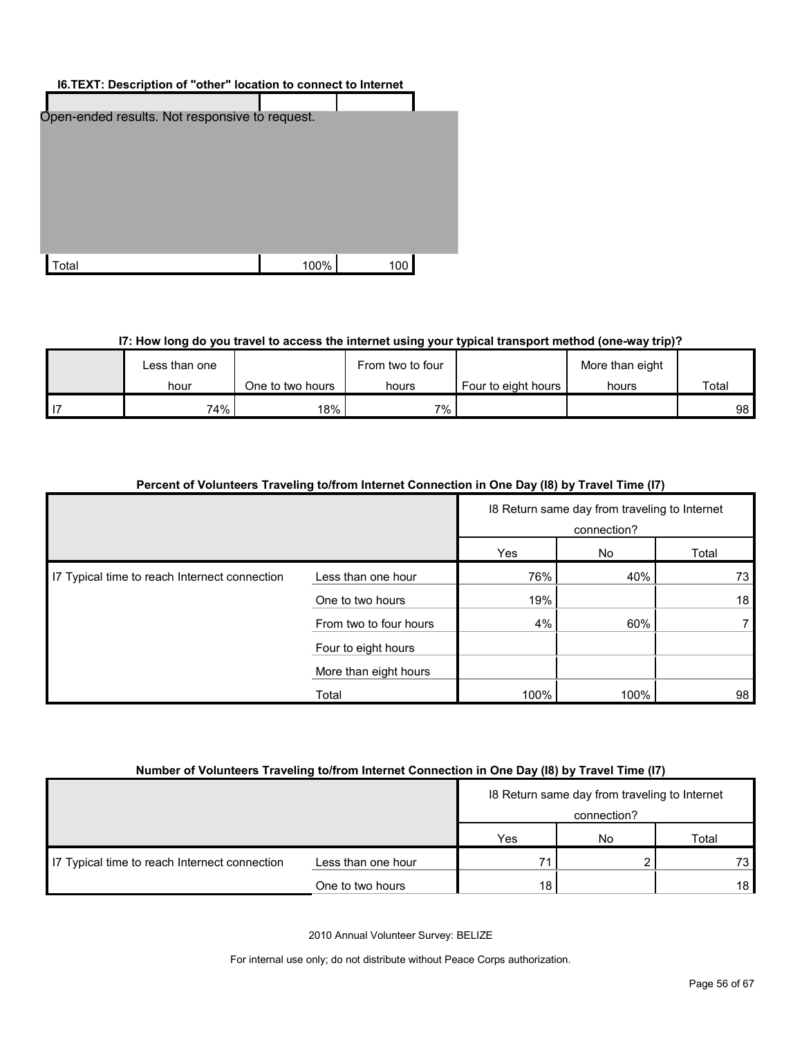**I6.TEXT: Description of "other" location to connect to Internet**

| | | |
|---|---|---|
| Open-ended results. Not responsive to request. | | |
| Total | 100% | 100 |

**I7: How long do you travel to access the internet using your typical transport method (one-way trip)?**

| | Less than one hour | One to two hours | From two to four hours | Four to eight hours | More than eight hours | Total |
|---|---|---|---|---|---|---|
| I7 | 74% | 18% | 7% | | | 98 |

**Percent of Volunteers Traveling to/from Internet Connection in One Day (I8) by Travel Time (I7)**

| | | I8 Return same day from traveling to Internet connection? | | |
|---|---|---|---|---|
| | | Yes | No | Total |
| I7 Typical time to reach Internet connection | Less than one hour | 76% | 40% | 73 |
| | One to two hours | 19% | | 18 |
| | From two to four hours | 4% | 60% | 7 |
| | Four to eight hours | | | |
| | More than eight hours | | | |
| | Total | 100% | 100% | 98 |

**Number of Volunteers Traveling to/from Internet Connection in One Day (I8) by Travel Time (I7)**

| | | I8 Return same day from traveling to Internet connection? | | |
|---|---|---|---|---|
| | | Yes | No | Total |
| I7 Typical time to reach Internet connection | Less than one hour | 71 | 2 | 73 |
| | One to two hours | 18 | | 18 |

2010 Annual Volunteer Survey: BELIZE

For internal use only; do not distribute without Peace Corps authorization.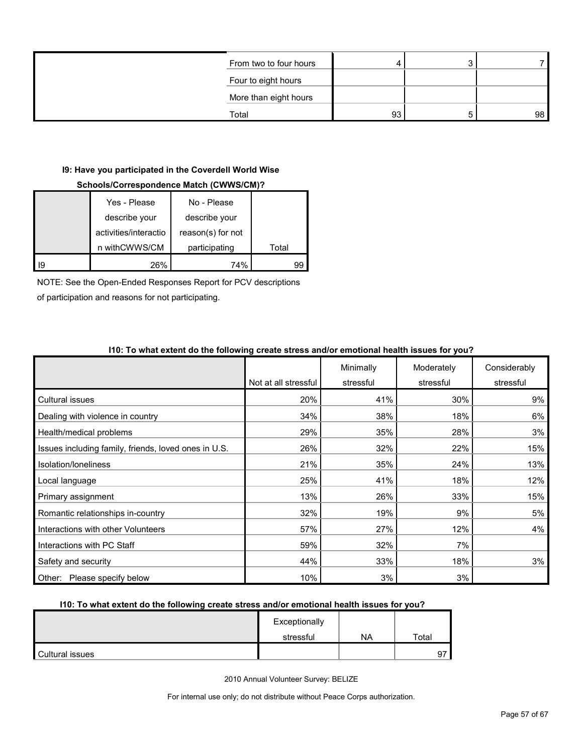| | | | | |
|---|---|---|---|---|
| | From two to four hours | 4 | 3 | 7 |
| | Four to eight hours | | | |
| | More than eight hours | | | |
| | Total | 93 | 5 | 98 |

**I9: Have you participated in the Coverdell World Wise Schools/Correspondence Match (CWWS/CM)?**

| | Yes - Please describe your activities/interaction withCWWS/CM | No - Please describe your reason(s) for not participating | Total |
|---|---|---|---|
| I9 | 26% | 74% | 99 |

NOTE: See the Open-Ended Responses Report for PCV descriptions of participation and reasons for not participating.

**I10: To what extent do the following create stress and/or emotional health issues for you?**

| | Not at all stressful | Minimally stressful | Moderately stressful | Considerably stressful |
|---|---|---|---|---|
| Cultural issues | 20% | 41% | 30% | 9% |
| Dealing with violence in country | 34% | 38% | 18% | 6% |
| Health/medical problems | 29% | 35% | 28% | 3% |
| Issues including family, friends, loved ones in U.S. | 26% | 32% | 22% | 15% |
| Isolation/loneliness | 21% | 35% | 24% | 13% |
| Local language | 25% | 41% | 18% | 12% |
| Primary assignment | 13% | 26% | 33% | 15% |
| Romantic relationships in-country | 32% | 19% | 9% | 5% |
| Interactions with other Volunteers | 57% | 27% | 12% | 4% |
| Interactions with PC Staff | 59% | 32% | 7% | |
| Safety and security | 44% | 33% | 18% | 3% |
| Other: Please specify below | 10% | 3% | 3% | |

**I10: To what extent do the following create stress and/or emotional health issues for you?**

| | Exceptionally stressful | NA | Total |
|---|---|---|---|
| Cultural issues | | | 97 |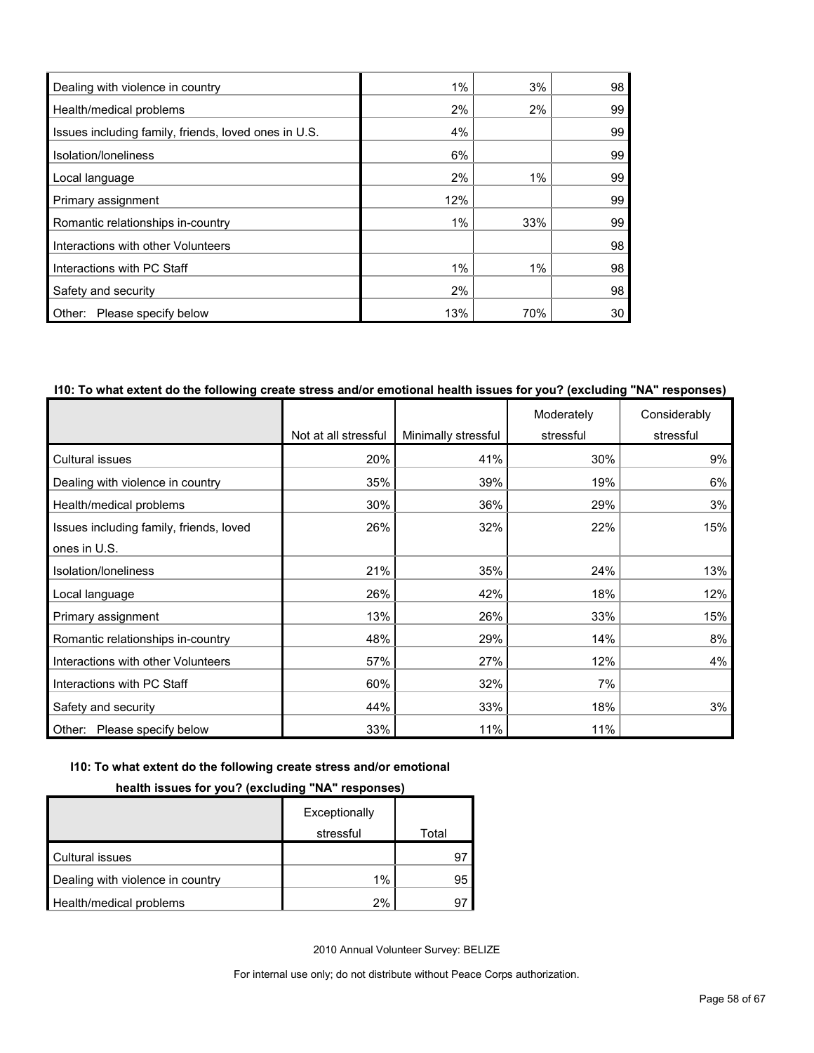| | | | |
|---|---|---|---|
| Dealing with violence in country | 1% | 3% | 98 |
| Health/medical problems | 2% | 2% | 99 |
| Issues including family, friends, loved ones in U.S. | 4% | | 99 |
| Isolation/loneliness | 6% | | 99 |
| Local language | 2% | 1% | 99 |
| Primary assignment | 12% | | 99 |
| Romantic relationships in-country | 1% | 33% | 99 |
| Interactions with other Volunteers | | | 98 |
| Interactions with PC Staff | 1% | 1% | 98 |
| Safety and security | 2% | | 98 |
| Other: Please specify below | 13% | 70% | 30 |

**I10: To what extent do the following create stress and/or emotional health issues for you? (excluding "NA" responses)**

| | Not at all stressful | Minimally stressful | Moderately stressful | Considerably stressful |
|---|---|---|---|---|
| Cultural issues | 20% | 41% | 30% | 9% |
| Dealing with violence in country | 35% | 39% | 19% | 6% |
| Health/medical problems | 30% | 36% | 29% | 3% |
| Issues including family, friends, loved ones in U.S. | 26% | 32% | 22% | 15% |
| Isolation/loneliness | 21% | 35% | 24% | 13% |
| Local language | 26% | 42% | 18% | 12% |
| Primary assignment | 13% | 26% | 33% | 15% |
| Romantic relationships in-country | 48% | 29% | 14% | 8% |
| Interactions with other Volunteers | 57% | 27% | 12% | 4% |
| Interactions with PC Staff | 60% | 32% | 7% | |
| Safety and security | 44% | 33% | 18% | 3% |
| Other: Please specify below | 33% | 11% | 11% | |

**I10: To what extent do the following create stress and/or emotional health issues for you? (excluding "NA" responses)**

| | Exceptionally stressful | Total |
|---|---|---|
| Cultural issues | | 97 |
| Dealing with violence in country | 1% | 95 |
| Health/medical problems | 2% | 97 |

2010 Annual Volunteer Survey: BELIZE

For internal use only; do not distribute without Peace Corps authorization.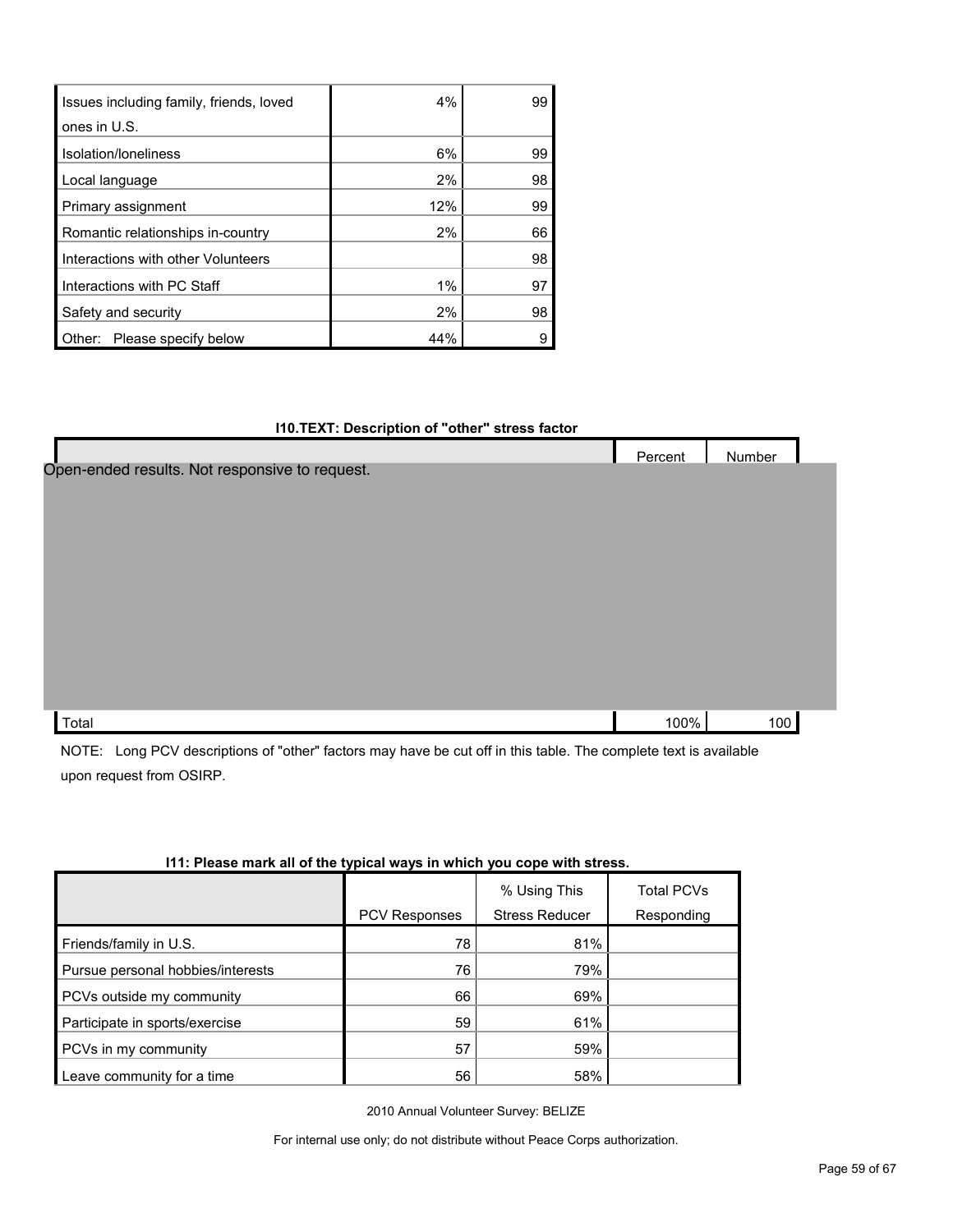| | | |
|---|---|---|
| Issues including family, friends, loved ones in U.S. | 4% | 99 |
| Isolation/loneliness | 6% | 99 |
| Local language | 2% | 98 |
| Primary assignment | 12% | 99 |
| Romantic relationships in-country | 2% | 66 |
| Interactions with other Volunteers | | 98 |
| Interactions with PC Staff | 1% | 97 |
| Safety and security | 2% | 98 |
| Other: Please specify below | 44% | 9 |

**I10.TEXT: Description of "other" stress factor**

| | Percent | Number |
|---|---|---|
| Open-ended results. Not responsive to request. | | |
| Total | 100% | 100 |

NOTE: Long PCV descriptions of "other" factors may have be cut off in this table. The complete text is available upon request from OSIRP.

**I11: Please mark all of the typical ways in which you cope with stress.**

| | PCV Responses | % Using This Stress Reducer | Total PCVs Responding |
|---|---|---|---|
| Friends/family in U.S. | 78 | 81% | |
| Pursue personal hobbies/interests | 76 | 79% | |
| PCVs outside my community | 66 | 69% | |
| Participate in sports/exercise | 59 | 61% | |
| PCVs in my community | 57 | 59% | |
| Leave community for a time | 56 | 58% | |

2010 Annual Volunteer Survey: BELIZE

For internal use only; do not distribute without Peace Corps authorization.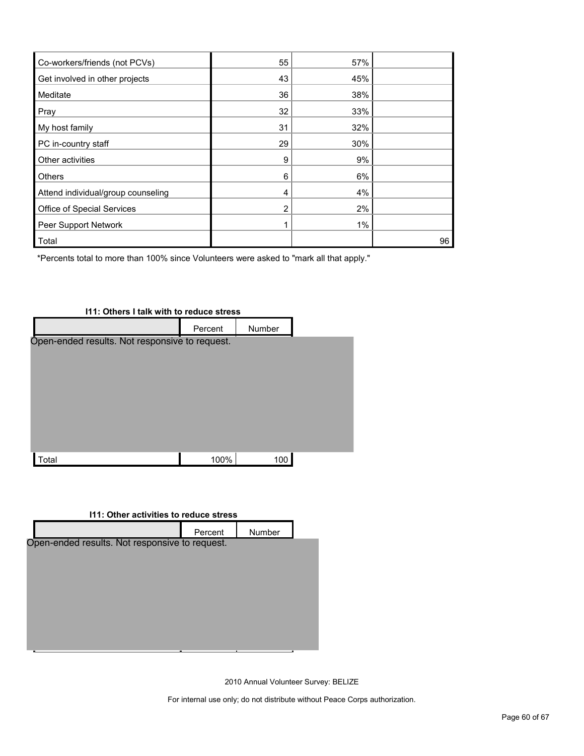| | | | |
|---|---|---|---|
| Co-workers/friends (not PCVs) | 55 | 57% | |
| Get involved in other projects | 43 | 45% | |
| Meditate | 36 | 38% | |
| Pray | 32 | 33% | |
| My host family | 31 | 32% | |
| PC in-country staff | 29 | 30% | |
| Other activities | 9 | 9% | |
| Others | 6 | 6% | |
| Attend individual/group counseling | 4 | 4% | |
| Office of Special Services | 2 | 2% | |
| Peer Support Network | 1 | 1% | |
| Total | | | 96 |

*Percents total to more than 100% since Volunteers were asked to "mark all that apply."

**I11: Others I talk with to reduce stress**

| | Percent | Number |
|---|---|---|
| Open-ended results. Not responsive to request. | | |
| Total | 100% | 100 |

**I11: Other activities to reduce stress**

| | Percent | Number |
|---|---|---|
| Open-ended results. Not responsive to request. | | |

2010 Annual Volunteer Survey: BELIZE

For internal use only; do not distribute without Peace Corps authorization.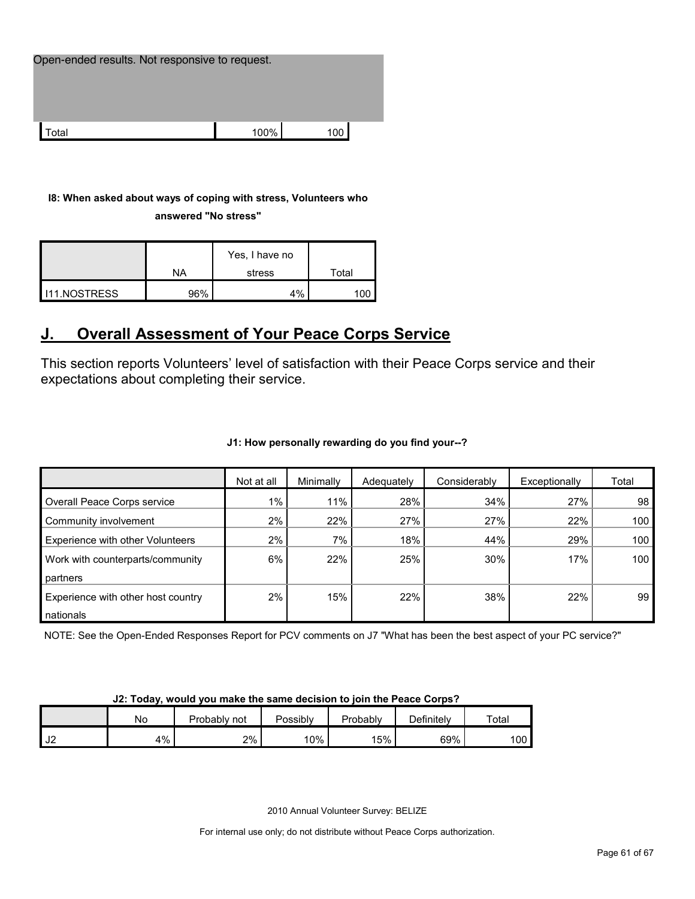| Open-ended results. Not responsive to request. | | |
|---|---|---|
| Total | 100% | 100 |

**I8: When asked about ways of coping with stress, Volunteers who answered "No stress"**

| | NA | Yes, I have no stress | Total |
|---|---|---|---|
| I11.NOSTRESS | 96% | 4% | 100 |

## J. Overall Assessment of Your Peace Corps Service

This section reports Volunteers' level of satisfaction with their Peace Corps service and their expectations about completing their service.

**J1: How personally rewarding do you find your--?**

| | Not at all | Minimally | Adequately | Considerably | Exceptionally | Total |
|---|---|---|---|---|---|---|
| Overall Peace Corps service | 1% | 11% | 28% | 34% | 27% | 98 |
| Community involvement | 2% | 22% | 27% | 27% | 22% | 100 |
| Experience with other Volunteers | 2% | 7% | 18% | 44% | 29% | 100 |
| Work with counterparts/community partners | 6% | 22% | 25% | 30% | 17% | 100 |
| Experience with other host country nationals | 2% | 15% | 22% | 38% | 22% | 99 |

NOTE: See the Open-Ended Responses Report for PCV comments on J7 "What has been the best aspect of your PC service?"

**J2: Today, would you make the same decision to join the Peace Corps?**

| | No | Probably not | Possibly | Probably | Definitely | Total |
|---|---|---|---|---|---|---|
| J2 | 4% | 2% | 10% | 15% | 69% | 100 |

2010 Annual Volunteer Survey: BELIZE

For internal use only; do not distribute without Peace Corps authorization.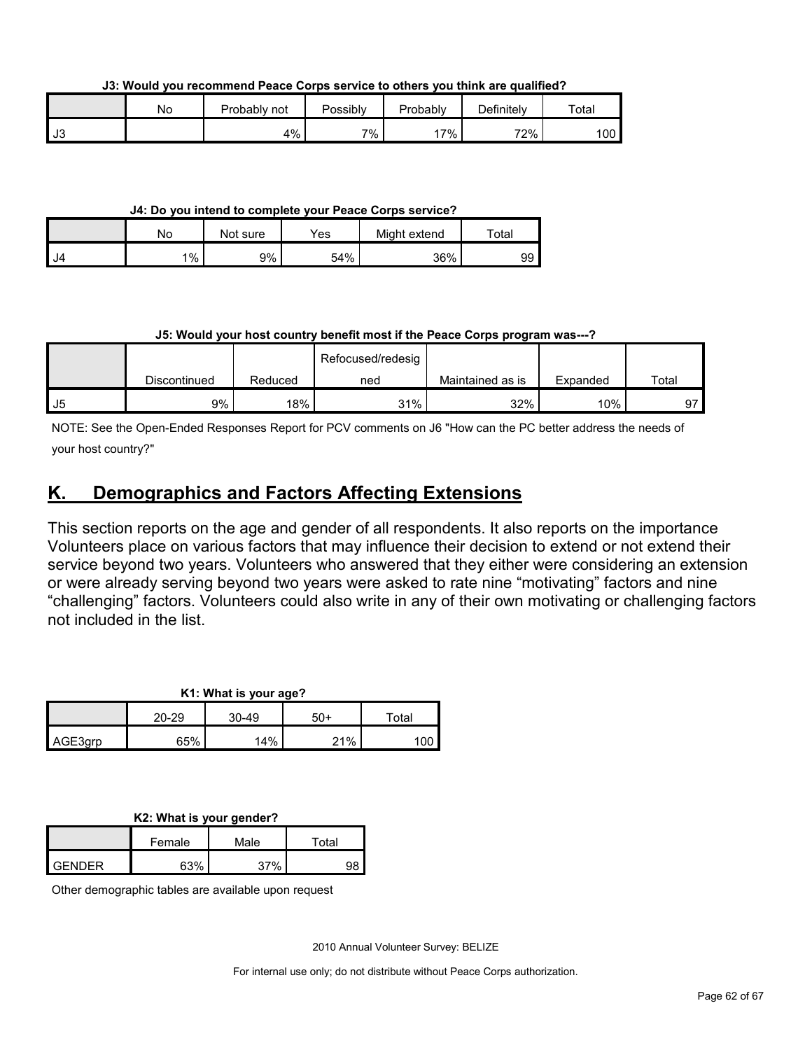**J3: Would you recommend Peace Corps service to others you think are qualified?**

| | No | Probably not | Possibly | Probably | Definitely | Total |
|---|---|---|---|---|---|---|
| J3 | | 4% | 7% | 17% | 72% | 100 |

**J4: Do you intend to complete your Peace Corps service?**

| | No | Not sure | Yes | Might extend | Total |
|---|---|---|---|---|---|
| J4 | 1% | 9% | 54% | 36% | 99 |

**J5: Would your host country benefit most if the Peace Corps program was---?**

| | Discontinued | Reduced | Refocused/redesigned | Maintained as is | Expanded | Total |
|---|---|---|---|---|---|---|
| J5 | 9% | 18% | 31% | 32% | 10% | 97 |

NOTE: See the Open-Ended Responses Report for PCV comments on J6 "How can the PC better address the needs of your host country?"

## K. Demographics and Factors Affecting Extensions

This section reports on the age and gender of all respondents. It also reports on the importance Volunteers place on various factors that may influence their decision to extend or not extend their service beyond two years. Volunteers who answered that they either were considering an extension or were already serving beyond two years were asked to rate nine "motivating" factors and nine "challenging" factors. Volunteers could also write in any of their own motivating or challenging factors not included in the list.

**K1: What is your age?**

| | 20-29 | 30-49 | 50+ | Total |
|---|---|---|---|---|
| AGE3grp | 65% | 14% | 21% | 100 |

**K2: What is your gender?**

| | Female | Male | Total |
|---|---|---|---|
| GENDER | 63% | 37% | 98 |

Other demographic tables are available upon request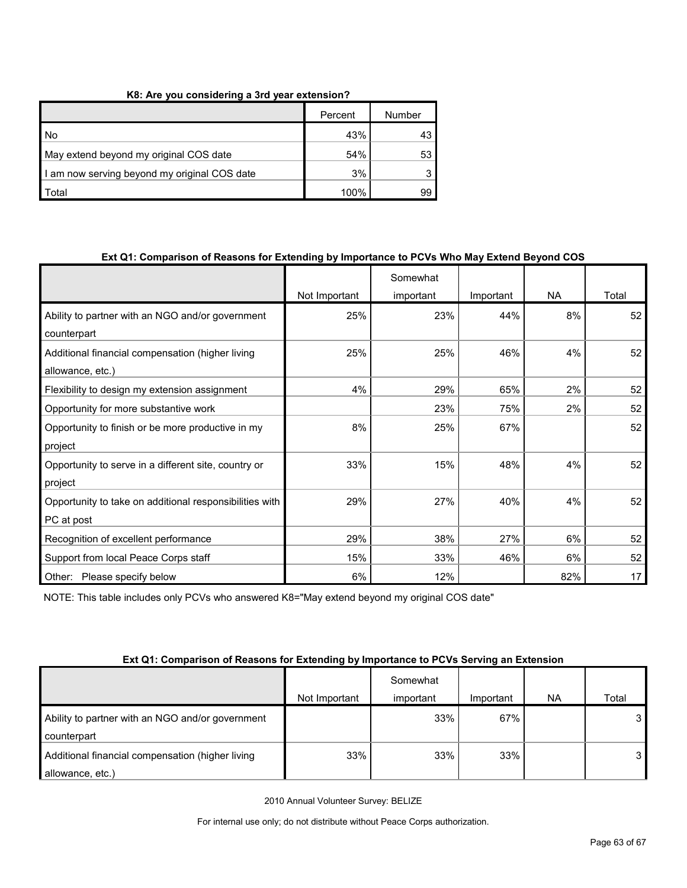**K8: Are you considering a 3rd year extension?**

| | Percent | Number |
|---|---|---|
| No | 43% | 43 |
| May extend beyond my original COS date | 54% | 53 |
| I am now serving beyond my original COS date | 3% | 3 |
| Total | 100% | 99 |

**Ext Q1: Comparison of Reasons for Extending by Importance to PCVs Who May Extend Beyond COS**

| | Not Important | Somewhat important | Important | NA | Total |
|---|---|---|---|---|---|
| Ability to partner with an NGO and/or government counterpart | 25% | 23% | 44% | 8% | 52 |
| Additional financial compensation (higher living allowance, etc.) | 25% | 25% | 46% | 4% | 52 |
| Flexibility to design my extension assignment | 4% | 29% | 65% | 2% | 52 |
| Opportunity for more substantive work | | 23% | 75% | 2% | 52 |
| Opportunity to finish or be more productive in my project | 8% | 25% | 67% | | 52 |
| Opportunity to serve in a different site, country or project | 33% | 15% | 48% | 4% | 52 |
| Opportunity to take on additional responsibilities with PC at post | 29% | 27% | 40% | 4% | 52 |
| Recognition of excellent performance | 29% | 38% | 27% | 6% | 52 |
| Support from local Peace Corps staff | 15% | 33% | 46% | 6% | 52 |
| Other: Please specify below | 6% | 12% | | 82% | 17 |

NOTE: This table includes only PCVs who answered K8="May extend beyond my original COS date"

**Ext Q1: Comparison of Reasons for Extending by Importance to PCVs Serving an Extension**

| | Not Important | Somewhat important | Important | NA | Total |
|---|---|---|---|---|---|
| Ability to partner with an NGO and/or government counterpart | | 33% | 67% | | 3 |
| Additional financial compensation (higher living allowance, etc.) | 33% | 33% | 33% | | 3 |

2010 Annual Volunteer Survey: BELIZE

For internal use only; do not distribute without Peace Corps authorization.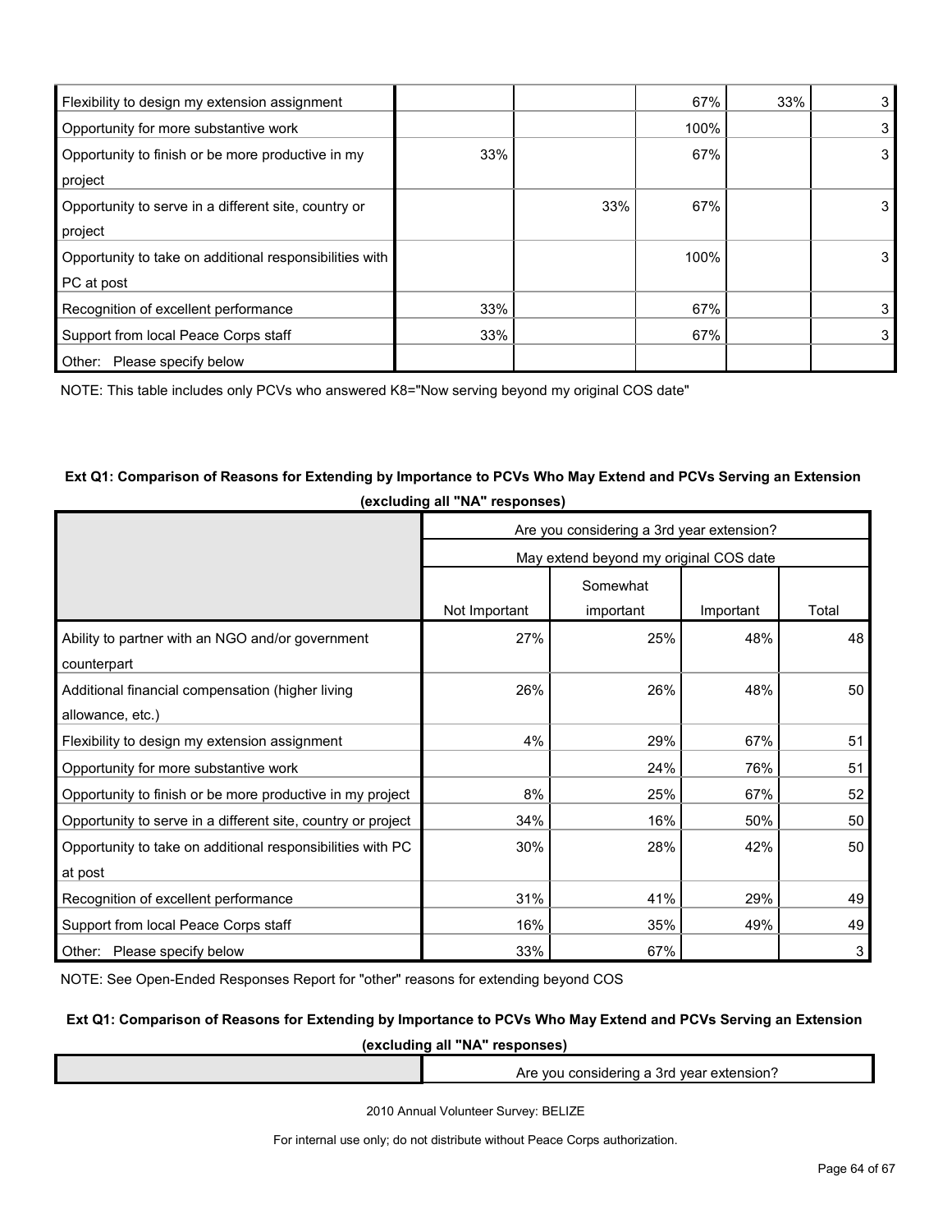| | | | | | |
|---|---|---|---|---|---|
| Flexibility to design my extension assignment | | | 67% | 33% | 3 |
| Opportunity for more substantive work | | | 100% | | 3 |
| Opportunity to finish or be more productive in my project | 33% | | 67% | | 3 |
| Opportunity to serve in a different site, country or project | | 33% | 67% | | 3 |
| Opportunity to take on additional responsibilities with PC at post | | | 100% | | 3 |
| Recognition of excellent performance | 33% | | 67% | | 3 |
| Support from local Peace Corps staff | 33% | | 67% | | 3 |
| Other: Please specify below | | | | | |

NOTE: This table includes only PCVs who answered K8="Now serving beyond my original COS date"

**Ext Q1: Comparison of Reasons for Extending by Importance to PCVs Who May Extend and PCVs Serving an Extension (excluding all "NA" responses)**

| | Are you considering a 3rd year extension? | | | |
|---|---|---|---|---|
| | May extend beyond my original COS date | | | |
| | Not Important | Somewhat important | Important | Total |
| Ability to partner with an NGO and/or government counterpart | 27% | 25% | 48% | 48 |
| Additional financial compensation (higher living allowance, etc.) | 26% | 26% | 48% | 50 |
| Flexibility to design my extension assignment | 4% | 29% | 67% | 51 |
| Opportunity for more substantive work | | 24% | 76% | 51 |
| Opportunity to finish or be more productive in my project | 8% | 25% | 67% | 52 |
| Opportunity to serve in a different site, country or project | 34% | 16% | 50% | 50 |
| Opportunity to take on additional responsibilities with PC at post | 30% | 28% | 42% | 50 |
| Recognition of excellent performance | 31% | 41% | 29% | 49 |
| Support from local Peace Corps staff | 16% | 35% | 49% | 49 |
| Other: Please specify below | 33% | 67% | | 3 |

NOTE: See Open-Ended Responses Report for "other" reasons for extending beyond COS

**Ext Q1: Comparison of Reasons for Extending by Importance to PCVs Who May Extend and PCVs Serving an Extension (excluding all "NA" responses)**

| | Are you considering a 3rd year extension? |
|---|---|

2010 Annual Volunteer Survey: BELIZE

For internal use only; do not distribute without Peace Corps authorization.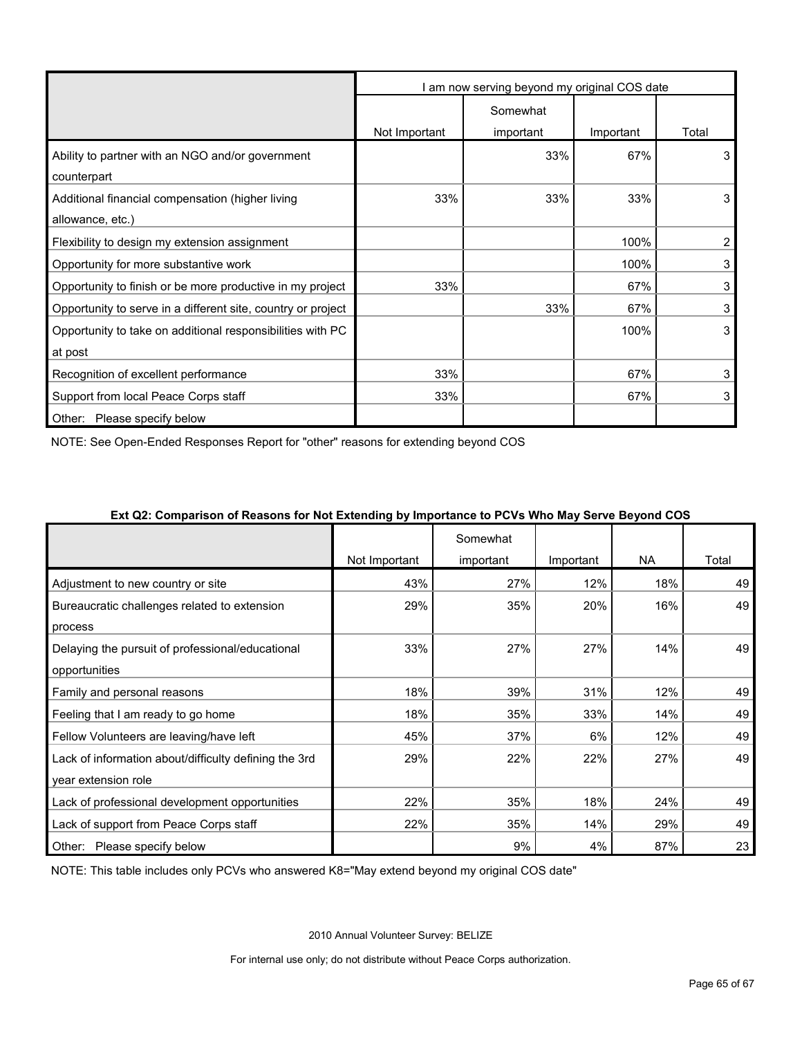| | I am now serving beyond my original COS date | | | |
|---|---|---|---|---|
| | Not Important | Somewhat important | Important | Total |
| Ability to partner with an NGO and/or government counterpart | | 33% | 67% | 3 |
| Additional financial compensation (higher living allowance, etc.) | 33% | 33% | 33% | 3 |
| Flexibility to design my extension assignment | | | 100% | 2 |
| Opportunity for more substantive work | | | 100% | 3 |
| Opportunity to finish or be more productive in my project | 33% | | 67% | 3 |
| Opportunity to serve in a different site, country or project | | 33% | 67% | 3 |
| Opportunity to take on additional responsibilities with PC at post | | | 100% | 3 |
| Recognition of excellent performance | 33% | | 67% | 3 |
| Support from local Peace Corps staff | 33% | | 67% | 3 |
| Other: Please specify below | | | | |

NOTE: See Open-Ended Responses Report for "other" reasons for extending beyond COS

**Ext Q2: Comparison of Reasons for Not Extending by Importance to PCVs Who May Serve Beyond COS**

| | Not Important | Somewhat important | Important | NA | Total |
|---|---|---|---|---|---|
| Adjustment to new country or site | 43% | 27% | 12% | 18% | 49 |
| Bureaucratic challenges related to extension process | 29% | 35% | 20% | 16% | 49 |
| Delaying the pursuit of professional/educational opportunities | 33% | 27% | 27% | 14% | 49 |
| Family and personal reasons | 18% | 39% | 31% | 12% | 49 |
| Feeling that I am ready to go home | 18% | 35% | 33% | 14% | 49 |
| Fellow Volunteers are leaving/have left | 45% | 37% | 6% | 12% | 49 |
| Lack of information about/difficulty defining the 3rd year extension role | 29% | 22% | 22% | 27% | 49 |
| Lack of professional development opportunities | 22% | 35% | 18% | 24% | 49 |
| Lack of support from Peace Corps staff | 22% | 35% | 14% | 29% | 49 |
| Other: Please specify below | | 9% | 4% | 87% | 23 |

NOTE: This table includes only PCVs who answered K8="May extend beyond my original COS date"

2010 Annual Volunteer Survey: BELIZE

For internal use only; do not distribute without Peace Corps authorization.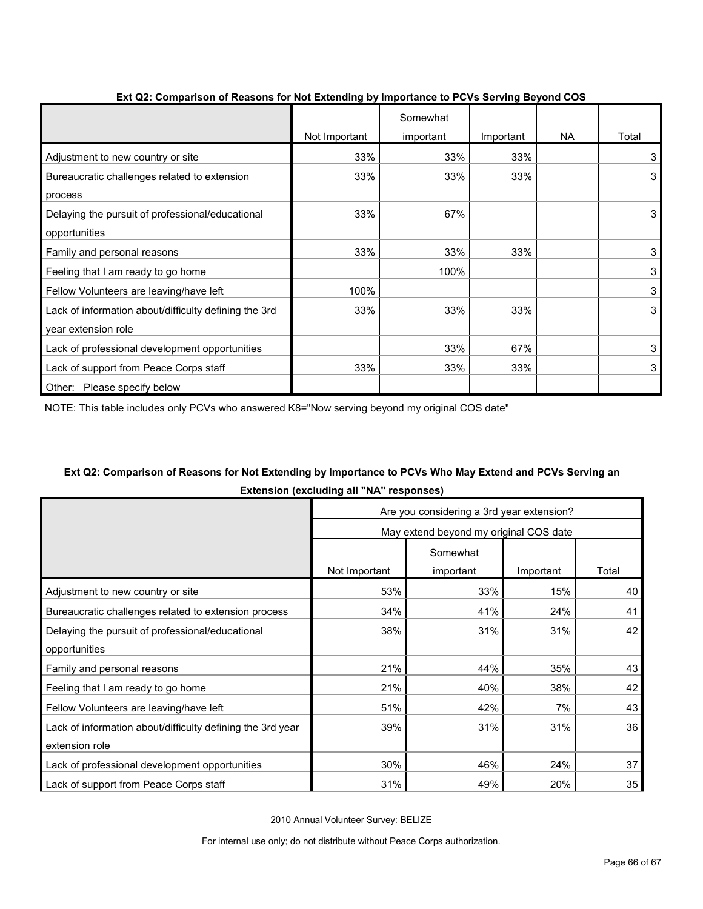**Ext Q2: Comparison of Reasons for Not Extending by Importance to PCVs Serving Beyond COS**

| | Not Important | Somewhat important | Important | NA | Total |
|---|---|---|---|---|---|
| Adjustment to new country or site | 33% | 33% | 33% | | 3 |
| Bureaucratic challenges related to extension process | 33% | 33% | 33% | | 3 |
| Delaying the pursuit of professional/educational opportunities | 33% | 67% | | | 3 |
| Family and personal reasons | 33% | 33% | 33% | | 3 |
| Feeling that I am ready to go home | | 100% | | | 3 |
| Fellow Volunteers are leaving/have left | 100% | | | | 3 |
| Lack of information about/difficulty defining the 3rd year extension role | 33% | 33% | 33% | | 3 |
| Lack of professional development opportunities | | 33% | 67% | | 3 |
| Lack of support from Peace Corps staff | 33% | 33% | 33% | | 3 |
| Other: Please specify below | | | | | |

NOTE: This table includes only PCVs who answered K8="Now serving beyond my original COS date"

**Ext Q2: Comparison of Reasons for Not Extending by Importance to PCVs Who May Extend and PCVs Serving an Extension (excluding all "NA" responses)**

| | Are you considering a 3rd year extension? | | | |
|---|---|---|---|---|
| | May extend beyond my original COS date | | | |
| | Not Important | Somewhat important | Important | Total |
| Adjustment to new country or site | 53% | 33% | 15% | 40 |
| Bureaucratic challenges related to extension process | 34% | 41% | 24% | 41 |
| Delaying the pursuit of professional/educational opportunities | 38% | 31% | 31% | 42 |
| Family and personal reasons | 21% | 44% | 35% | 43 |
| Feeling that I am ready to go home | 21% | 40% | 38% | 42 |
| Fellow Volunteers are leaving/have left | 51% | 42% | 7% | 43 |
| Lack of information about/difficulty defining the 3rd year extension role | 39% | 31% | 31% | 36 |
| Lack of professional development opportunities | 30% | 46% | 24% | 37 |
| Lack of support from Peace Corps staff | 31% | 49% | 20% | 35 |

2010 Annual Volunteer Survey: BELIZE

For internal use only; do not distribute without Peace Corps authorization.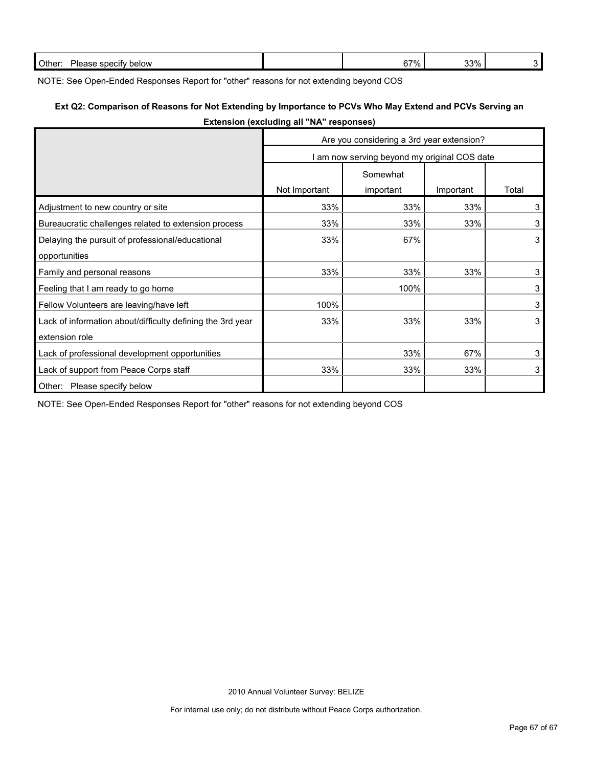| | | | | |
|---|---|---|---|---|
| Other: Please specify below | | 67% | 33% | 3 |

NOTE: See Open-Ended Responses Report for "other" reasons for not extending beyond COS

**Ext Q2: Comparison of Reasons for Not Extending by Importance to PCVs Who May Extend and PCVs Serving an Extension (excluding all "NA" responses)**

| | Are you considering a 3rd year extension? | | | |
|---|---|---|---|---|
| | I am now serving beyond my original COS date | | | |
| | Not Important | Somewhat important | Important | Total |
| Adjustment to new country or site | 33% | 33% | 33% | 3 |
| Bureaucratic challenges related to extension process | 33% | 33% | 33% | 3 |
| Delaying the pursuit of professional/educational opportunities | 33% | 67% | | 3 |
| Family and personal reasons | 33% | 33% | 33% | 3 |
| Feeling that I am ready to go home | | 100% | | 3 |
| Fellow Volunteers are leaving/have left | 100% | | | 3 |
| Lack of information about/difficulty defining the 3rd year extension role | 33% | 33% | 33% | 3 |
| Lack of professional development opportunities | | 33% | 67% | 3 |
| Lack of support from Peace Corps staff | 33% | 33% | 33% | 3 |
| Other: Please specify below | | | | |

NOTE: See Open-Ended Responses Report for "other" reasons for not extending beyond COS

2010 Annual Volunteer Survey: BELIZE

For internal use only; do not distribute without Peace Corps authorization.